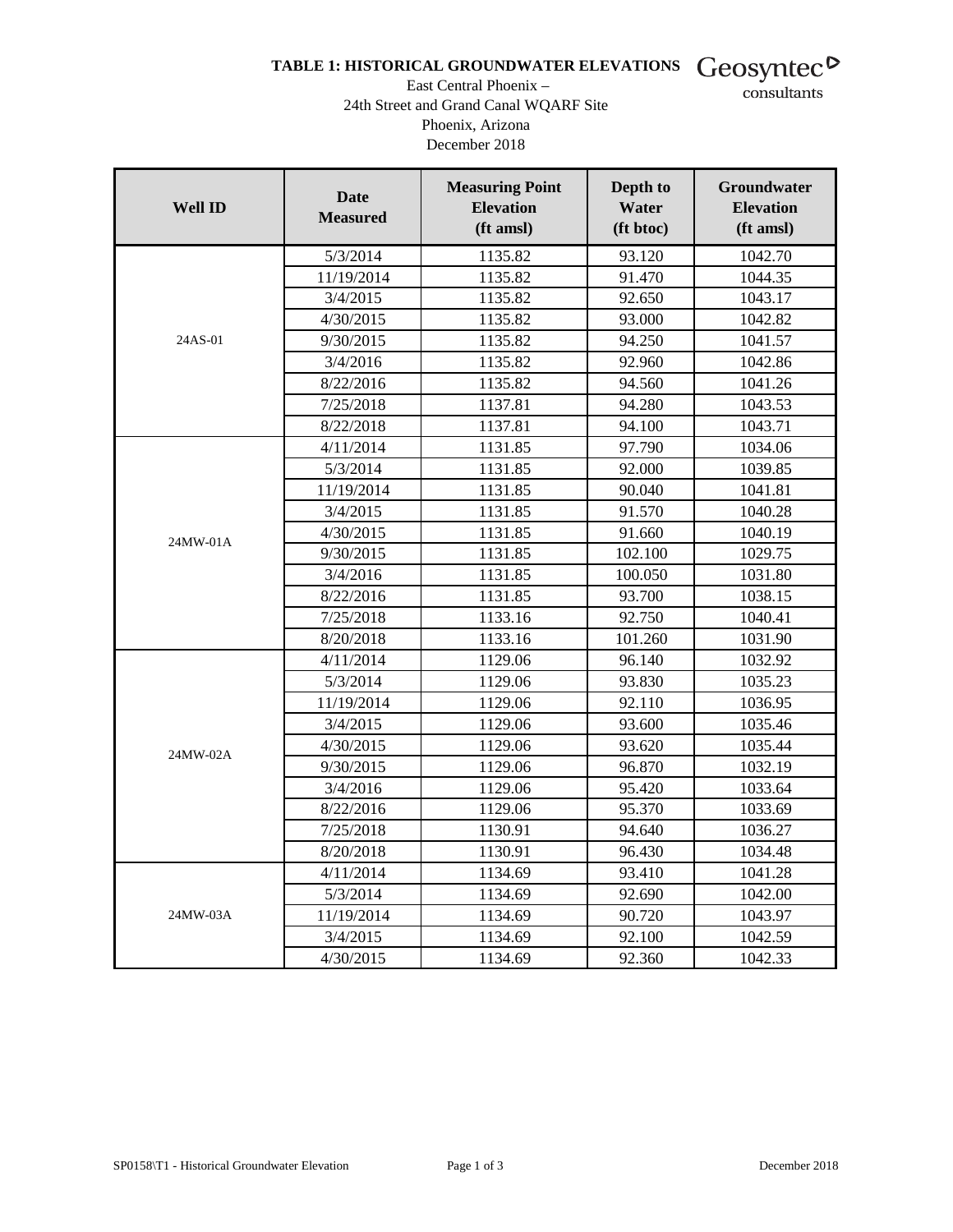# TABLE 1: HISTORICAL GROUNDWATER ELEVATIONS

East Central Phoenix –
24th Street and Grand Canal WQARF Site
Phoenix, Arizona
December 2018

| Well ID | Date Measured | Measuring Point Elevation (ft amsl) | Depth to Water (ft btoc) | Groundwater Elevation (ft amsl) |
|---|---|---|---|---|
| 24AS-01 | 5/3/2014 | 1135.82 | 93.120 | 1042.70 |
| | 11/19/2014 | 1135.82 | 91.470 | 1044.35 |
| | 3/4/2015 | 1135.82 | 92.650 | 1043.17 |
| | 4/30/2015 | 1135.82 | 93.000 | 1042.82 |
| | 9/30/2015 | 1135.82 | 94.250 | 1041.57 |
| | 3/4/2016 | 1135.82 | 92.960 | 1042.86 |
| | 8/22/2016 | 1135.82 | 94.560 | 1041.26 |
| | 7/25/2018 | 1137.81 | 94.280 | 1043.53 |
| | 8/22/2018 | 1137.81 | 94.100 | 1043.71 |
| 24MW-01A | 4/11/2014 | 1131.85 | 97.790 | 1034.06 |
| | 5/3/2014 | 1131.85 | 92.000 | 1039.85 |
| | 11/19/2014 | 1131.85 | 90.040 | 1041.81 |
| | 3/4/2015 | 1131.85 | 91.570 | 1040.28 |
| | 4/30/2015 | 1131.85 | 91.660 | 1040.19 |
| | 9/30/2015 | 1131.85 | 102.100 | 1029.75 |
| | 3/4/2016 | 1131.85 | 100.050 | 1031.80 |
| | 8/22/2016 | 1131.85 | 93.700 | 1038.15 |
| | 7/25/2018 | 1133.16 | 92.750 | 1040.41 |
| | 8/20/2018 | 1133.16 | 101.260 | 1031.90 |
| 24MW-02A | 4/11/2014 | 1129.06 | 96.140 | 1032.92 |
| | 5/3/2014 | 1129.06 | 93.830 | 1035.23 |
| | 11/19/2014 | 1129.06 | 92.110 | 1036.95 |
| | 3/4/2015 | 1129.06 | 93.600 | 1035.46 |
| | 4/30/2015 | 1129.06 | 93.620 | 1035.44 |
| | 9/30/2015 | 1129.06 | 96.870 | 1032.19 |
| | 3/4/2016 | 1129.06 | 95.420 | 1033.64 |
| | 8/22/2016 | 1129.06 | 95.370 | 1033.69 |
| | 7/25/2018 | 1130.91 | 94.640 | 1036.27 |
| | 8/20/2018 | 1130.91 | 96.430 | 1034.48 |
| 24MW-03A | 4/11/2014 | 1134.69 | 93.410 | 1041.28 |
| | 5/3/2014 | 1134.69 | 92.690 | 1042.00 |
| | 11/19/2014 | 1134.69 | 90.720 | 1043.97 |
| | 3/4/2015 | 1134.69 | 92.100 | 1042.59 |
| | 4/30/2015 | 1134.69 | 92.360 | 1042.33 |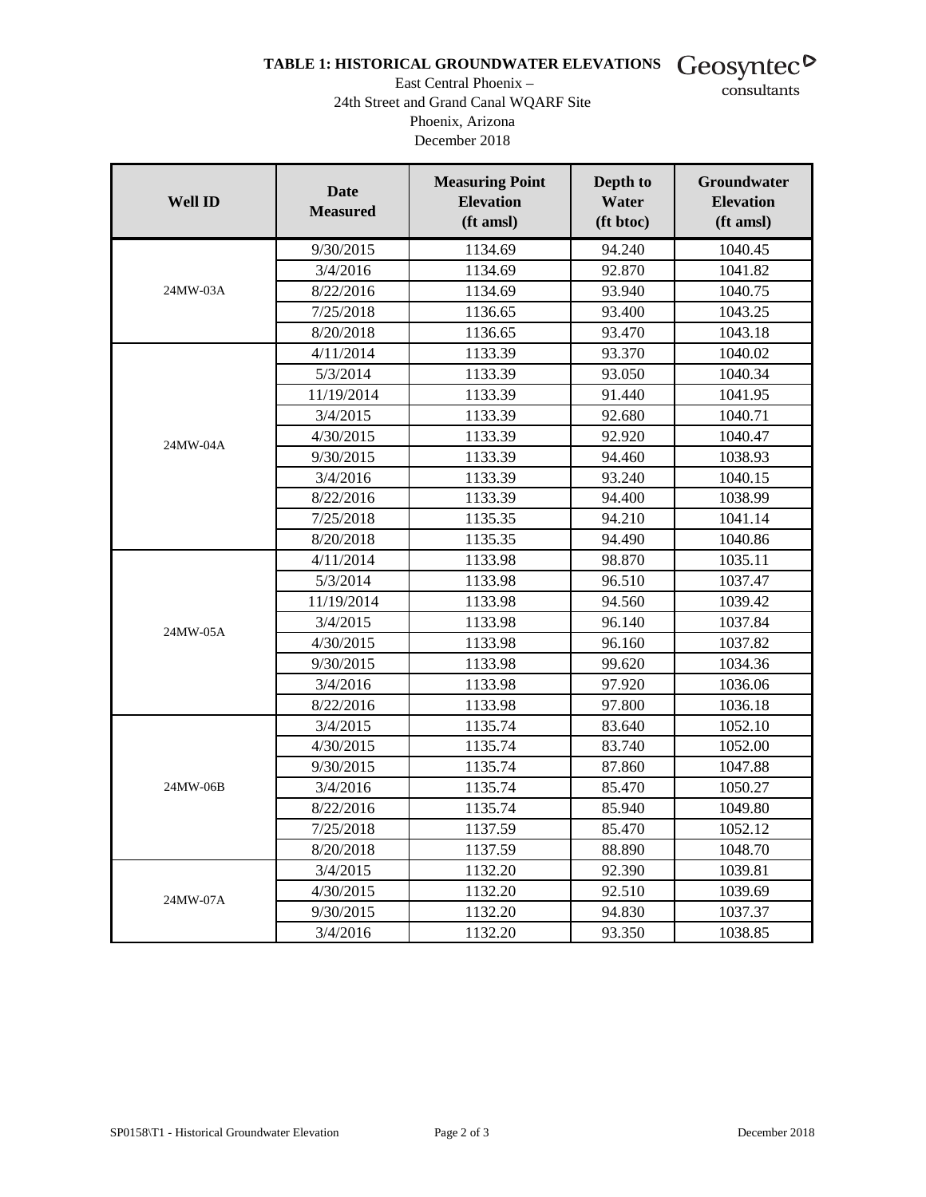**TABLE 1: HISTORICAL GROUNDWATER ELEVATIONS**

East Central Phoenix –
24th Street and Grand Canal WQARF Site
Phoenix, Arizona
December 2018

| Well ID | Date Measured | Measuring Point Elevation (ft amsl) | Depth to Water (ft btoc) | Groundwater Elevation (ft amsl) |
|---|---|---|---|---|
| 24MW-03A | 9/30/2015 | 1134.69 | 94.240 | 1040.45 |
| | 3/4/2016 | 1134.69 | 92.870 | 1041.82 |
| | 8/22/2016 | 1134.69 | 93.940 | 1040.75 |
| | 7/25/2018 | 1136.65 | 93.400 | 1043.25 |
| | 8/20/2018 | 1136.65 | 93.470 | 1043.18 |
| 24MW-04A | 4/11/2014 | 1133.39 | 93.370 | 1040.02 |
| | 5/3/2014 | 1133.39 | 93.050 | 1040.34 |
| | 11/19/2014 | 1133.39 | 91.440 | 1041.95 |
| | 3/4/2015 | 1133.39 | 92.680 | 1040.71 |
| | 4/30/2015 | 1133.39 | 92.920 | 1040.47 |
| | 9/30/2015 | 1133.39 | 94.460 | 1038.93 |
| | 3/4/2016 | 1133.39 | 93.240 | 1040.15 |
| | 8/22/2016 | 1133.39 | 94.400 | 1038.99 |
| | 7/25/2018 | 1135.35 | 94.210 | 1041.14 |
| | 8/20/2018 | 1135.35 | 94.490 | 1040.86 |
| 24MW-05A | 4/11/2014 | 1133.98 | 98.870 | 1035.11 |
| | 5/3/2014 | 1133.98 | 96.510 | 1037.47 |
| | 11/19/2014 | 1133.98 | 94.560 | 1039.42 |
| | 3/4/2015 | 1133.98 | 96.140 | 1037.84 |
| | 4/30/2015 | 1133.98 | 96.160 | 1037.82 |
| | 9/30/2015 | 1133.98 | 99.620 | 1034.36 |
| | 3/4/2016 | 1133.98 | 97.920 | 1036.06 |
| | 8/22/2016 | 1133.98 | 97.800 | 1036.18 |
| 24MW-06B | 3/4/2015 | 1135.74 | 83.640 | 1052.10 |
| | 4/30/2015 | 1135.74 | 83.740 | 1052.00 |
| | 9/30/2015 | 1135.74 | 87.860 | 1047.88 |
| | 3/4/2016 | 1135.74 | 85.470 | 1050.27 |
| | 8/22/2016 | 1135.74 | 85.940 | 1049.80 |
| | 7/25/2018 | 1137.59 | 85.470 | 1052.12 |
| | 8/20/2018 | 1137.59 | 88.890 | 1048.70 |
| 24MW-07A | 3/4/2015 | 1132.20 | 92.390 | 1039.81 |
| | 4/30/2015 | 1132.20 | 92.510 | 1039.69 |
| | 9/30/2015 | 1132.20 | 94.830 | 1037.37 |
| | 3/4/2016 | 1132.20 | 93.350 | 1038.85 |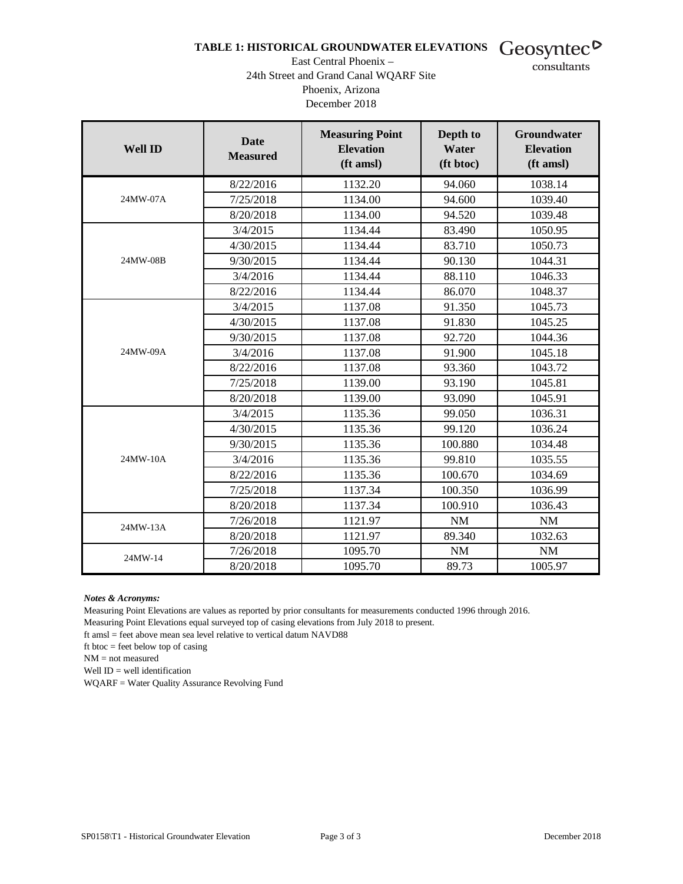# TABLE 1: HISTORICAL GROUNDWATER ELEVATIONS

East Central Phoenix –
24th Street and Grand Canal WQARF Site
Phoenix, Arizona
December 2018

| Well ID | Date Measured | Measuring Point Elevation (ft amsl) | Depth to Water (ft btoc) | Groundwater Elevation (ft amsl) |
|---|---|---|---|---|
| 24MW-07A | 8/22/2016 | 1132.20 | 94.060 | 1038.14 |
| | 7/25/2018 | 1134.00 | 94.600 | 1039.40 |
| | 8/20/2018 | 1134.00 | 94.520 | 1039.48 |
| 24MW-08B | 3/4/2015 | 1134.44 | 83.490 | 1050.95 |
| | 4/30/2015 | 1134.44 | 83.710 | 1050.73 |
| | 9/30/2015 | 1134.44 | 90.130 | 1044.31 |
| | 3/4/2016 | 1134.44 | 88.110 | 1046.33 |
| | 8/22/2016 | 1134.44 | 86.070 | 1048.37 |
| 24MW-09A | 3/4/2015 | 1137.08 | 91.350 | 1045.73 |
| | 4/30/2015 | 1137.08 | 91.830 | 1045.25 |
| | 9/30/2015 | 1137.08 | 92.720 | 1044.36 |
| | 3/4/2016 | 1137.08 | 91.900 | 1045.18 |
| | 8/22/2016 | 1137.08 | 93.360 | 1043.72 |
| | 7/25/2018 | 1139.00 | 93.190 | 1045.81 |
| | 8/20/2018 | 1139.00 | 93.090 | 1045.91 |
| 24MW-10A | 3/4/2015 | 1135.36 | 99.050 | 1036.31 |
| | 4/30/2015 | 1135.36 | 99.120 | 1036.24 |
| | 9/30/2015 | 1135.36 | 100.880 | 1034.48 |
| | 3/4/2016 | 1135.36 | 99.810 | 1035.55 |
| | 8/22/2016 | 1135.36 | 100.670 | 1034.69 |
| | 7/25/2018 | 1137.34 | 100.350 | 1036.99 |
| | 8/20/2018 | 1137.34 | 100.910 | 1036.43 |
| 24MW-13A | 7/26/2018 | 1121.97 | NM | NM |
| | 8/20/2018 | 1121.97 | 89.340 | 1032.63 |
| 24MW-14 | 7/26/2018 | 1095.70 | NM | NM |
| | 8/20/2018 | 1095.70 | 89.73 | 1005.97 |

***Notes & Acronyms:***

Measuring Point Elevations are values as reported by prior consultants for measurements conducted 1996 through 2016.

Measuring Point Elevations equal surveyed top of casing elevations from July 2018 to present.

ft amsl = feet above mean sea level relative to vertical datum NAVD88

ft btoc = feet below top of casing

NM = not measured

Well ID = well identification

WQARF = Water Quality Assurance Revolving Fund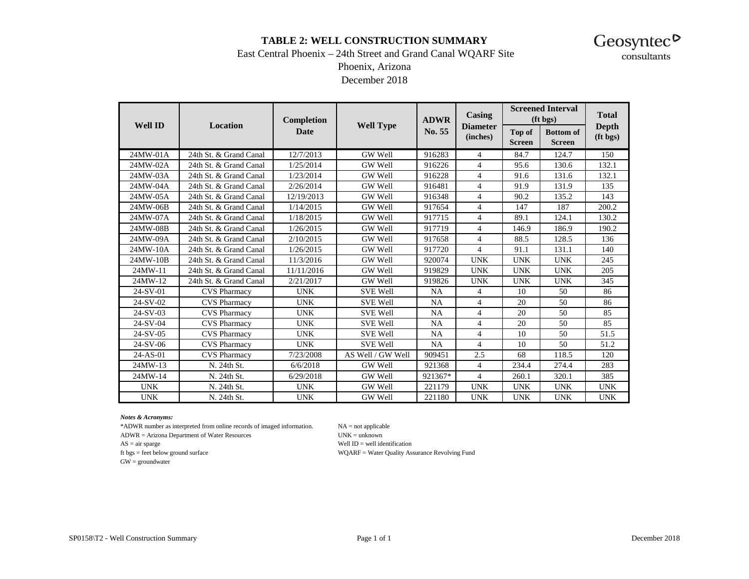**TABLE 2: WELL CONSTRUCTION SUMMARY**

East Central Phoenix – 24th Street and Grand Canal WQARF Site

Phoenix, Arizona

December 2018

| Well ID | Location | Completion Date | Well Type | ADWR No. 55 | Casing Diameter (inches) | Screened Interval (ft bgs) | | Total Depth (ft bgs) |
|---|---|---|---|---|---|---|---|---|
| | | | | | | Top of Screen | Bottom of Screen | |
| 24MW-01A | 24th St. & Grand Canal | 12/7/2013 | GW Well | 916283 | 4 | 84.7 | 124.7 | 150 |
| 24MW-02A | 24th St. & Grand Canal | 1/25/2014 | GW Well | 916226 | 4 | 95.6 | 130.6 | 132.1 |
| 24MW-03A | 24th St. & Grand Canal | 1/23/2014 | GW Well | 916228 | 4 | 91.6 | 131.6 | 132.1 |
| 24MW-04A | 24th St. & Grand Canal | 2/26/2014 | GW Well | 916481 | 4 | 91.9 | 131.9 | 135 |
| 24MW-05A | 24th St. & Grand Canal | 12/19/2013 | GW Well | 916348 | 4 | 90.2 | 135.2 | 143 |
| 24MW-06B | 24th St. & Grand Canal | 1/14/2015 | GW Well | 917654 | 4 | 147 | 187 | 200.2 |
| 24MW-07A | 24th St. & Grand Canal | 1/18/2015 | GW Well | 917715 | 4 | 89.1 | 124.1 | 130.2 |
| 24MW-08B | 24th St. & Grand Canal | 1/26/2015 | GW Well | 917719 | 4 | 146.9 | 186.9 | 190.2 |
| 24MW-09A | 24th St. & Grand Canal | 2/10/2015 | GW Well | 917658 | 4 | 88.5 | 128.5 | 136 |
| 24MW-10A | 24th St. & Grand Canal | 1/26/2015 | GW Well | 917720 | 4 | 91.1 | 131.1 | 140 |
| 24MW-10B | 24th St. & Grand Canal | 11/3/2016 | GW Well | 920074 | UNK | UNK | UNK | 245 |
| 24MW-11 | 24th St. & Grand Canal | 11/11/2016 | GW Well | 919829 | UNK | UNK | UNK | 205 |
| 24MW-12 | 24th St. & Grand Canal | 2/21/2017 | GW Well | 919826 | UNK | UNK | UNK | 345 |
| 24-SV-01 | CVS Pharmacy | UNK | SVE Well | NA | 4 | 10 | 50 | 86 |
| 24-SV-02 | CVS Pharmacy | UNK | SVE Well | NA | 4 | 20 | 50 | 86 |
| 24-SV-03 | CVS Pharmacy | UNK | SVE Well | NA | 4 | 20 | 50 | 85 |
| 24-SV-04 | CVS Pharmacy | UNK | SVE Well | NA | 4 | 20 | 50 | 85 |
| 24-SV-05 | CVS Pharmacy | UNK | SVE Well | NA | 4 | 10 | 50 | 51.5 |
| 24-SV-06 | CVS Pharmacy | UNK | SVE Well | NA | 4 | 10 | 50 | 51.2 |
| 24-AS-01 | CVS Pharmacy | 7/23/2008 | AS Well / GW Well | 909451 | 2.5 | 68 | 118.5 | 120 |
| 24MW-13 | N. 24th St. | 6/6/2018 | GW Well | 921368 | 4 | 234.4 | 274.4 | 283 |
| 24MW-14 | N. 24th St. | 6/29/2018 | GW Well | 921367* | 4 | 260.1 | 320.1 | 385 |
| UNK | N. 24th St. | UNK | GW Well | 221179 | UNK | UNK | UNK | UNK |
| UNK | N. 24th St. | UNK | GW Well | 221180 | UNK | UNK | UNK | UNK |

***Notes & Acronyms:***

*ADWR number as interpreted from online records of imaged information.

ADWR = Arizona Department of Water Resources

AS = air sparge

ft bgs = feet below ground surface

GW = groundwater

NA = not applicable

UNK = unknown

Well ID = well identification

WQARF = Water Quality Assurance Revolving Fund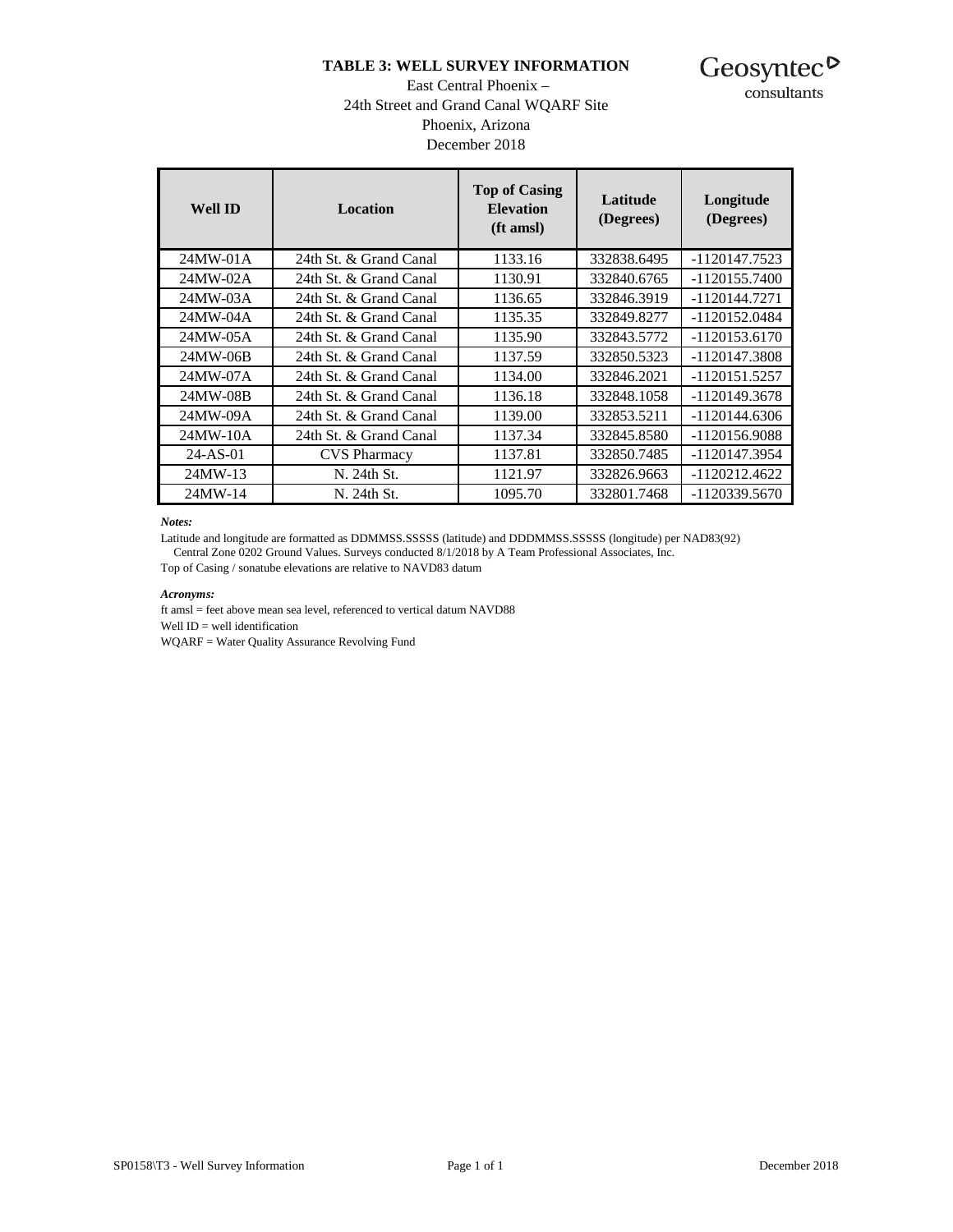# TABLE 3: WELL SURVEY INFORMATION

East Central Phoenix –
24th Street and Grand Canal WQARF Site
Phoenix, Arizona
December 2018

Geosyntec consultants

| Well ID | Location | Top of Casing Elevation (ft amsl) | Latitude (Degrees) | Longitude (Degrees) |
|---|---|---|---|---|
| 24MW-01A | 24th St. & Grand Canal | 1133.16 | 332838.6495 | -1120147.7523 |
| 24MW-02A | 24th St. & Grand Canal | 1130.91 | 332840.6765 | -1120155.7400 |
| 24MW-03A | 24th St. & Grand Canal | 1136.65 | 332846.3919 | -1120144.7271 |
| 24MW-04A | 24th St. & Grand Canal | 1135.35 | 332849.8277 | -1120152.0484 |
| 24MW-05A | 24th St. & Grand Canal | 1135.90 | 332843.5772 | -1120153.6170 |
| 24MW-06B | 24th St. & Grand Canal | 1137.59 | 332850.5323 | -1120147.3808 |
| 24MW-07A | 24th St. & Grand Canal | 1134.00 | 332846.2021 | -1120151.5257 |
| 24MW-08B | 24th St. & Grand Canal | 1136.18 | 332848.1058 | -1120149.3678 |
| 24MW-09A | 24th St. & Grand Canal | 1139.00 | 332853.5211 | -1120144.6306 |
| 24MW-10A | 24th St. & Grand Canal | 1137.34 | 332845.8580 | -1120156.9088 |
| 24-AS-01 | CVS Pharmacy | 1137.81 | 332850.7485 | -1120147.3954 |
| 24MW-13 | N. 24th St. | 1121.97 | 332826.9663 | -1120212.4622 |
| 24MW-14 | N. 24th St. | 1095.70 | 332801.7468 | -1120339.5670 |

***Notes:***

Latitude and longitude are formatted as DDMMSS.SSSSS (latitude) and DDDMMSS.SSSSS (longitude) per NAD83(92) Central Zone 0202 Ground Values. Surveys conducted 8/1/2018 by A Team Professional Associates, Inc.

Top of Casing / sonatube elevations are relative to NAVD83 datum

***Acronyms:***

ft amsl = feet above mean sea level, referenced to vertical datum NAVD88

Well ID = well identification

WQARF = Water Quality Assurance Revolving Fund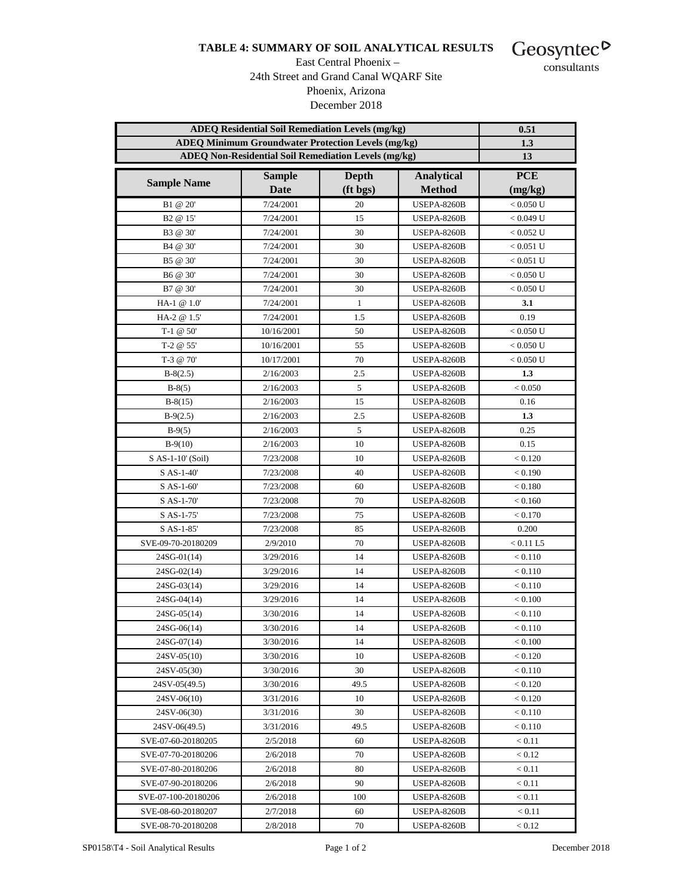**TABLE 4: SUMMARY OF SOIL ANALYTICAL RESULTS**

East Central Phoenix –
24th Street and Grand Canal WQARF Site
Phoenix, Arizona
December 2018

Geosyntec consultants

| ADEQ Residential Soil Remediation Levels (mg/kg) | | | | 0.51 |
|---|---|---|---|---|
| **ADEQ Minimum Groundwater Protection Levels (mg/kg)** | | | | **1.3** |
| **ADEQ Non-Residential Soil Remediation Levels (mg/kg)** | | | | **13** |
| **Sample Name** | **Sample Date** | **Depth (ft bgs)** | **Analytical Method** | **PCE (mg/kg)** |
| B1 @ 20' | 7/24/2001 | 20 | USEPA-8260B | < 0.050 U |
| B2 @ 15' | 7/24/2001 | 15 | USEPA-8260B | < 0.049 U |
| B3 @ 30' | 7/24/2001 | 30 | USEPA-8260B | < 0.052 U |
| B4 @ 30' | 7/24/2001 | 30 | USEPA-8260B | < 0.051 U |
| B5 @ 30' | 7/24/2001 | 30 | USEPA-8260B | < 0.051 U |
| B6 @ 30' | 7/24/2001 | 30 | USEPA-8260B | < 0.050 U |
| B7 @ 30' | 7/24/2001 | 30 | USEPA-8260B | < 0.050 U |
| HA-1 @ 1.0' | 7/24/2001 | 1 | USEPA-8260B | **3.1** |
| HA-2 @ 1.5' | 7/24/2001 | 1.5 | USEPA-8260B | 0.19 |
| T-1 @ 50' | 10/16/2001 | 50 | USEPA-8260B | < 0.050 U |
| T-2 @ 55' | 10/16/2001 | 55 | USEPA-8260B | < 0.050 U |
| T-3 @ 70' | 10/17/2001 | 70 | USEPA-8260B | < 0.050 U |
| B-8(2.5) | 2/16/2003 | 2.5 | USEPA-8260B | **1.3** |
| B-8(5) | 2/16/2003 | 5 | USEPA-8260B | < 0.050 |
| B-8(15) | 2/16/2003 | 15 | USEPA-8260B | 0.16 |
| B-9(2.5) | 2/16/2003 | 2.5 | USEPA-8260B | **1.3** |
| B-9(5) | 2/16/2003 | 5 | USEPA-8260B | 0.25 |
| B-9(10) | 2/16/2003 | 10 | USEPA-8260B | 0.15 |
| S AS-1-10' (Soil) | 7/23/2008 | 10 | USEPA-8260B | < 0.120 |
| S AS-1-40' | 7/23/2008 | 40 | USEPA-8260B | < 0.190 |
| S AS-1-60' | 7/23/2008 | 60 | USEPA-8260B | < 0.180 |
| S AS-1-70' | 7/23/2008 | 70 | USEPA-8260B | < 0.160 |
| S AS-1-75' | 7/23/2008 | 75 | USEPA-8260B | < 0.170 |
| S AS-1-85' | 7/23/2008 | 85 | USEPA-8260B | 0.200 |
| SVE-09-70-20180209 | 2/9/2010 | 70 | USEPA-8260B | < 0.11 L5 |
| 24SG-01(14) | 3/29/2016 | 14 | USEPA-8260B | < 0.110 |
| 24SG-02(14) | 3/29/2016 | 14 | USEPA-8260B | < 0.110 |
| 24SG-03(14) | 3/29/2016 | 14 | USEPA-8260B | < 0.110 |
| 24SG-04(14) | 3/29/2016 | 14 | USEPA-8260B | < 0.100 |
| 24SG-05(14) | 3/30/2016 | 14 | USEPA-8260B | < 0.110 |
| 24SG-06(14) | 3/30/2016 | 14 | USEPA-8260B | < 0.110 |
| 24SG-07(14) | 3/30/2016 | 14 | USEPA-8260B | < 0.100 |
| 24SV-05(10) | 3/30/2016 | 10 | USEPA-8260B | < 0.120 |
| 24SV-05(30) | 3/30/2016 | 30 | USEPA-8260B | < 0.110 |
| 24SV-05(49.5) | 3/30/2016 | 49.5 | USEPA-8260B | < 0.120 |
| 24SV-06(10) | 3/31/2016 | 10 | USEPA-8260B | < 0.120 |
| 24SV-06(30) | 3/31/2016 | 30 | USEPA-8260B | < 0.110 |
| 24SV-06(49.5) | 3/31/2016 | 49.5 | USEPA-8260B | < 0.110 |
| SVE-07-60-20180205 | 2/5/2018 | 60 | USEPA-8260B | < 0.11 |
| SVE-07-70-20180206 | 2/6/2018 | 70 | USEPA-8260B | < 0.12 |
| SVE-07-80-20180206 | 2/6/2018 | 80 | USEPA-8260B | < 0.11 |
| SVE-07-90-20180206 | 2/6/2018 | 90 | USEPA-8260B | < 0.11 |
| SVE-07-100-20180206 | 2/6/2018 | 100 | USEPA-8260B | < 0.11 |
| SVE-08-60-20180207 | 2/7/2018 | 60 | USEPA-8260B | < 0.11 |
| SVE-08-70-20180208 | 2/8/2018 | 70 | USEPA-8260B | < 0.12 |

SP0158\T4 - Soil Analytical Results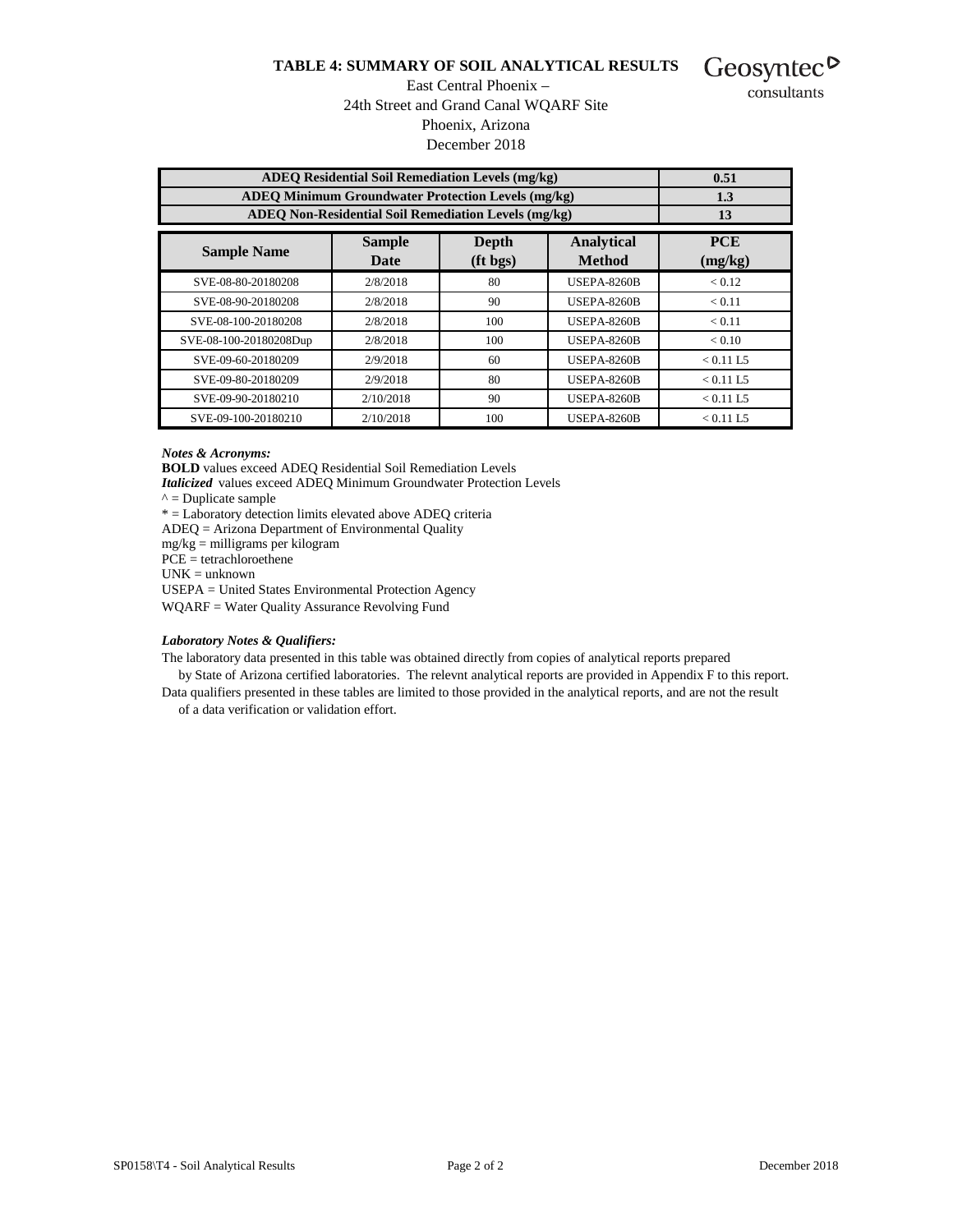# TABLE 4: SUMMARY OF SOIL ANALYTICAL RESULTS

East Central Phoenix –
24th Street and Grand Canal WQARF Site
Phoenix, Arizona
December 2018

| ADEQ Residential Soil Remediation Levels (mg/kg) | | | | 0.51 |
|---|---|---|---|---|
| ADEQ Minimum Groundwater Protection Levels (mg/kg) | | | | 1.3 |
| ADEQ Non-Residential Soil Remediation Levels (mg/kg) | | | | 13 |
| **Sample Name** | **Sample Date** | **Depth (ft bgs)** | **Analytical Method** | **PCE (mg/kg)** |
| SVE-08-80-20180208 | 2/8/2018 | 80 | USEPA-8260B | < 0.12 |
| SVE-08-90-20180208 | 2/8/2018 | 90 | USEPA-8260B | < 0.11 |
| SVE-08-100-20180208 | 2/8/2018 | 100 | USEPA-8260B | < 0.11 |
| SVE-08-100-20180208Dup | 2/8/2018 | 100 | USEPA-8260B | < 0.10 |
| SVE-09-60-20180209 | 2/9/2018 | 60 | USEPA-8260B | < 0.11 L5 |
| SVE-09-80-20180209 | 2/9/2018 | 80 | USEPA-8260B | < 0.11 L5 |
| SVE-09-90-20180210 | 2/10/2018 | 90 | USEPA-8260B | < 0.11 L5 |
| SVE-09-100-20180210 | 2/10/2018 | 100 | USEPA-8260B | < 0.11 L5 |

***Notes & Acronyms:***

**BOLD** values exceed ADEQ Residential Soil Remediation Levels
***Italicized*** values exceed ADEQ Minimum Groundwater Protection Levels
^ = Duplicate sample
* = Laboratory detection limits elevated above ADEQ criteria
ADEQ = Arizona Department of Environmental Quality
mg/kg = milligrams per kilogram
PCE = tetrachloroethene
UNK = unknown
USEPA = United States Environmental Protection Agency
WQARF = Water Quality Assurance Revolving Fund

***Laboratory Notes & Qualifiers:***

The laboratory data presented in this table was obtained directly from copies of analytical reports prepared by State of Arizona certified laboratories. The relevnt analytical reports are provided in Appendix F to this report.
Data qualifiers presented in these tables are limited to those provided in the analytical reports, and are not the result of a data verification or validation effort.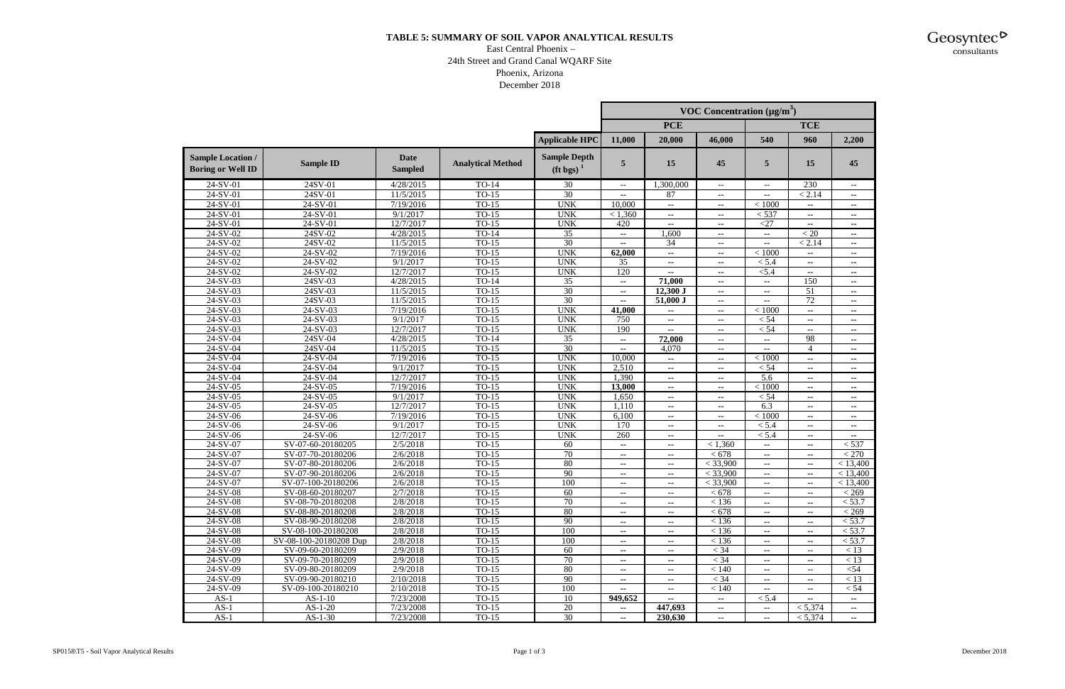**TABLE 5: SUMMARY OF SOIL VAPOR ANALYTICAL RESULTS**

East Central Phoenix –
24th Street and Grand Canal WQARF Site
Phoenix, Arizona
December 2018

| | | | | | VOC Concentration (μg/m³) | | | | | |
|---|---|---|---|---|---|---|---|---|---|---|
| | | | | | PCE | | | TCE | | |
| | | | | Applicable HPC | 11,000 | 20,000 | 46,000 | 540 | 960 | 2,200 |
| Sample Location / Boring or Well ID | Sample ID | Date Sampled | Analytical Method | Sample Depth (ft bgs) [1] | 5 | 15 | 45 | 5 | 15 | 45 |
| 24-SV-01 | 24SV-01 | 4/28/2015 | TO-14 | 30 | -- | 1,300,000 | -- | -- | 230 | -- |
| 24-SV-01 | 24SV-01 | 11/5/2015 | TO-15 | 30 | -- | 87 | -- | -- | < 2.14 | -- |
| 24-SV-01 | 24-SV-01 | 7/19/2016 | TO-15 | UNK | 10,000 | -- | -- | < 1000 | -- | -- |
| 24-SV-01 | 24-SV-01 | 9/1/2017 | TO-15 | UNK | < 1,360 | -- | -- | < 537 | -- | -- |
| 24-SV-01 | 24-SV-01 | 12/7/2017 | TO-15 | UNK | 420 | -- | -- | <27 | -- | -- |
| 24-SV-02 | 24SV-02 | 4/28/2015 | TO-14 | 35 | -- | 1,600 | -- | -- | < 20 | -- |
| 24-SV-02 | 24SV-02 | 11/5/2015 | TO-15 | 30 | -- | 34 | -- | -- | < 2.14 | -- |
| 24-SV-02 | 24-SV-02 | 7/19/2016 | TO-15 | UNK | **62,000** | -- | -- | < 1000 | -- | -- |
| 24-SV-02 | 24-SV-02 | 9/1/2017 | TO-15 | UNK | 35 | -- | -- | < 5.4 | -- | -- |
| 24-SV-02 | 24-SV-02 | 12/7/2017 | TO-15 | UNK | 120 | -- | -- | <5.4 | -- | -- |
| 24-SV-03 | 24SV-03 | 4/28/2015 | TO-14 | 35 | -- | **71,000** | -- | -- | 150 | -- |
| 24-SV-03 | 24SV-03 | 11/5/2015 | TO-15 | 30 | -- | 12,300 J | -- | -- | 51 | -- |
| 24-SV-03 | 24SV-03 | 11/5/2015 | TO-15 | 30 | -- | **51,000 J** | -- | -- | 72 | -- |
| 24-SV-03 | 24-SV-03 | 7/19/2016 | TO-15 | UNK | **41,000** | -- | -- | < 1000 | -- | -- |
| 24-SV-03 | 24-SV-03 | 9/1/2017 | TO-15 | UNK | 750 | -- | -- | < 54 | -- | -- |
| 24-SV-03 | 24-SV-03 | 12/7/2017 | TO-15 | UNK | 190 | -- | -- | < 54 | -- | -- |
| 24-SV-04 | 24SV-04 | 4/28/2015 | TO-14 | 35 | -- | **72,000** | -- | -- | 98 | -- |
| 24-SV-04 | 24SV-04 | 11/5/2015 | TO-15 | 30 | -- | 4,070 | -- | -- | 4 | -- |
| 24-SV-04 | 24-SV-04 | 7/19/2016 | TO-15 | UNK | 10,000 | -- | -- | < 1000 | -- | -- |
| 24-SV-04 | 24-SV-04 | 9/1/2017 | TO-15 | UNK | 2,510 | -- | -- | < 54 | -- | -- |
| 24-SV-04 | 24-SV-04 | 12/7/2017 | TO-15 | UNK | 1,390 | -- | -- | 5.6 | -- | -- |
| 24-SV-05 | 24-SV-05 | 7/19/2016 | TO-15 | UNK | **13,000** | -- | -- | < 1000 | -- | -- |
| 24-SV-05 | 24-SV-05 | 9/1/2017 | TO-15 | UNK | 1,650 | -- | -- | < 54 | -- | -- |
| 24-SV-05 | 24-SV-05 | 12/7/2017 | TO-15 | UNK | 1,110 | -- | -- | 6.3 | -- | -- |
| 24-SV-06 | 24-SV-06 | 7/19/2016 | TO-15 | UNK | 6,100 | -- | -- | < 1000 | -- | -- |
| 24-SV-06 | 24-SV-06 | 9/1/2017 | TO-15 | UNK | 170 | -- | -- | < 5.4 | -- | -- |
| 24-SV-06 | 24-SV-06 | 12/7/2017 | TO-15 | UNK | 260 | -- | -- | < 5.4 | -- | -- |
| 24-SV-07 | SV-07-60-20180205 | 2/5/2018 | TO-15 | 60 | -- | -- | < 1,360 | -- | -- | < 537 |
| 24-SV-07 | SV-07-70-20180206 | 2/6/2018 | TO-15 | 70 | -- | -- | < 678 | -- | -- | < 270 |
| 24-SV-07 | SV-07-80-20180206 | 2/6/2018 | TO-15 | 80 | -- | -- | < 33,900 | -- | -- | < 13,400 |
| 24-SV-07 | SV-07-90-20180206 | 2/6/2018 | TO-15 | 90 | -- | -- | < 33,900 | -- | -- | < 13,400 |
| 24-SV-07 | SV-07-100-20180206 | 2/6/2018 | TO-15 | 100 | -- | -- | < 33,900 | -- | -- | < 13,400 |
| 24-SV-08 | SV-08-60-20180207 | 2/7/2018 | TO-15 | 60 | -- | -- | < 678 | -- | -- | < 269 |
| 24-SV-08 | SV-08-70-20180208 | 2/8/2018 | TO-15 | 70 | -- | -- | < 136 | -- | -- | < 53.7 |
| 24-SV-08 | SV-08-80-20180208 | 2/8/2018 | TO-15 | 80 | -- | -- | < 678 | -- | -- | < 269 |
| 24-SV-08 | SV-08-90-20180208 | 2/8/2018 | TO-15 | 90 | -- | -- | < 136 | -- | -- | < 53.7 |
| 24-SV-08 | SV-08-100-20180208 | 2/8/2018 | TO-15 | 100 | -- | -- | < 136 | -- | -- | < 53.7 |
| 24-SV-08 | SV-08-100-20180208 Dup | 2/8/2018 | TO-15 | 100 | -- | -- | < 136 | -- | -- | < 53.7 |
| 24-SV-09 | SV-09-60-20180209 | 2/9/2018 | TO-15 | 60 | -- | -- | < 34 | -- | -- | < 13 |
| 24-SV-09 | SV-09-70-20180209 | 2/9/2018 | TO-15 | 70 | -- | -- | < 34 | -- | -- | < 13 |
| 24-SV-09 | SV-09-80-20180209 | 2/9/2018 | TO-15 | 80 | -- | -- | < 140 | -- | -- | <54 |
| 24-SV-09 | SV-09-90-20180210 | 2/10/2018 | TO-15 | 90 | -- | -- | < 34 | -- | -- | < 13 |
| 24-SV-09 | SV-09-100-20180210 | 2/10/2018 | TO-15 | 100 | -- | -- | < 140 | -- | -- | < 54 |
| AS-1 | AS-1-10 | 7/23/2008 | TO-15 | 10 | **949,652** | -- | -- | < 5.4 | -- | -- |
| AS-1 | AS-1-20 | 7/23/2008 | TO-15 | 20 | -- | **447,693** | -- | -- | < 5,374 | -- |
| AS-1 | AS-1-30 | 7/23/2008 | TO-15 | 30 | -- | **230,630** | -- | -- | < 5,374 | -- |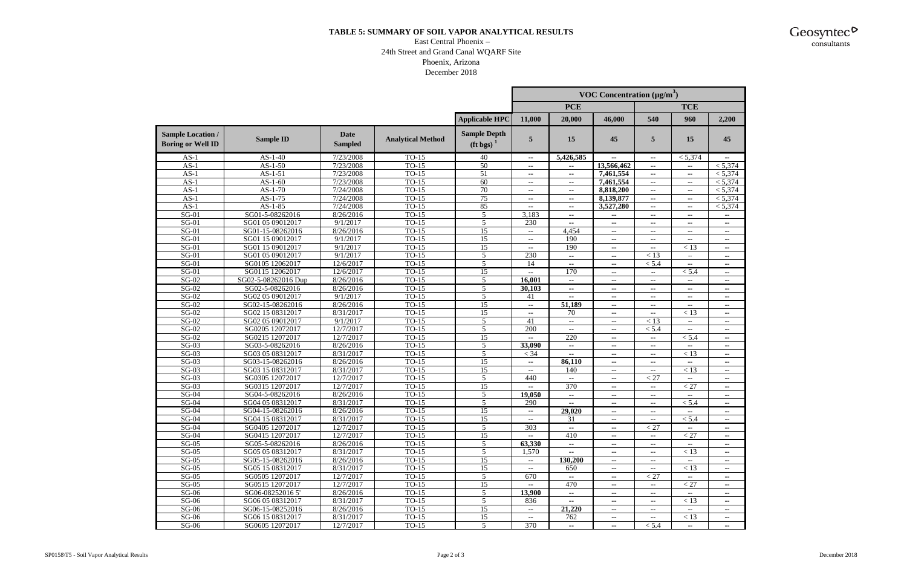**TABLE 5: SUMMARY OF SOIL VAPOR ANALYTICAL RESULTS**

East Central Phoenix –
24th Street and Grand Canal WQARF Site
Phoenix, Arizona
December 2018

| | | | | | VOC Concentration (µg/m$^3$) | | | | | |
|---|---|---|---|---|---|---|---|---|---|---|
| | | | | | PCE | | | TCE | | |
| | | | | Applicable HPC | 11,000 | 20,000 | 46,000 | 540 | 960 | 2,200 |
| Sample Location / Boring or Well ID | Sample ID | Date Sampled | Analytical Method | Sample Depth (ft bgs) [1] | 5 | 15 | 45 | 5 | 15 | 45 |
| AS-1 | AS-1-40 | 7/23/2008 | TO-15 | 40 | -- | **5,426,585** | -- | -- | < 5,374 | -- |
| AS-1 | AS-1-50 | 7/23/2008 | TO-15 | 50 | -- | -- | **13,566,462** | -- | -- | < 5,374 |
| AS-1 | AS-1-51 | 7/23/2008 | TO-15 | 51 | -- | -- | **7,461,554** | -- | -- | < 5,374 |
| AS-1 | AS-1-60 | 7/23/2008 | TO-15 | 60 | -- | -- | **7,461,554** | -- | -- | < 5,374 |
| AS-1 | AS-1-70 | 7/24/2008 | TO-15 | 70 | -- | -- | **8,818,200** | -- | -- | < 5,374 |
| AS-1 | AS-1-75 | 7/24/2008 | TO-15 | 75 | -- | -- | **8,139,877** | -- | -- | < 5,374 |
| AS-1 | AS-1-85 | 7/24/2008 | TO-15 | 85 | -- | -- | **3,527,280** | -- | -- | < 5,374 |
| SG-01 | SG01-5-08262016 | 8/26/2016 | TO-15 | 5 | 3,183 | -- | -- | -- | -- | -- |
| SG-01 | SG01 05 09012017 | 9/1/2017 | TO-15 | 5 | 230 | -- | -- | -- | -- | -- |
| SG-01 | SG01-15-08262016 | 8/26/2016 | TO-15 | 15 | -- | 4,454 | -- | -- | -- | -- |
| SG-01 | SG01 15 09012017 | 9/1/2017 | TO-15 | 15 | -- | 190 | -- | -- | -- | -- |
| SG-01 | SG01 15 09012017 | 9/1/2017 | TO-15 | 15 | -- | 190 | -- | -- | < 13 | -- |
| SG-01 | SG01 05 09012017 | 9/1/2017 | TO-15 | 5 | 230 | -- | -- | < 13 | -- | -- |
| SG-01 | SG0105 12062017 | 12/6/2017 | TO-15 | 5 | 14 | -- | -- | < 5.4 | -- | -- |
| SG-01 | SG0115 12062017 | 12/6/2017 | TO-15 | 15 | -- | 170 | -- | -- | < 5.4 | -- |
| SG-02 | SG02-5-08262016 Dup | 8/26/2016 | TO-15 | 5 | **16,001** | -- | -- | -- | -- | -- |
| SG-02 | SG02-5-08262016 | 8/26/2016 | TO-15 | 5 | **30,103** | -- | -- | -- | -- | -- |
| SG-02 | SG02 05 09012017 | 9/1/2017 | TO-15 | 5 | 41 | -- | -- | -- | -- | -- |
| SG-02 | SG02-15-08262016 | 8/26/2016 | TO-15 | 15 | -- | **51,189** | -- | -- | -- | -- |
| SG-02 | SG02 15 08312017 | 8/31/2017 | TO-15 | 15 | -- | 70 | -- | -- | < 13 | -- |
| SG-02 | SG02 05 09012017 | 9/1/2017 | TO-15 | 5 | 41 | -- | -- | < 13 | -- | -- |
| SG-02 | SG0205 12072017 | 12/7/2017 | TO-15 | 5 | 200 | -- | -- | < 5.4 | -- | -- |
| SG-02 | SG0215 12072017 | 12/7/2017 | TO-15 | 15 | -- | 220 | -- | -- | < 5.4 | -- |
| SG-03 | SG03-5-08262016 | 8/26/2016 | TO-15 | 5 | **33,090** | -- | -- | -- | -- | -- |
| SG-03 | SG03 05 08312017 | 8/31/2017 | TO-15 | 5 | < 34 | -- | -- | -- | < 13 | -- |
| SG-03 | SG03-15-08262016 | 8/26/2016 | TO-15 | 15 | -- | **86,110** | -- | -- | -- | -- |
| SG-03 | SG03 15 08312017 | 8/31/2017 | TO-15 | 15 | -- | 140 | -- | -- | < 13 | -- |
| SG-03 | SG0305 12072017 | 12/7/2017 | TO-15 | 5 | 440 | -- | -- | < 27 | -- | -- |
| SG-03 | SG0315 12072017 | 12/7/2017 | TO-15 | 15 | -- | 370 | -- | -- | < 27 | -- |
| SG-04 | SG04-5-08262016 | 8/26/2016 | TO-15 | 5 | **19,050** | -- | -- | -- | -- | -- |
| SG-04 | SG04 05 08312017 | 8/31/2017 | TO-15 | 5 | 290 | -- | -- | -- | < 5.4 | -- |
| SG-04 | SG04-15-08262016 | 8/26/2016 | TO-15 | 15 | -- | **29,020** | -- | -- | -- | -- |
| SG-04 | SG04 15 08312017 | 8/31/2017 | TO-15 | 15 | -- | 31 | -- | -- | < 5.4 | -- |
| SG-04 | SG0405 12072017 | 12/7/2017 | TO-15 | 5 | 303 | -- | -- | < 27 | -- | -- |
| SG-04 | SG0415 12072017 | 12/7/2017 | TO-15 | 15 | -- | 410 | -- | -- | < 27 | -- |
| SG-05 | SG05-5-08262016 | 8/26/2016 | TO-15 | 5 | **63,330** | -- | -- | -- | -- | -- |
| SG-05 | SG05 05 08312017 | 8/31/2017 | TO-15 | 5 | 1,570 | -- | -- | -- | < 13 | -- |
| SG-05 | SG05-15-08262016 | 8/26/2016 | TO-15 | 15 | -- | **130,200** | -- | -- | -- | -- |
| SG-05 | SG05 15 08312017 | 8/31/2017 | TO-15 | 15 | -- | 650 | -- | -- | < 13 | -- |
| SG-05 | SG0505 12072017 | 12/7/2017 | TO-15 | 5 | 670 | -- | -- | < 27 | -- | -- |
| SG-05 | SG0515 12072017 | 12/7/2017 | TO-15 | 15 | -- | 470 | -- | -- | < 27 | -- |
| SG-06 | SG06-08252016 5' | 8/26/2016 | TO-15 | 5 | **13,900** | -- | -- | -- | -- | -- |
| SG-06 | SG06 05 08312017 | 8/31/2017 | TO-15 | 5 | 836 | -- | -- | -- | < 13 | -- |
| SG-06 | SG06-15-08252016 | 8/26/2016 | TO-15 | 15 | -- | **21,220** | -- | -- | -- | -- |
| SG-06 | SG06 15 08312017 | 8/31/2017 | TO-15 | 15 | -- | 762 | -- | -- | < 13 | -- |
| SG-06 | SG0605 12072017 | 12/7/2017 | TO-15 | 5 | 370 | -- | -- | < 5.4 | -- | -- |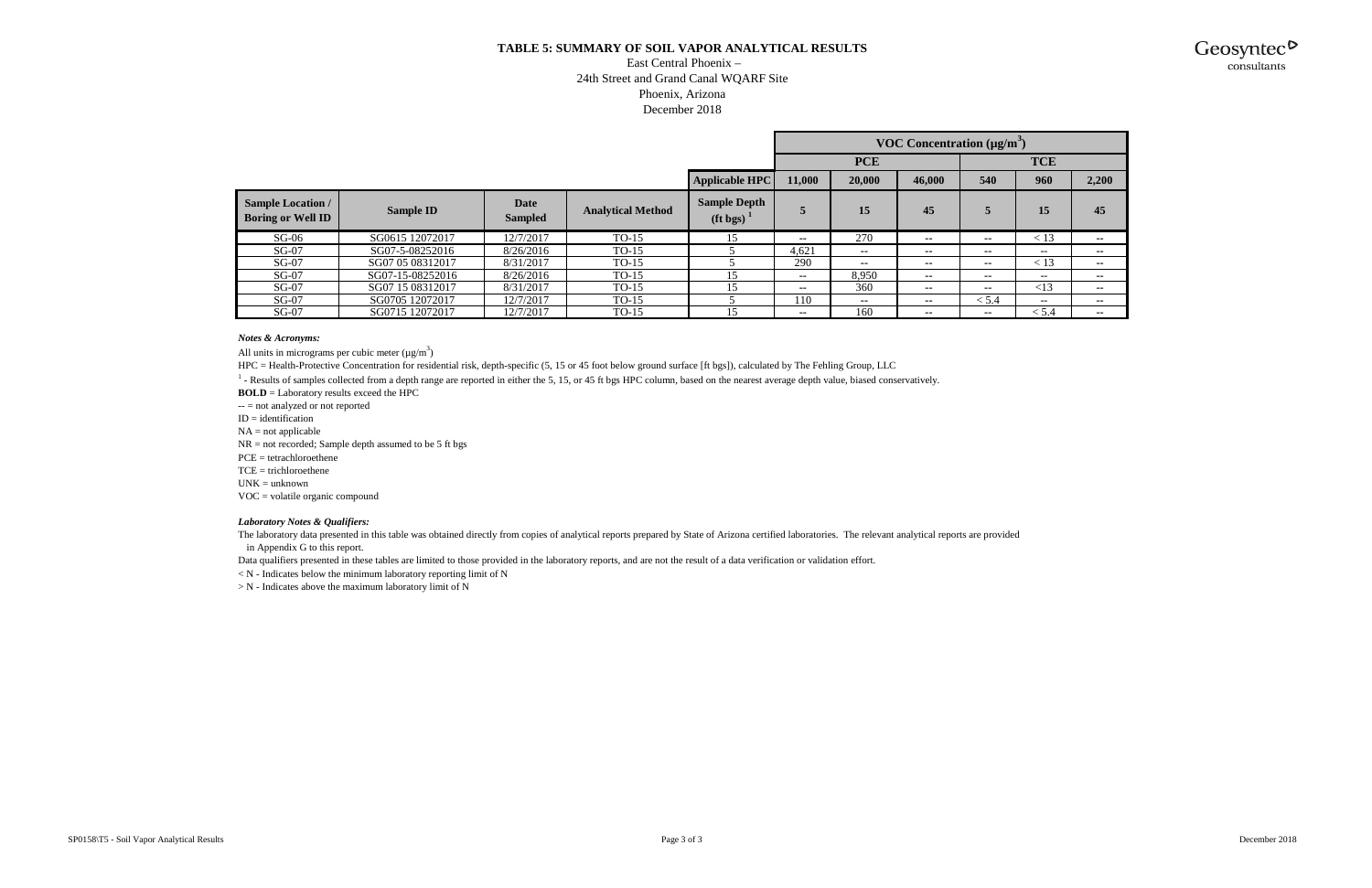**TABLE 5: SUMMARY OF SOIL VAPOR ANALYTICAL RESULTS**

East Central Phoenix –
24th Street and Grand Canal WQARF Site
Phoenix, Arizona
December 2018

| | | | | | VOC Concentration (μg/m³) | | | | | |
|---|---|---|---|---|---|---|---|---|---|---|
| | | | | | PCE | | | TCE | | |
| | | | | **Applicable HPC** | **11,000** | **20,000** | **46,000** | **540** | **960** | **2,200** |
| **Sample Location / Boring or Well ID** | **Sample ID** | **Date Sampled** | **Analytical Method** | **Sample Depth (ft bgs)** [1] | **5** | **15** | **45** | **5** | **15** | **45** |
| SG-06 | SG0615 12072017 | 12/7/2017 | TO-15 | 15 | -- | 270 | -- | -- | < 13 | -- |
| SG-07 | SG07-5-08252016 | 8/26/2016 | TO-15 | 5 | 4,621 | -- | -- | -- | -- | -- |
| SG-07 | SG07 05 08312017 | 8/31/2017 | TO-15 | 5 | 290 | -- | -- | -- | < 13 | -- |
| SG-07 | SG07-15-08252016 | 8/26/2016 | TO-15 | 15 | -- | 8,950 | -- | -- | -- | -- |
| SG-07 | SG07 15 08312017 | 8/31/2017 | TO-15 | 15 | -- | 360 | -- | -- | <13 | -- |
| SG-07 | SG0705 12072017 | 12/7/2017 | TO-15 | 5 | 110 | -- | -- | < 5.4 | -- | -- |
| SG-07 | SG0715 12072017 | 12/7/2017 | TO-15 | 15 | -- | 160 | -- | -- | < 5.4 | -- |

***Notes & Acronyms:***

All units in micrograms per cubic meter (μg/m³)

HPC = Health-Protective Concentration for residential risk, depth-specific (5, 15 or 45 foot below ground surface [ft bgs]), calculated by The Fehling Group, LLC

[1] - Results of samples collected from a depth range are reported in either the 5, 15, or 45 ft bgs HPC column, based on the nearest average depth value, biased conservatively.

**BOLD** = Laboratory results exceed the HPC

-- = not analyzed or not reported

ID = identification

NA = not applicable

NR = not recorded; Sample depth assumed to be 5 ft bgs

PCE = tetrachloroethene

TCE = trichloroethene

UNK = unknown

VOC = volatile organic compound

***Laboratory Notes & Qualifiers:***

The laboratory data presented in this table was obtained directly from copies of analytical reports prepared by State of Arizona certified laboratories. The relevant analytical reports are provided in Appendix G to this report.

Data qualifiers presented in these tables are limited to those provided in the laboratory reports, and are not the result of a data verification or validation effort.

< N - Indicates below the minimum laboratory reporting limit of N

> N - Indicates above the maximum laboratory limit of N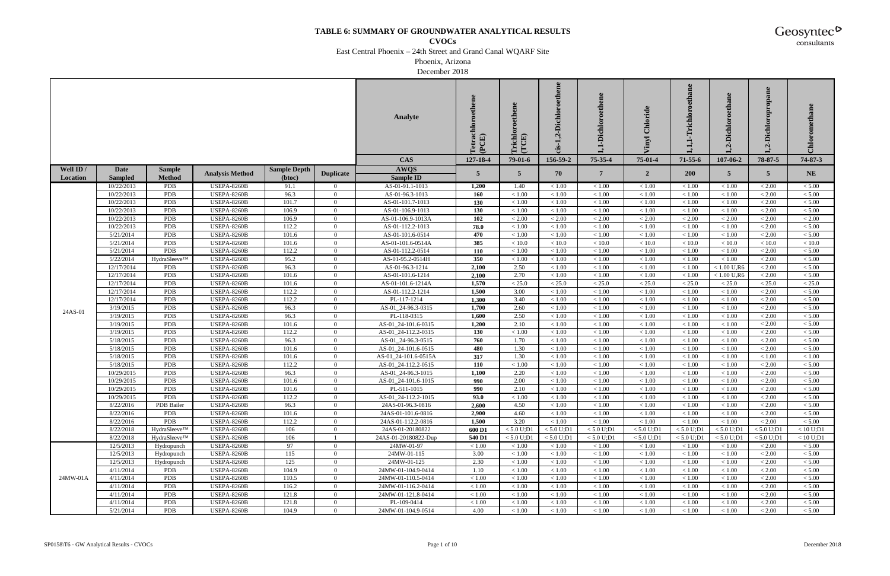**TABLE 6: SUMMARY OF GROUNDWATER ANALYTICAL RESULTS**

**CVOCs**

East Central Phoenix – 24th Street and Grand Canal WQARF Site

Phoenix, Arizona

December 2018

| | | | | | | **Analyte** | **Tetrachloroethene (PCE)** | **Trichloroethene (TCE)** | **cis-1,2-Dichloroethene** | **1,1-Dichloroethene** | **Vinyl Chloride** | **1,1,1-Trichloroethane** | **1,2-Dichloroethane** | **1,2-Dichloropropane** | **Chloromethane** |
|---|---|---|---|---|---|---|---|---|---|---|---|---|---|---|---|
| | | | | | | **CAS** | **127-18-4** | **79-01-6** | **156-59-2** | **75-35-4** | **75-01-4** | **71-55-6** | **107-06-2** | **78-87-5** | **74-87-3** |
| **Well ID / Location** | **Date Sampled** | **Sample Method** | **Analysis Method** | **Sample Depth (btoc)** | **Duplicate** | **AWQS Sample ID** | **5** | **5** | **70** | **7** | **2** | **200** | **5** | **5** | **NE** |
| 24AS-01 | 10/22/2013 | PDB | USEPA-8260B | 91.1 | 0 | AS-01-91.1-1013 | **1,200** | 1.40 | < 1.00 | < 1.00 | < 1.00 | < 1.00 | < 1.00 | < 2.00 | < 5.00 |
| | 10/22/2013 | PDB | USEPA-8260B | 96.3 | 0 | AS-01-96.3-1013 | **160** | < 1.00 | < 1.00 | < 1.00 | < 1.00 | < 1.00 | < 1.00 | < 2.00 | < 5.00 |
| | 10/22/2013 | PDB | USEPA-8260B | 101.7 | 0 | AS-01-101.7-1013 | **130** | < 1.00 | < 1.00 | < 1.00 | < 1.00 | < 1.00 | < 1.00 | < 2.00 | < 5.00 |
| | 10/22/2013 | PDB | USEPA-8260B | 106.9 | 0 | AS-01-106.9-1013 | **130** | < 1.00 | < 1.00 | < 1.00 | < 1.00 | < 1.00 | < 1.00 | < 2.00 | < 5.00 |
| | 10/22/2013 | PDB | USEPA-8260B | 106.9 | 0 | AS-01-106.9-1013A | **102** | < 2.00 | < 2.00 | < 2.00 | < 2.00 | < 2.00 | < 2.00 | < 2.00 | < 2.00 |
| | 10/22/2013 | PDB | USEPA-8260B | 112.2 | 0 | AS-01-112.2-1013 | **78.0** | < 1.00 | < 1.00 | < 1.00 | < 1.00 | < 1.00 | < 1.00 | < 2.00 | < 5.00 |
| | 5/21/2014 | PDB | USEPA-8260B | 101.6 | 0 | AS-01-101.6-0514 | **470** | < 1.00 | < 1.00 | < 1.00 | < 1.00 | < 1.00 | < 1.00 | < 2.00 | < 5.00 |
| | 5/21/2014 | PDB | USEPA-8260B | 101.6 | 0 | AS-01-101.6-0514A | **385** | < 10.0 | < 10.0 | < 10.0 | < 10.0 | < 10.0 | < 10.0 | < 10.0 | < 10.0 |
| | 5/21/2014 | PDB | USEPA-8260B | 112.2 | 0 | AS-01-112.2-0514 | **110** | < 1.00 | < 1.00 | < 1.00 | < 1.00 | < 1.00 | < 1.00 | < 2.00 | < 5.00 |
| | 5/22/2014 | HydraSleeve™ | USEPA-8260B | 95.2 | 0 | AS-01-95.2-0514H | **350** | < 1.00 | < 1.00 | < 1.00 | < 1.00 | < 1.00 | < 1.00 | < 2.00 | < 5.00 |
| | 12/17/2014 | PDB | USEPA-8260B | 96.3 | 0 | AS-01-96.3-1214 | **2,100** | 2.50 | < 1.00 | < 1.00 | < 1.00 | < 1.00 | < 1.00 U,R6 | < 2.00 | < 5.00 |
| | 12/17/2014 | PDB | USEPA-8260B | 101.6 | 0 | AS-01-101.6-1214 | **2,100** | 2.70 | < 1.00 | < 1.00 | < 1.00 | < 1.00 | < 1.00 U,R6 | < 2.00 | < 5.00 |
| | 12/17/2014 | PDB | USEPA-8260B | 101.6 | 0 | AS-01-101.6-1214A | **1,570** | < 25.0 | < 25.0 | < 25.0 | < 25.0 | < 25.0 | < 25.0 | < 25.0 | < 25.0 |
| | 12/17/2014 | PDB | USEPA-8260B | 112.2 | 0 | AS-01-112.2-1214 | **1,500** | 3.00 | < 1.00 | < 1.00 | < 1.00 | < 1.00 | < 1.00 | < 2.00 | < 5.00 |
| | 12/17/2014 | PDB | USEPA-8260B | 112.2 | 0 | PL-117-1214 | **1,300** | 3.40 | < 1.00 | < 1.00 | < 1.00 | < 1.00 | < 1.00 | < 2.00 | < 5.00 |
| | 3/19/2015 | PDB | USEPA-8260B | 96.3 | 0 | AS-01_24-96.3-0315 | **1,700** | 2.60 | < 1.00 | < 1.00 | < 1.00 | < 1.00 | < 1.00 | < 2.00 | < 5.00 |
| | 3/19/2015 | PDB | USEPA-8260B | 96.3 | 0 | PL-118-0315 | **1,600** | 2.50 | < 1.00 | < 1.00 | < 1.00 | < 1.00 | < 1.00 | < 2.00 | < 5.00 |
| | 3/19/2015 | PDB | USEPA-8260B | 101.6 | 0 | AS-01_24-101.6-0315 | **1,200** | 2.10 | < 1.00 | < 1.00 | < 1.00 | < 1.00 | < 1.00 | < 2.00 | < 5.00 |
| | 3/19/2015 | PDB | USEPA-8260B | 112.2 | 0 | AS-01_24-112.2-0315 | **130** | < 1.00 | < 1.00 | < 1.00 | < 1.00 | < 1.00 | < 1.00 | < 2.00 | < 5.00 |
| | 5/18/2015 | PDB | USEPA-8260B | 96.3 | 0 | AS-01_24-96.3-0515 | **760** | 1.70 | < 1.00 | < 1.00 | < 1.00 | < 1.00 | < 1.00 | < 2.00 | < 5.00 |
| | 5/18/2015 | PDB | USEPA-8260B | 101.6 | 0 | AS-01_24-101.6-0515 | **480** | 1.30 | < 1.00 | < 1.00 | < 1.00 | < 1.00 | < 1.00 | < 2.00 | < 5.00 |
| | 5/18/2015 | PDB | USEPA-8260B | 101.6 | 0 | AS-01_24-101.6-0515A | **317** | 1.30 | < 1.00 | < 1.00 | < 1.00 | < 1.00 | < 1.00 | < 1.00 | < 1.00 |
| | 5/18/2015 | PDB | USEPA-8260B | 112.2 | 0 | AS-01_24-112.2-0515 | **110** | < 1.00 | < 1.00 | < 1.00 | < 1.00 | < 1.00 | < 1.00 | < 2.00 | < 5.00 |
| | 10/29/2015 | PDB | USEPA-8260B | 96.3 | 0 | AS-01_24-96.3-1015 | **1,100** | 2.20 | < 1.00 | < 1.00 | < 1.00 | < 1.00 | < 1.00 | < 2.00 | < 5.00 |
| | 10/29/2015 | PDB | USEPA-8260B | 101.6 | 0 | AS-01_24-101.6-1015 | **990** | 2.00 | < 1.00 | < 1.00 | < 1.00 | < 1.00 | < 1.00 | < 2.00 | < 5.00 |
| | 10/29/2015 | PDB | USEPA-8260B | 101.6 | 0 | PL-511-1015 | **990** | 2.10 | < 1.00 | < 1.00 | < 1.00 | < 1.00 | < 1.00 | < 2.00 | < 5.00 |
| | 10/29/2015 | PDB | USEPA-8260B | 112.2 | 0 | AS-01_24-112.2-1015 | **93.0** | < 1.00 | < 1.00 | < 1.00 | < 1.00 | < 1.00 | < 1.00 | < 2.00 | < 5.00 |
| | 8/22/2016 | PDB Bailer | USEPA-8260B | 96.3 | 0 | 24AS-01-96.3-0816 | **2,600** | 4.50 | < 1.00 | < 1.00 | < 1.00 | < 1.00 | < 1.00 | < 2.00 | < 5.00 |
| | 8/22/2016 | PDB | USEPA-8260B | 101.6 | 0 | 24AS-01-101.6-0816 | **2,900** | 4.60 | < 1.00 | < 1.00 | < 1.00 | < 1.00 | < 1.00 | < 2.00 | < 5.00 |
| | 8/22/2016 | PDB | USEPA-8260B | 112.2 | 0 | 24AS-01-112.2-0816 | **1,500** | 3.20 | < 1.00 | < 1.00 | < 1.00 | < 1.00 | < 1.00 | < 2.00 | < 5.00 |
| | 8/22/2018 | HydraSleeve™ | USEPA-8260B | 106 | 0 | 24AS-01-20180822 | **600 D1** | < 5.0 U;D1 | < 5.0 U;D1 | < 5.0 U;D1 | < 5.0 U;D1 | < 5.0 U;D1 | < 5.0 U;D1 | < 5.0 U;D1 | < 10 U;D1 |
| | 8/22/2018 | HydraSleeve™ | USEPA-8260B | 106 | 1 | 24AS-01-20180822-Dup | **540 D1** | < 5.0 U;D1 | < 5.0 U;D1 | < 5.0 U;D1 | < 5.0 U;D1 | < 5.0 U;D1 | < 5.0 U;D1 | < 5.0 U;D1 | < 10 U;D1 |
| 24MW-01A | 12/5/2013 | Hydropunch | USEPA-8260B | 97 | 0 | 24MW-01-97 | < 1.00 | < 1.00 | < 1.00 | < 1.00 | < 1.00 | < 1.00 | < 1.00 | < 2.00 | < 5.00 |
| | 12/5/2013 | Hydropunch | USEPA-8260B | 115 | 0 | 24MW-01-115 | 3.00 | < 1.00 | < 1.00 | < 1.00 | < 1.00 | < 1.00 | < 1.00 | < 2.00 | < 5.00 |
| | 12/5/2013 | Hydropunch | USEPA-8260B | 125 | 0 | 24MW-01-125 | 2.30 | < 1.00 | < 1.00 | < 1.00 | < 1.00 | < 1.00 | < 1.00 | < 2.00 | < 5.00 |
| | 4/11/2014 | PDB | USEPA-8260B | 104.9 | 0 | 24MW-01-104.9-0414 | 1.10 | < 1.00 | < 1.00 | < 1.00 | < 1.00 | < 1.00 | < 1.00 | < 2.00 | < 5.00 |
| | 4/11/2014 | PDB | USEPA-8260B | 110.5 | 0 | 24MW-01-110.5-0414 | < 1.00 | < 1.00 | < 1.00 | < 1.00 | < 1.00 | < 1.00 | < 1.00 | < 2.00 | < 5.00 |
| | 4/11/2014 | PDB | USEPA-8260B | 116.2 | 0 | 24MW-01-116.2-0414 | < 1.00 | < 1.00 | < 1.00 | < 1.00 | < 1.00 | < 1.00 | < 1.00 | < 2.00 | < 5.00 |
| | 4/11/2014 | PDB | USEPA-8260B | 121.8 | 0 | 24MW-01-121.8-0414 | < 1.00 | < 1.00 | < 1.00 | < 1.00 | < 1.00 | < 1.00 | < 1.00 | < 2.00 | < 5.00 |
| | 4/11/2014 | PDB | USEPA-8260B | 121.8 | 0 | PL-109-0414 | < 1.00 | < 1.00 | < 1.00 | < 1.00 | < 1.00 | < 1.00 | < 1.00 | < 2.00 | < 5.00 |
| | 5/21/2014 | PDB | USEPA-8260B | 104.9 | 0 | 24MW-01-104.9-0514 | 4.00 | < 1.00 | < 1.00 | < 1.00 | < 1.00 | < 1.00 | < 1.00 | < 2.00 | < 5.00 |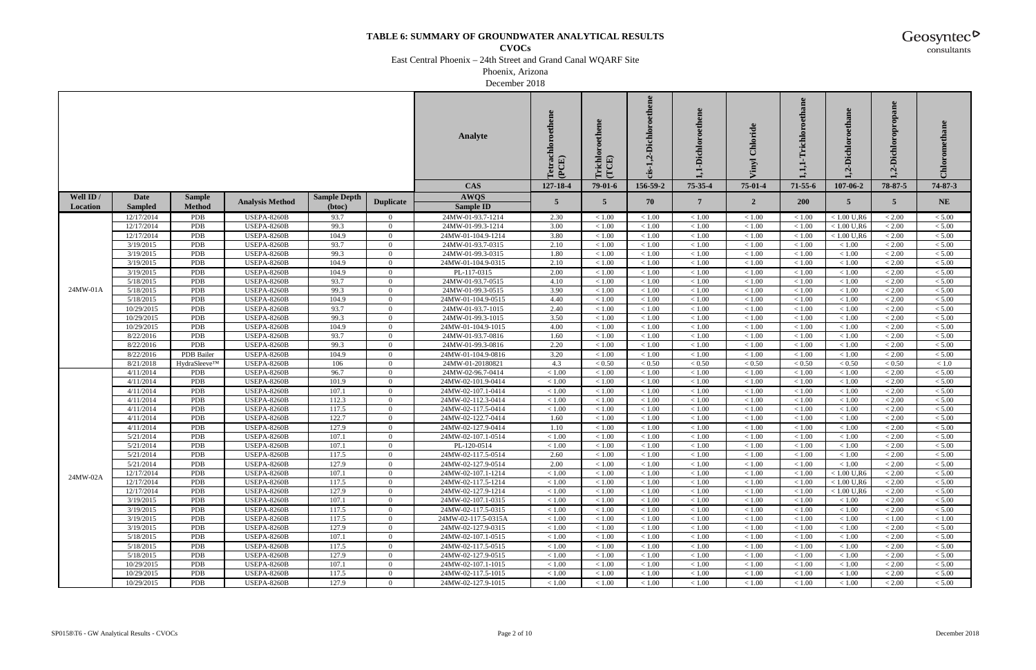# TABLE 6: SUMMARY OF GROUNDWATER ANALYTICAL RESULTS

**CVOCs**

East Central Phoenix – 24th Street and Grand Canal WQARF Site

Phoenix, Arizona

December 2018

| | | | | | | Analyte | Tetrachloroethene (PCE) | Trichloroethene (TCE) | cis-1,2-Dichloroethene | 1,1-Dichloroethene | Vinyl Chloride | 1,1,1-Trichloroethane | 1,2-Dichloroethane | 1,2-Dichloropropane | Chloromethane |
|---|---|---|---|---|---|---|---|---|---|---|---|---|---|---|---|
| | | | | | | CAS | 127-18-4 | 79-01-6 | 156-59-2 | 75-35-4 | 75-01-4 | 71-55-6 | 107-06-2 | 78-87-5 | 74-87-3 |
| Well ID / Location | Date Sampled | Sample Method | Analysis Method | Sample Depth (btoc) | Duplicate | AWQS / Sample ID | 5 | 5 | 70 | 7 | 2 | 200 | 5 | 5 | NE |
| 24MW-01A | 12/17/2014 | PDB | USEPA-8260B | 93.7 | 0 | 24MW-01-93.7-1214 | 2.30 | < 1.00 | < 1.00 | < 1.00 | < 1.00 | < 1.00 | < 1.00 U,R6 | < 2.00 | < 5.00 |
| | 12/17/2014 | PDB | USEPA-8260B | 99.3 | 0 | 24MW-01-99.3-1214 | 3.00 | < 1.00 | < 1.00 | < 1.00 | < 1.00 | < 1.00 | < 1.00 U,R6 | < 2.00 | < 5.00 |
| | 12/17/2014 | PDB | USEPA-8260B | 104.9 | 0 | 24MW-01-104.9-1214 | 3.80 | < 1.00 | < 1.00 | < 1.00 | < 1.00 | < 1.00 | < 1.00 U,R6 | < 2.00 | < 5.00 |
| | 3/19/2015 | PDB | USEPA-8260B | 93.7 | 0 | 24MW-01-93.7-0315 | 2.10 | < 1.00 | < 1.00 | < 1.00 | < 1.00 | < 1.00 | < 1.00 | < 2.00 | < 5.00 |
| | 3/19/2015 | PDB | USEPA-8260B | 99.3 | 0 | 24MW-01-99.3-0315 | 1.80 | < 1.00 | < 1.00 | < 1.00 | < 1.00 | < 1.00 | < 1.00 | < 2.00 | < 5.00 |
| | 3/19/2015 | PDB | USEPA-8260B | 104.9 | 0 | 24MW-01-104.9-0315 | 2.10 | < 1.00 | < 1.00 | < 1.00 | < 1.00 | < 1.00 | < 1.00 | < 2.00 | < 5.00 |
| | 3/19/2015 | PDB | USEPA-8260B | 104.9 | 0 | PL-117-0315 | 2.00 | < 1.00 | < 1.00 | < 1.00 | < 1.00 | < 1.00 | < 1.00 | < 2.00 | < 5.00 |
| | 5/18/2015 | PDB | USEPA-8260B | 93.7 | 0 | 24MW-01-93.7-0515 | 4.10 | < 1.00 | < 1.00 | < 1.00 | < 1.00 | < 1.00 | < 1.00 | < 2.00 | < 5.00 |
| | 5/18/2015 | PDB | USEPA-8260B | 99.3 | 0 | 24MW-01-99.3-0515 | 3.90 | < 1.00 | < 1.00 | < 1.00 | < 1.00 | < 1.00 | < 1.00 | < 2.00 | < 5.00 |
| | 5/18/2015 | PDB | USEPA-8260B | 104.9 | 0 | 24MW-01-104.9-0515 | 4.40 | < 1.00 | < 1.00 | < 1.00 | < 1.00 | < 1.00 | < 1.00 | < 2.00 | < 5.00 |
| | 10/29/2015 | PDB | USEPA-8260B | 93.7 | 0 | 24MW-01-93.7-1015 | 2.40 | < 1.00 | < 1.00 | < 1.00 | < 1.00 | < 1.00 | < 1.00 | < 2.00 | < 5.00 |
| | 10/29/2015 | PDB | USEPA-8260B | 99.3 | 0 | 24MW-01-99.3-1015 | 3.50 | < 1.00 | < 1.00 | < 1.00 | < 1.00 | < 1.00 | < 1.00 | < 2.00 | < 5.00 |
| | 10/29/2015 | PDB | USEPA-8260B | 104.9 | 0 | 24MW-01-104.9-1015 | 4.00 | < 1.00 | < 1.00 | < 1.00 | < 1.00 | < 1.00 | < 1.00 | < 2.00 | < 5.00 |
| | 8/22/2016 | PDB | USEPA-8260B | 93.7 | 0 | 24MW-01-93.7-0816 | 1.60 | < 1.00 | < 1.00 | < 1.00 | < 1.00 | < 1.00 | < 1.00 | < 2.00 | < 5.00 |
| | 8/22/2016 | PDB | USEPA-8260B | 99.3 | 0 | 24MW-01-99.3-0816 | 2.20 | < 1.00 | < 1.00 | < 1.00 | < 1.00 | < 1.00 | < 1.00 | < 2.00 | < 5.00 |
| | 8/22/2016 | PDB Bailer | USEPA-8260B | 104.9 | 0 | 24MW-01-104.9-0816 | 3.20 | < 1.00 | < 1.00 | < 1.00 | < 1.00 | < 1.00 | < 1.00 | < 2.00 | < 5.00 |
| | 8/21/2018 | HydraSleeve™ | USEPA-8260B | 106 | 0 | 24MW-01-20180821 | 4.3 | < 0.50 | < 0.50 | < 0.50 | < 0.50 | < 0.50 | < 0.50 | < 0.50 | < 1.0 |
| 24MW-02A | 4/11/2014 | PDB | USEPA-8260B | 96.7 | 0 | 24MW-02-96.7-0414 | < 1.00 | < 1.00 | < 1.00 | < 1.00 | < 1.00 | < 1.00 | < 1.00 | < 2.00 | < 5.00 |
| | 4/11/2014 | PDB | USEPA-8260B | 101.9 | 0 | 24MW-02-101.9-0414 | < 1.00 | < 1.00 | < 1.00 | < 1.00 | < 1.00 | < 1.00 | < 1.00 | < 2.00 | < 5.00 |
| | 4/11/2014 | PDB | USEPA-8260B | 107.1 | 0 | 24MW-02-107.1-0414 | < 1.00 | < 1.00 | < 1.00 | < 1.00 | < 1.00 | < 1.00 | < 1.00 | < 2.00 | < 5.00 |
| | 4/11/2014 | PDB | USEPA-8260B | 112.3 | 0 | 24MW-02-112.3-0414 | < 1.00 | < 1.00 | < 1.00 | < 1.00 | < 1.00 | < 1.00 | < 1.00 | < 2.00 | < 5.00 |
| | 4/11/2014 | PDB | USEPA-8260B | 117.5 | 0 | 24MW-02-117.5-0414 | < 1.00 | < 1.00 | < 1.00 | < 1.00 | < 1.00 | < 1.00 | < 1.00 | < 2.00 | < 5.00 |
| | 4/11/2014 | PDB | USEPA-8260B | 122.7 | 0 | 24MW-02-122.7-0414 | 1.60 | < 1.00 | < 1.00 | < 1.00 | < 1.00 | < 1.00 | < 1.00 | < 2.00 | < 5.00 |
| | 4/11/2014 | PDB | USEPA-8260B | 127.9 | 0 | 24MW-02-127.9-0414 | 1.10 | < 1.00 | < 1.00 | < 1.00 | < 1.00 | < 1.00 | < 1.00 | < 2.00 | < 5.00 |
| | 5/21/2014 | PDB | USEPA-8260B | 107.1 | 0 | 24MW-02-107.1-0514 | < 1.00 | < 1.00 | < 1.00 | < 1.00 | < 1.00 | < 1.00 | < 1.00 | < 2.00 | < 5.00 |
| | 5/21/2014 | PDB | USEPA-8260B | 107.1 | 0 | PL-120-0514 | < 1.00 | < 1.00 | < 1.00 | < 1.00 | < 1.00 | < 1.00 | < 1.00 | < 2.00 | < 5.00 |
| | 5/21/2014 | PDB | USEPA-8260B | 117.5 | 0 | 24MW-02-117.5-0514 | 2.60 | < 1.00 | < 1.00 | < 1.00 | < 1.00 | < 1.00 | < 1.00 | < 2.00 | < 5.00 |
| | 5/21/2014 | PDB | USEPA-8260B | 127.9 | 0 | 24MW-02-127.9-0514 | 2.00 | < 1.00 | < 1.00 | < 1.00 | < 1.00 | < 1.00 | < 1.00 | < 2.00 | < 5.00 |
| | 12/17/2014 | PDB | USEPA-8260B | 107.1 | 0 | 24MW-02-107.1-1214 | < 1.00 | < 1.00 | < 1.00 | < 1.00 | < 1.00 | < 1.00 | < 1.00 U,R6 | < 2.00 | < 5.00 |
| | 12/17/2014 | PDB | USEPA-8260B | 117.5 | 0 | 24MW-02-117.5-1214 | < 1.00 | < 1.00 | < 1.00 | < 1.00 | < 1.00 | < 1.00 | < 1.00 U,R6 | < 2.00 | < 5.00 |
| | 12/17/2014 | PDB | USEPA-8260B | 127.9 | 0 | 24MW-02-127.9-1214 | < 1.00 | < 1.00 | < 1.00 | < 1.00 | < 1.00 | < 1.00 | < 1.00 U,R6 | < 2.00 | < 5.00 |
| | 3/19/2015 | PDB | USEPA-8260B | 107.1 | 0 | 24MW-02-107.1-0315 | < 1.00 | < 1.00 | < 1.00 | < 1.00 | < 1.00 | < 1.00 | < 1.00 | < 2.00 | < 5.00 |
| | 3/19/2015 | PDB | USEPA-8260B | 117.5 | 0 | 24MW-02-117.5-0315 | < 1.00 | < 1.00 | < 1.00 | < 1.00 | < 1.00 | < 1.00 | < 1.00 | < 2.00 | < 5.00 |
| | 3/19/2015 | PDB | USEPA-8260B | 117.5 | 0 | 24MW-02-117.5-0315A | < 1.00 | < 1.00 | < 1.00 | < 1.00 | < 1.00 | < 1.00 | < 1.00 | < 1.00 | < 1.00 |
| | 3/19/2015 | PDB | USEPA-8260B | 127.9 | 0 | 24MW-02-127.9-0315 | < 1.00 | < 1.00 | < 1.00 | < 1.00 | < 1.00 | < 1.00 | < 1.00 | < 2.00 | < 5.00 |
| | 5/18/2015 | PDB | USEPA-8260B | 107.1 | 0 | 24MW-02-107.1-0515 | < 1.00 | < 1.00 | < 1.00 | < 1.00 | < 1.00 | < 1.00 | < 1.00 | < 2.00 | < 5.00 |
| | 5/18/2015 | PDB | USEPA-8260B | 117.5 | 0 | 24MW-02-117.5-0515 | < 1.00 | < 1.00 | < 1.00 | < 1.00 | < 1.00 | < 1.00 | < 1.00 | < 2.00 | < 5.00 |
| | 5/18/2015 | PDB | USEPA-8260B | 127.9 | 0 | 24MW-02-127.9-0515 | < 1.00 | < 1.00 | < 1.00 | < 1.00 | < 1.00 | < 1.00 | < 1.00 | < 2.00 | < 5.00 |
| | 10/29/2015 | PDB | USEPA-8260B | 107.1 | 0 | 24MW-02-107.1-1015 | < 1.00 | < 1.00 | < 1.00 | < 1.00 | < 1.00 | < 1.00 | < 1.00 | < 2.00 | < 5.00 |
| | 10/29/2015 | PDB | USEPA-8260B | 117.5 | 0 | 24MW-02-117.5-1015 | < 1.00 | < 1.00 | < 1.00 | < 1.00 | < 1.00 | < 1.00 | < 1.00 | < 2.00 | < 5.00 |
| | 10/29/2015 | PDB | USEPA-8260B | 127.9 | 0 | 24MW-02-127.9-1015 | < 1.00 | < 1.00 | < 1.00 | < 1.00 | < 1.00 | < 1.00 | < 1.00 | < 2.00 | < 5.00 |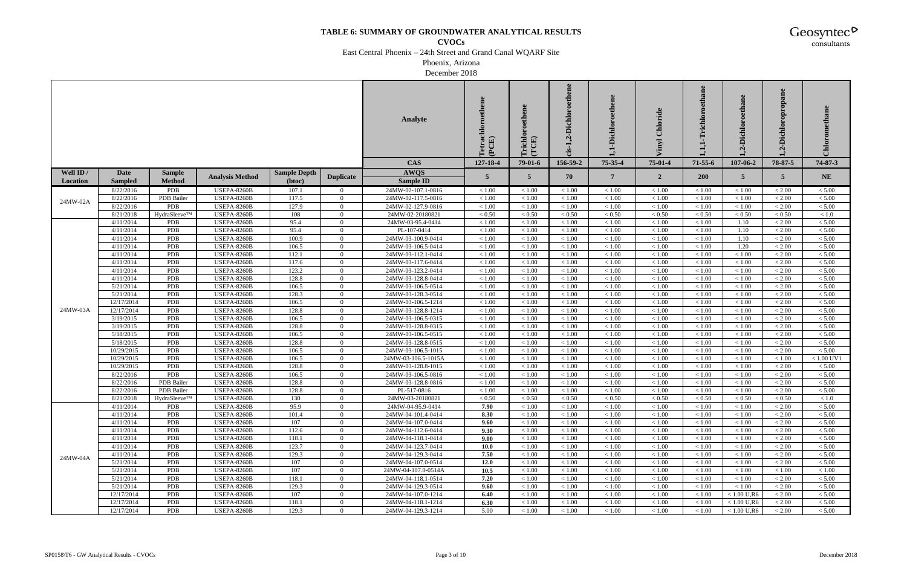# TABLE 6: SUMMARY OF GROUNDWATER ANALYTICAL RESULTS

**CVOCs**

East Central Phoenix – 24th Street and Grand Canal WQARF Site

Phoenix, Arizona

December 2018

| | | | | | | Analyte | Tetrachloroethene (PCE) | Trichloroethene (TCE) | cis-1,2-Dichloroethene | 1,1-Dichloroethene | Vinyl Chloride | 1,1,1-Trichloroethane | 1,2-Dichloroethane | 1,2-Dichloropropane | Chloromethane |
|---|---|---|---|---|---|---|---|---|---|---|---|---|---|---|---|
| | | | | | | CAS | 127-18-4 | 79-01-6 | 156-59-2 | 75-35-4 | 75-01-4 | 71-55-6 | 107-06-2 | 78-87-5 | 74-87-3 |
| Well ID / Location | Date Sampled | Sample Method | Analysis Method | Sample Depth (btoc) | Duplicate | AWQS / Sample ID | 5 | 5 | 70 | 7 | 2 | 200 | 5 | 5 | NE |
| 24MW-02A | 8/22/2016 | PDB | USEPA-8260B | 107.1 | 0 | 24MW-02-107.1-0816 | < 1.00 | < 1.00 | < 1.00 | < 1.00 | < 1.00 | < 1.00 | < 1.00 | < 2.00 | < 5.00 |
| | 8/22/2016 | PDB Bailer | USEPA-8260B | 117.5 | 0 | 24MW-02-117.5-0816 | < 1.00 | < 1.00 | < 1.00 | < 1.00 | < 1.00 | < 1.00 | < 1.00 | < 2.00 | < 5.00 |
| | 8/22/2016 | PDB | USEPA-8260B | 127.9 | 0 | 24MW-02-127.9-0816 | < 1.00 | < 1.00 | < 1.00 | < 1.00 | < 1.00 | < 1.00 | < 1.00 | < 2.00 | < 5.00 |
| | 8/21/2018 | HydraSleeve™ | USEPA-8260B | 108 | 0 | 24MW-02-20180821 | < 0.50 | < 0.50 | < 0.50 | < 0.50 | < 0.50 | < 0.50 | < 0.50 | < 0.50 | < 1.0 |
| 24MW-03A | 4/11/2014 | PDB | USEPA-8260B | 95.4 | 0 | 24MW-03-95.4-0414 | < 1.00 | < 1.00 | < 1.00 | < 1.00 | < 1.00 | < 1.00 | 1.10 | < 2.00 | < 5.00 |
| | 4/11/2014 | PDB | USEPA-8260B | 95.4 | 0 | PL-107-0414 | < 1.00 | < 1.00 | < 1.00 | < 1.00 | < 1.00 | < 1.00 | 1.10 | < 2.00 | < 5.00 |
| | 4/11/2014 | PDB | USEPA-8260B | 100.9 | 0 | 24MW-03-100.9-0414 | < 1.00 | < 1.00 | < 1.00 | < 1.00 | < 1.00 | < 1.00 | 1.10 | < 2.00 | < 5.00 |
| | 4/11/2014 | PDB | USEPA-8260B | 106.5 | 0 | 24MW-03-106.5-0414 | < 1.00 | < 1.00 | < 1.00 | < 1.00 | < 1.00 | < 1.00 | 1.20 | < 2.00 | < 5.00 |
| | 4/11/2014 | PDB | USEPA-8260B | 112.1 | 0 | 24MW-03-112.1-0414 | < 1.00 | < 1.00 | < 1.00 | < 1.00 | < 1.00 | < 1.00 | < 1.00 | < 2.00 | < 5.00 |
| | 4/11/2014 | PDB | USEPA-8260B | 117.6 | 0 | 24MW-03-117.6-0414 | < 1.00 | < 1.00 | < 1.00 | < 1.00 | < 1.00 | < 1.00 | < 1.00 | < 2.00 | < 5.00 |
| | 4/11/2014 | PDB | USEPA-8260B | 123.2 | 0 | 24MW-03-123.2-0414 | < 1.00 | < 1.00 | < 1.00 | < 1.00 | < 1.00 | < 1.00 | < 1.00 | < 2.00 | < 5.00 |
| | 4/11/2014 | PDB | USEPA-8260B | 128.8 | 0 | 24MW-03-128.8-0414 | < 1.00 | < 1.00 | < 1.00 | < 1.00 | < 1.00 | < 1.00 | < 1.00 | < 2.00 | < 5.00 |
| | 5/21/2014 | PDB | USEPA-8260B | 106.5 | 0 | 24MW-03-106.5-0514 | < 1.00 | < 1.00 | < 1.00 | < 1.00 | < 1.00 | < 1.00 | < 1.00 | < 2.00 | < 5.00 |
| | 5/21/2014 | PDB | USEPA-8260B | 128.3 | 0 | 24MW-03-128.3-0514 | < 1.00 | < 1.00 | < 1.00 | < 1.00 | < 1.00 | < 1.00 | < 1.00 | < 2.00 | < 5.00 |
| | 12/17/2014 | PDB | USEPA-8260B | 106.5 | 0 | 24MW-03-106.5-1214 | < 1.00 | < 1.00 | < 1.00 | < 1.00 | < 1.00 | < 1.00 | < 1.00 | < 2.00 | < 5.00 |
| | 12/17/2014 | PDB | USEPA-8260B | 128.8 | 0 | 24MW-03-128.8-1214 | < 1.00 | < 1.00 | < 1.00 | < 1.00 | < 1.00 | < 1.00 | < 1.00 | < 2.00 | < 5.00 |
| | 3/19/2015 | PDB | USEPA-8260B | 106.5 | 0 | 24MW-03-106.5-0315 | < 1.00 | < 1.00 | < 1.00 | < 1.00 | < 1.00 | < 1.00 | < 1.00 | < 2.00 | < 5.00 |
| | 3/19/2015 | PDB | USEPA-8260B | 128.8 | 0 | 24MW-03-128.8-0315 | < 1.00 | < 1.00 | < 1.00 | < 1.00 | < 1.00 | < 1.00 | < 1.00 | < 2.00 | < 5.00 |
| | 5/18/2015 | PDB | USEPA-8260B | 106.5 | 0 | 24MW-03-106.5-0515 | < 1.00 | < 1.00 | < 1.00 | < 1.00 | < 1.00 | < 1.00 | < 1.00 | < 2.00 | < 5.00 |
| | 5/18/2015 | PDB | USEPA-8260B | 128.8 | 0 | 24MW-03-128.8-0515 | < 1.00 | < 1.00 | < 1.00 | < 1.00 | < 1.00 | < 1.00 | < 1.00 | < 2.00 | < 5.00 |
| | 10/29/2015 | PDB | USEPA-8260B | 106.5 | 0 | 24MW-03-106.5-1015 | < 1.00 | < 1.00 | < 1.00 | < 1.00 | < 1.00 | < 1.00 | < 1.00 | < 2.00 | < 5.00 |
| | 10/29/2015 | PDB | USEPA-8260B | 106.5 | 0 | 24MW-03-106.5-1015A | < 1.00 | < 1.00 | < 1.00 | < 1.00 | < 1.00 | < 1.00 | < 1.00 | < 1.00 | < 1.00 UV1 |
| | 10/29/2015 | PDB | USEPA-8260B | 128.8 | 0 | 24MW-03-128.8-1015 | < 1.00 | < 1.00 | < 1.00 | < 1.00 | < 1.00 | < 1.00 | < 1.00 | < 2.00 | < 5.00 |
| | 8/22/2016 | PDB | USEPA-8260B | 106.5 | 0 | 24MW-03-106.5-0816 | < 1.00 | < 1.00 | < 1.00 | < 1.00 | < 1.00 | < 1.00 | < 1.00 | < 2.00 | < 5.00 |
| | 8/22/2016 | PDB Bailer | USEPA-8260B | 128.8 | 0 | 24MW-03-128.8-0816 | < 1.00 | < 1.00 | < 1.00 | < 1.00 | < 1.00 | < 1.00 | < 1.00 | < 2.00 | < 5.00 |
| | 8/22/2016 | PDB Bailer | USEPA-8260B | 128.8 | 0 | PL-517-0816 | < 1.00 | < 1.00 | < 1.00 | < 1.00 | < 1.00 | < 1.00 | < 1.00 | < 2.00 | < 5.00 |
| | 8/21/2018 | HydraSleeve™ | USEPA-8260B | 130 | 0 | 24MW-03-20180821 | < 0.50 | < 0.50 | < 0.50 | < 0.50 | < 0.50 | < 0.50 | < 0.50 | < 0.50 | < 1.0 |
| 24MW-04A | 4/11/2014 | PDB | USEPA-8260B | 95.9 | 0 | 24MW-04-95.9-0414 | **7.90** | < 1.00 | < 1.00 | < 1.00 | < 1.00 | < 1.00 | < 1.00 | < 2.00 | < 5.00 |
| | 4/11/2014 | PDB | USEPA-8260B | 101.4 | 0 | 24MW-04-101.4-0414 | **8.30** | < 1.00 | < 1.00 | < 1.00 | < 1.00 | < 1.00 | < 1.00 | < 2.00 | < 5.00 |
| | 4/11/2014 | PDB | USEPA-8260B | 107 | 0 | 24MW-04-107.0-0414 | **9.60** | < 1.00 | < 1.00 | < 1.00 | < 1.00 | < 1.00 | < 1.00 | < 2.00 | < 5.00 |
| | 4/11/2014 | PDB | USEPA-8260B | 112.6 | 0 | 24MW-04-112.6-0414 | **9.30** | < 1.00 | < 1.00 | < 1.00 | < 1.00 | < 1.00 | < 1.00 | < 2.00 | < 5.00 |
| | 4/11/2014 | PDB | USEPA-8260B | 118.1 | 0 | 24MW-04-118.1-0414 | **9.00** | < 1.00 | < 1.00 | < 1.00 | < 1.00 | < 1.00 | < 1.00 | < 2.00 | < 5.00 |
| | 4/11/2014 | PDB | USEPA-8260B | 123.7 | 0 | 24MW-04-123.7-0414 | **10.0** | < 1.00 | < 1.00 | < 1.00 | < 1.00 | < 1.00 | < 1.00 | < 2.00 | < 5.00 |
| | 4/11/2014 | PDB | USEPA-8260B | 129.3 | 0 | 24MW-04-129.3-0414 | **7.50** | < 1.00 | < 1.00 | < 1.00 | < 1.00 | < 1.00 | < 1.00 | < 2.00 | < 5.00 |
| | 5/21/2014 | PDB | USEPA-8260B | 107 | 0 | 24MW-04-107.0-0514 | **12.0** | < 1.00 | < 1.00 | < 1.00 | < 1.00 | < 1.00 | < 1.00 | < 2.00 | < 5.00 |
| | 5/21/2014 | PDB | USEPA-8260B | 107 | 0 | 24MW-04-107.0-0514A | **10.5** | < 1.00 | < 1.00 | < 1.00 | < 1.00 | < 1.00 | < 1.00 | < 1.00 | < 1.00 |
| | 5/21/2014 | PDB | USEPA-8260B | 118.1 | 0 | 24MW-04-118.1-0514 | **7.20** | < 1.00 | < 1.00 | < 1.00 | < 1.00 | < 1.00 | < 1.00 | < 2.00 | < 5.00 |
| | 5/21/2014 | PDB | USEPA-8260B | 129.3 | 0 | 24MW-04-129.3-0514 | **9.60** | < 1.00 | < 1.00 | < 1.00 | < 1.00 | < 1.00 | < 1.00 | < 2.00 | < 5.00 |
| | 12/17/2014 | PDB | USEPA-8260B | 107 | 0 | 24MW-04-107.0-1214 | **6.40** | < 1.00 | < 1.00 | < 1.00 | < 1.00 | < 1.00 | < 1.00 U,R6 | < 2.00 | < 5.00 |
| | 12/17/2014 | PDB | USEPA-8260B | 118.1 | 0 | 24MW-04-118.1-1214 | **6.30** | < 1.00 | < 1.00 | < 1.00 | < 1.00 | < 1.00 | < 1.00 U,R6 | < 2.00 | < 5.00 |
| | 12/17/2014 | PDB | USEPA-8260B | 129.3 | 0 | 24MW-04-129.3-1214 | 5.00 | < 1.00 | < 1.00 | < 1.00 | < 1.00 | < 1.00 | < 1.00 U,R6 | < 2.00 | < 5.00 |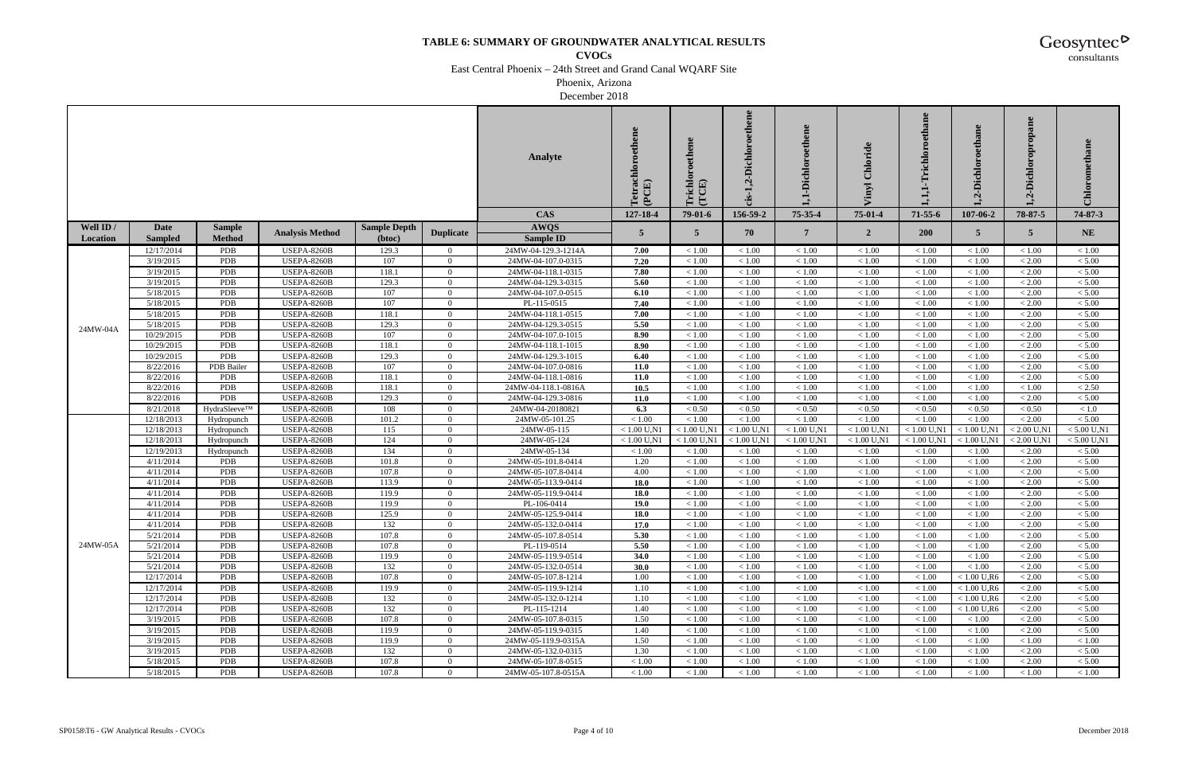# TABLE 6: SUMMARY OF GROUNDWATER ANALYTICAL RESULTS

**CVOCs**

East Central Phoenix – 24th Street and Grand Canal WQARF Site

Phoenix, Arizona

December 2018

| | | | | | | Analyte | Tetrachloroethene (PCE) | Trichloroethene (TCE) | cis-1,2-Dichloroethene | 1,1-Dichloroethene | Vinyl Chloride | 1,1,1-Trichloroethane | 1,2-Dichloroethane | 1,2-Dichloropropane | Chloromethane |
|---|---|---|---|---|---|---|---|---|---|---|---|---|---|---|---|
| | | | | | | CAS | 127-18-4 | 79-01-6 | 156-59-2 | 75-35-4 | 75-01-4 | 71-55-6 | 107-06-2 | 78-87-5 | 74-87-3 |
| Well ID / Location | Date Sampled | Sample Method | Analysis Method | Sample Depth (btoc) | Duplicate | AWQS / Sample ID | 5 | 5 | 70 | 7 | 2 | 200 | 5 | 5 | NE |
| 24MW-04A | 12/17/2014 | PDB | USEPA-8260B | 129.3 | 0 | 24MW-04-129.3-1214A | **7.00** | < 1.00 | < 1.00 | < 1.00 | < 1.00 | < 1.00 | < 1.00 | < 1.00 | < 1.00 |
| | 3/19/2015 | PDB | USEPA-8260B | 107 | 0 | 24MW-04-107.0-0315 | **7.20** | < 1.00 | < 1.00 | < 1.00 | < 1.00 | < 1.00 | < 1.00 | < 2.00 | < 5.00 |
| | 3/19/2015 | PDB | USEPA-8260B | 118.1 | 0 | 24MW-04-118.1-0315 | **7.80** | < 1.00 | < 1.00 | < 1.00 | < 1.00 | < 1.00 | < 1.00 | < 2.00 | < 5.00 |
| | 3/19/2015 | PDB | USEPA-8260B | 129.3 | 0 | 24MW-04-129.3-0315 | **5.60** | < 1.00 | < 1.00 | < 1.00 | < 1.00 | < 1.00 | < 1.00 | < 2.00 | < 5.00 |
| | 5/18/2015 | PDB | USEPA-8260B | 107 | 0 | 24MW-04-107.0-0515 | **6.10** | < 1.00 | < 1.00 | < 1.00 | < 1.00 | < 1.00 | < 1.00 | < 2.00 | < 5.00 |
| | 5/18/2015 | PDB | USEPA-8260B | 107 | 0 | PL-115-0515 | **7.40** | < 1.00 | < 1.00 | < 1.00 | < 1.00 | < 1.00 | < 1.00 | < 2.00 | < 5.00 |
| | 5/18/2015 | PDB | USEPA-8260B | 118.1 | 0 | 24MW-04-118.1-0515 | **7.00** | < 1.00 | < 1.00 | < 1.00 | < 1.00 | < 1.00 | < 1.00 | < 2.00 | < 5.00 |
| | 5/18/2015 | PDB | USEPA-8260B | 129.3 | 0 | 24MW-04-129.3-0515 | **5.50** | < 1.00 | < 1.00 | < 1.00 | < 1.00 | < 1.00 | < 1.00 | < 2.00 | < 5.00 |
| | 10/29/2015 | PDB | USEPA-8260B | 107 | 0 | 24MW-04-107.0-1015 | **8.90** | < 1.00 | < 1.00 | < 1.00 | < 1.00 | < 1.00 | < 1.00 | < 2.00 | < 5.00 |
| | 10/29/2015 | PDB | USEPA-8260B | 118.1 | 0 | 24MW-04-118.1-1015 | **8.90** | < 1.00 | < 1.00 | < 1.00 | < 1.00 | < 1.00 | < 1.00 | < 2.00 | < 5.00 |
| | 10/29/2015 | PDB | USEPA-8260B | 129.3 | 0 | 24MW-04-129.3-1015 | **6.40** | < 1.00 | < 1.00 | < 1.00 | < 1.00 | < 1.00 | < 1.00 | < 2.00 | < 5.00 |
| | 8/22/2016 | PDB Bailer | USEPA-8260B | 107 | 0 | 24MW-04-107.0-0816 | **11.0** | < 1.00 | < 1.00 | < 1.00 | < 1.00 | < 1.00 | < 1.00 | < 2.00 | < 5.00 |
| | 8/22/2016 | PDB | USEPA-8260B | 118.1 | 0 | 24MW-04-118.1-0816 | **11.0** | < 1.00 | < 1.00 | < 1.00 | < 1.00 | < 1.00 | < 1.00 | < 2.00 | < 5.00 |
| | 8/22/2016 | PDB | USEPA-8260B | 118.1 | 0 | 24MW-04-118.1-0816A | **10.5** | < 1.00 | < 1.00 | < 1.00 | < 1.00 | < 1.00 | < 1.00 | < 1.00 | < 2.50 |
| | 8/22/2016 | PDB | USEPA-8260B | 129.3 | 0 | 24MW-04-129.3-0816 | **11.0** | < 1.00 | < 1.00 | < 1.00 | < 1.00 | < 1.00 | < 1.00 | < 2.00 | < 5.00 |
| | 8/21/2018 | HydraSleeve™ | USEPA-8260B | 108 | 0 | 24MW-04-20180821 | **6.3** | < 0.50 | < 0.50 | < 0.50 | < 0.50 | < 0.50 | < 0.50 | < 0.50 | < 1.0 |
| 24MW-05A | 12/18/2013 | Hydropunch | USEPA-8260B | 101.2 | 0 | 24MW-05-101.25 | < 1.00 | < 1.00 | < 1.00 | < 1.00 | < 1.00 | < 1.00 | < 1.00 | < 2.00 | < 5.00 |
| | 12/18/2013 | Hydropunch | USEPA-8260B | 115 | 0 | 24MW-05-115 | < 1.00 U,N1 | < 1.00 U,N1 | < 1.00 U,N1 | < 1.00 U,N1 | < 1.00 U,N1 | < 1.00 U,N1 | < 1.00 U,N1 | < 2.00 U,N1 | < 5.00 U,N1 |
| | 12/18/2013 | Hydropunch | USEPA-8260B | 124 | 0 | 24MW-05-124 | < 1.00 U,N1 | < 1.00 U,N1 | < 1.00 U,N1 | < 1.00 U,N1 | < 1.00 U,N1 | < 1.00 U,N1 | < 1.00 U,N1 | < 2.00 U,N1 | < 5.00 U,N1 |
| | 12/19/2013 | Hydropunch | USEPA-8260B | 134 | 0 | 24MW-05-134 | < 1.00 | < 1.00 | < 1.00 | < 1.00 | < 1.00 | < 1.00 | < 1.00 | < 2.00 | < 5.00 |
| | 4/11/2014 | PDB | USEPA-8260B | 101.8 | 0 | 24MW-05-101.8-0414 | 1.20 | < 1.00 | < 1.00 | < 1.00 | < 1.00 | < 1.00 | < 1.00 | < 2.00 | < 5.00 |
| | 4/11/2014 | PDB | USEPA-8260B | 107.8 | 0 | 24MW-05-107.8-0414 | 4.00 | < 1.00 | < 1.00 | < 1.00 | < 1.00 | < 1.00 | < 1.00 | < 2.00 | < 5.00 |
| | 4/11/2014 | PDB | USEPA-8260B | 113.9 | 0 | 24MW-05-113.9-0414 | **18.0** | < 1.00 | < 1.00 | < 1.00 | < 1.00 | < 1.00 | < 1.00 | < 2.00 | < 5.00 |
| | 4/11/2014 | PDB | USEPA-8260B | 119.9 | 0 | 24MW-05-119.9-0414 | **18.0** | < 1.00 | < 1.00 | < 1.00 | < 1.00 | < 1.00 | < 1.00 | < 2.00 | < 5.00 |
| | 4/11/2014 | PDB | USEPA-8260B | 119.9 | 0 | PL-106-0414 | **19.0** | < 1.00 | < 1.00 | < 1.00 | < 1.00 | < 1.00 | < 1.00 | < 2.00 | < 5.00 |
| | 4/11/2014 | PDB | USEPA-8260B | 125.9 | 0 | 24MW-05-125.9-0414 | **18.0** | < 1.00 | < 1.00 | < 1.00 | < 1.00 | < 1.00 | < 1.00 | < 2.00 | < 5.00 |
| | 4/11/2014 | PDB | USEPA-8260B | 132 | 0 | 24MW-05-132.0-0414 | **17.0** | < 1.00 | < 1.00 | < 1.00 | < 1.00 | < 1.00 | < 1.00 | < 2.00 | < 5.00 |
| | 5/21/2014 | PDB | USEPA-8260B | 107.8 | 0 | 24MW-05-107.8-0514 | **5.30** | < 1.00 | < 1.00 | < 1.00 | < 1.00 | < 1.00 | < 1.00 | < 2.00 | < 5.00 |
| | 5/21/2014 | PDB | USEPA-8260B | 107.8 | 0 | PL-119-0514 | **5.50** | < 1.00 | < 1.00 | < 1.00 | < 1.00 | < 1.00 | < 1.00 | < 2.00 | < 5.00 |
| | 5/21/2014 | PDB | USEPA-8260B | 119.9 | 0 | 24MW-05-119.9-0514 | **34.0** | < 1.00 | < 1.00 | < 1.00 | < 1.00 | < 1.00 | < 1.00 | < 2.00 | < 5.00 |
| | 5/21/2014 | PDB | USEPA-8260B | 132 | 0 | 24MW-05-132.0-0514 | **30.0** | < 1.00 | < 1.00 | < 1.00 | < 1.00 | < 1.00 | < 1.00 | < 2.00 | < 5.00 |
| | 12/17/2014 | PDB | USEPA-8260B | 107.8 | 0 | 24MW-05-107.8-1214 | 1.00 | < 1.00 | < 1.00 | < 1.00 | < 1.00 | < 1.00 | < 1.00 U,R6 | < 2.00 | < 5.00 |
| | 12/17/2014 | PDB | USEPA-8260B | 119.9 | 0 | 24MW-05-119.9-1214 | 1.10 | < 1.00 | < 1.00 | < 1.00 | < 1.00 | < 1.00 | < 1.00 U,R6 | < 2.00 | < 5.00 |
| | 12/17/2014 | PDB | USEPA-8260B | 132 | 0 | 24MW-05-132.0-1214 | 1.10 | < 1.00 | < 1.00 | < 1.00 | < 1.00 | < 1.00 | < 1.00 U,R6 | < 2.00 | < 5.00 |
| | 12/17/2014 | PDB | USEPA-8260B | 132 | 0 | PL-115-1214 | 1.40 | < 1.00 | < 1.00 | < 1.00 | < 1.00 | < 1.00 | < 1.00 U,R6 | < 2.00 | < 5.00 |
| | 3/19/2015 | PDB | USEPA-8260B | 107.8 | 0 | 24MW-05-107.8-0315 | 1.50 | < 1.00 | < 1.00 | < 1.00 | < 1.00 | < 1.00 | < 1.00 | < 2.00 | < 5.00 |
| | 3/19/2015 | PDB | USEPA-8260B | 119.9 | 0 | 24MW-05-119.9-0315 | 1.40 | < 1.00 | < 1.00 | < 1.00 | < 1.00 | < 1.00 | < 1.00 | < 2.00 | < 5.00 |
| | 3/19/2015 | PDB | USEPA-8260B | 119.9 | 0 | 24MW-05-119.9-0315A | 1.50 | < 1.00 | < 1.00 | < 1.00 | < 1.00 | < 1.00 | < 1.00 | < 1.00 | < 1.00 |
| | 3/19/2015 | PDB | USEPA-8260B | 132 | 0 | 24MW-05-132.0-0315 | 1.30 | < 1.00 | < 1.00 | < 1.00 | < 1.00 | < 1.00 | < 1.00 | < 2.00 | < 5.00 |
| | 5/18/2015 | PDB | USEPA-8260B | 107.8 | 0 | 24MW-05-107.8-0515 | < 1.00 | < 1.00 | < 1.00 | < 1.00 | < 1.00 | < 1.00 | < 1.00 | < 2.00 | < 5.00 |
| | 5/18/2015 | PDB | USEPA-8260B | 107.8 | 0 | 24MW-05-107.8-0515A | < 1.00 | < 1.00 | < 1.00 | < 1.00 | < 1.00 | < 1.00 | < 1.00 | < 1.00 | < 1.00 |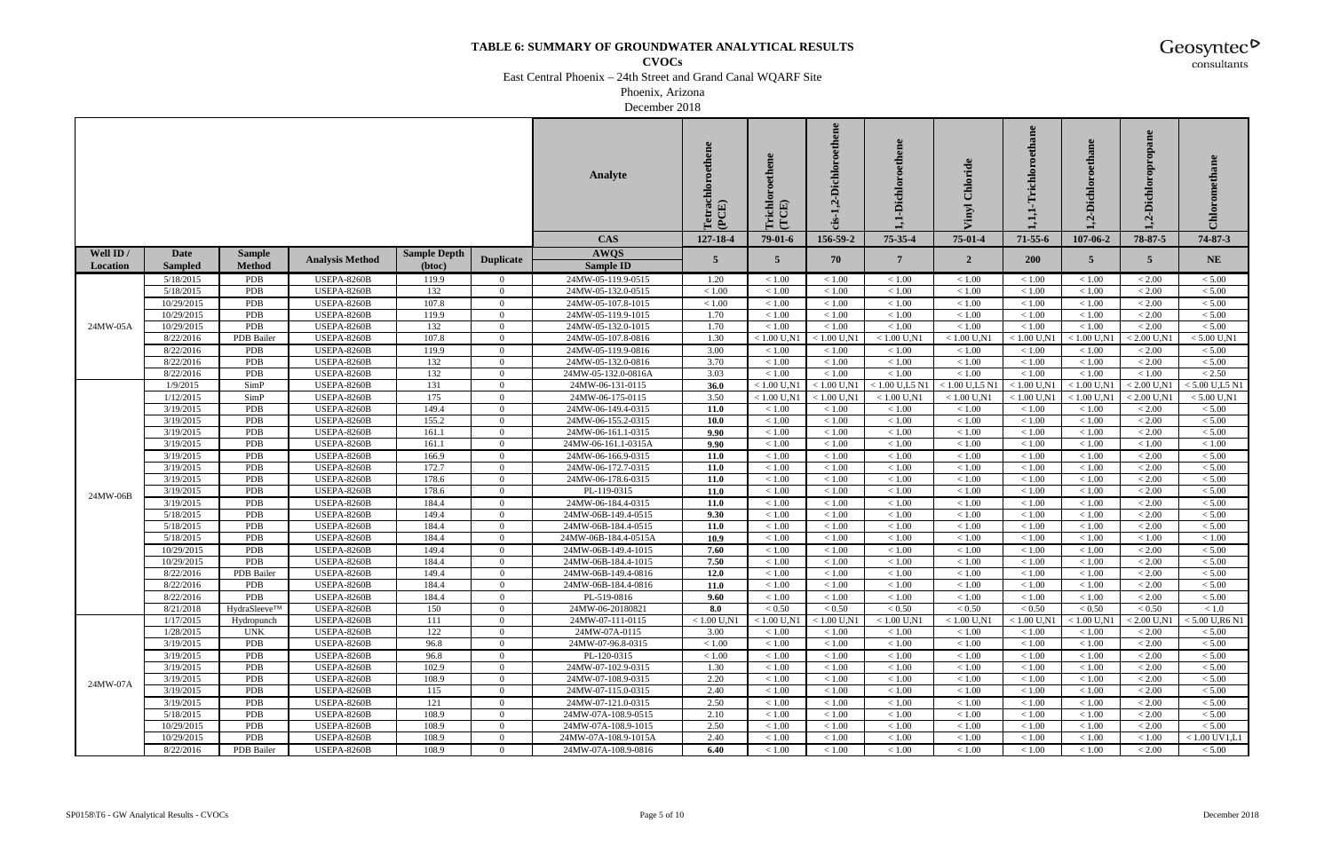# TABLE 6: SUMMARY OF GROUNDWATER ANALYTICAL RESULTS

**CVOCs**

East Central Phoenix – 24th Street and Grand Canal WQARF Site

Phoenix, Arizona

December 2018

| | | | | | | Analyte | Tetrachloroethene (PCE) | Trichloroethene (TCE) | cis-1,2-Dichloroethene | 1,1-Dichloroethene | Vinyl Chloride | 1,1,1-Trichloroethane | 1,2-Dichloroethane | 1,2-Dichloropropane | Chloromethane |
|---|---|---|---|---|---|---|---|---|---|---|---|---|---|---|---|
| | | | | | | CAS | 127-18-4 | 79-01-6 | 156-59-2 | 75-35-4 | 75-01-4 | 71-55-6 | 107-06-2 | 78-87-5 | 74-87-3 |
| Well ID / Location | Date Sampled | Sample Method | Analysis Method | Sample Depth (btoc) | Duplicate | AWQS / Sample ID | 5 | 5 | 70 | 7 | 2 | 200 | 5 | 5 | NE |
| 24MW-05A | 5/18/2015 | PDB | USEPA-8260B | 119.9 | 0 | 24MW-05-119.9-0515 | 1.20 | < 1.00 | < 1.00 | < 1.00 | < 1.00 | < 1.00 | < 1.00 | < 2.00 | < 5.00 |
| | 5/18/2015 | PDB | USEPA-8260B | 132 | 0 | 24MW-05-132.0-0515 | < 1.00 | < 1.00 | < 1.00 | < 1.00 | < 1.00 | < 1.00 | < 1.00 | < 2.00 | < 5.00 |
| | 10/29/2015 | PDB | USEPA-8260B | 107.8 | 0 | 24MW-05-107.8-1015 | < 1.00 | < 1.00 | < 1.00 | < 1.00 | < 1.00 | < 1.00 | < 1.00 | < 2.00 | < 5.00 |
| | 10/29/2015 | PDB | USEPA-8260B | 119.9 | 0 | 24MW-05-119.9-1015 | 1.70 | < 1.00 | < 1.00 | < 1.00 | < 1.00 | < 1.00 | < 1.00 | < 2.00 | < 5.00 |
| | 10/29/2015 | PDB | USEPA-8260B | 132 | 0 | 24MW-05-132.0-1015 | 1.70 | < 1.00 | < 1.00 | < 1.00 | < 1.00 | < 1.00 | < 1.00 | < 2.00 | < 5.00 |
| | 8/22/2016 | PDB Bailer | USEPA-8260B | 107.8 | 0 | 24MW-05-107.8-0816 | 1.30 | < 1.00 U,N1 | < 1.00 U,N1 | < 1.00 U,N1 | < 1.00 U,N1 | < 1.00 U,N1 | < 1.00 U,N1 | < 2.00 U,N1 | < 5.00 U,N1 |
| | 8/22/2016 | PDB | USEPA-8260B | 119.9 | 0 | 24MW-05-119.9-0816 | 3.00 | < 1.00 | < 1.00 | < 1.00 | < 1.00 | < 1.00 | < 1.00 | < 2.00 | < 5.00 |
| | 8/22/2016 | PDB | USEPA-8260B | 132 | 0 | 24MW-05-132.0-0816 | 3.70 | < 1.00 | < 1.00 | < 1.00 | < 1.00 | < 1.00 | < 1.00 | < 2.00 | < 5.00 |
| | 8/22/2016 | PDB | USEPA-8260B | 132 | 0 | 24MW-05-132.0-0816A | 3.03 | < 1.00 | < 1.00 | < 1.00 | < 1.00 | < 1.00 | < 1.00 | < 1.00 | < 2.50 |
| 24MW-06B | 1/9/2015 | SimP | USEPA-8260B | 131 | 0 | 24MW-06-131-0115 | **36.0** | < 1.00 U,N1 | < 1.00 U,N1 | < 1.00 U,L5 N1 | < 1.00 U,L5 N1 | < 1.00 U,N1 | < 1.00 U,N1 | < 2.00 U,N1 | < 5.00 U,L5 N1 |
| | 1/12/2015 | SimP | USEPA-8260B | 175 | 0 | 24MW-06-175-0115 | 3.50 | < 1.00 U,N1 | < 1.00 U,N1 | < 1.00 U,N1 | < 1.00 U,N1 | < 1.00 U,N1 | < 1.00 U,N1 | < 2.00 U,N1 | < 5.00 U,N1 |
| | 3/19/2015 | PDB | USEPA-8260B | 149.4 | 0 | 24MW-06-149.4-0315 | **11.0** | < 1.00 | < 1.00 | < 1.00 | < 1.00 | < 1.00 | < 1.00 | < 2.00 | < 5.00 |
| | 3/19/2015 | PDB | USEPA-8260B | 155.2 | 0 | 24MW-06-155.2-0315 | **10.0** | < 1.00 | < 1.00 | < 1.00 | < 1.00 | < 1.00 | < 1.00 | < 2.00 | < 5.00 |
| | 3/19/2015 | PDB | USEPA-8260B | 161.1 | 0 | 24MW-06-161.1-0315 | **9.90** | < 1.00 | < 1.00 | < 1.00 | < 1.00 | < 1.00 | < 1.00 | < 2.00 | < 5.00 |
| | 3/19/2015 | PDB | USEPA-8260B | 161.1 | 0 | 24MW-06-161.1-0315A | **9.90** | < 1.00 | < 1.00 | < 1.00 | < 1.00 | < 1.00 | < 1.00 | < 1.00 | < 1.00 |
| | 3/19/2015 | PDB | USEPA-8260B | 166.9 | 0 | 24MW-06-166.9-0315 | **11.0** | < 1.00 | < 1.00 | < 1.00 | < 1.00 | < 1.00 | < 1.00 | < 2.00 | < 5.00 |
| | 3/19/2015 | PDB | USEPA-8260B | 172.7 | 0 | 24MW-06-172.7-0315 | **11.0** | < 1.00 | < 1.00 | < 1.00 | < 1.00 | < 1.00 | < 1.00 | < 2.00 | < 5.00 |
| | 3/19/2015 | PDB | USEPA-8260B | 178.6 | 0 | 24MW-06-178.6-0315 | **11.0** | < 1.00 | < 1.00 | < 1.00 | < 1.00 | < 1.00 | < 1.00 | < 2.00 | < 5.00 |
| | 3/19/2015 | PDB | USEPA-8260B | 178.6 | 0 | PL-119-0315 | **11.0** | < 1.00 | < 1.00 | < 1.00 | < 1.00 | < 1.00 | < 1.00 | < 2.00 | < 5.00 |
| | 3/19/2015 | PDB | USEPA-8260B | 184.4 | 0 | 24MW-06-184.4-0315 | **11.0** | < 1.00 | < 1.00 | < 1.00 | < 1.00 | < 1.00 | < 1.00 | < 2.00 | < 5.00 |
| | 5/18/2015 | PDB | USEPA-8260B | 149.4 | 0 | 24MW-06B-149.4-0515 | **9.30** | < 1.00 | < 1.00 | < 1.00 | < 1.00 | < 1.00 | < 1.00 | < 2.00 | < 5.00 |
| | 5/18/2015 | PDB | USEPA-8260B | 184.4 | 0 | 24MW-06B-184.4-0515 | **11.0** | < 1.00 | < 1.00 | < 1.00 | < 1.00 | < 1.00 | < 1.00 | < 2.00 | < 5.00 |
| | 5/18/2015 | PDB | USEPA-8260B | 184.4 | 0 | 24MW-06B-184.4-0515A | **10.9** | < 1.00 | < 1.00 | < 1.00 | < 1.00 | < 1.00 | < 1.00 | < 1.00 | < 1.00 |
| | 10/29/2015 | PDB | USEPA-8260B | 149.4 | 0 | 24MW-06B-149.4-1015 | **7.60** | < 1.00 | < 1.00 | < 1.00 | < 1.00 | < 1.00 | < 1.00 | < 2.00 | < 5.00 |
| | 10/29/2015 | PDB | USEPA-8260B | 184.4 | 0 | 24MW-06B-184.4-1015 | **7.50** | < 1.00 | < 1.00 | < 1.00 | < 1.00 | < 1.00 | < 1.00 | < 2.00 | < 5.00 |
| | 8/22/2016 | PDB Bailer | USEPA-8260B | 149.4 | 0 | 24MW-06B-149.4-0816 | **12.0** | < 1.00 | < 1.00 | < 1.00 | < 1.00 | < 1.00 | < 1.00 | < 2.00 | < 5.00 |
| | 8/22/2016 | PDB | USEPA-8260B | 184.4 | 0 | 24MW-06B-184.4-0816 | **11.0** | < 1.00 | < 1.00 | < 1.00 | < 1.00 | < 1.00 | < 1.00 | < 2.00 | < 5.00 |
| | 8/22/2016 | PDB | USEPA-8260B | 184.4 | 0 | PL-519-0816 | **9.60** | < 1.00 | < 1.00 | < 1.00 | < 1.00 | < 1.00 | < 1.00 | < 2.00 | < 5.00 |
| | 8/21/2018 | HydraSleeve™ | USEPA-8260B | 150 | 0 | 24MW-06-20180821 | **8.0** | < 0.50 | < 0.50 | < 0.50 | < 0.50 | < 0.50 | < 0.50 | < 0.50 | < 1.0 |
| 24MW-07A | 1/17/2015 | Hydropunch | USEPA-8260B | 111 | 0 | 24MW-07-111-0115 | < 1.00 U,N1 | < 1.00 U,N1 | < 1.00 U,N1 | < 1.00 U,N1 | < 1.00 U,N1 | < 1.00 U,N1 | < 1.00 U,N1 | < 2.00 U,N1 | < 5.00 U,R6 N1 |
| | 1/28/2015 | UNK | USEPA-8260B | 122 | 0 | 24MW-07A-0115 | 3.00 | < 1.00 | < 1.00 | < 1.00 | < 1.00 | < 1.00 | < 1.00 | < 2.00 | < 5.00 |
| | 3/19/2015 | PDB | USEPA-8260B | 96.8 | 0 | 24MW-07-96.8-0315 | < 1.00 | < 1.00 | < 1.00 | < 1.00 | < 1.00 | < 1.00 | < 1.00 | < 2.00 | < 5.00 |
| | 3/19/2015 | PDB | USEPA-8260B | 96.8 | 0 | PL-120-0315 | < 1.00 | < 1.00 | < 1.00 | < 1.00 | < 1.00 | < 1.00 | < 1.00 | < 2.00 | < 5.00 |
| | 3/19/2015 | PDB | USEPA-8260B | 102.9 | 0 | 24MW-07-102.9-0315 | 1.30 | < 1.00 | < 1.00 | < 1.00 | < 1.00 | < 1.00 | < 1.00 | < 2.00 | < 5.00 |
| | 3/19/2015 | PDB | USEPA-8260B | 108.9 | 0 | 24MW-07-108.9-0315 | 2.20 | < 1.00 | < 1.00 | < 1.00 | < 1.00 | < 1.00 | < 1.00 | < 2.00 | < 5.00 |
| | 3/19/2015 | PDB | USEPA-8260B | 115 | 0 | 24MW-07-115.0-0315 | 2.40 | < 1.00 | < 1.00 | < 1.00 | < 1.00 | < 1.00 | < 1.00 | < 2.00 | < 5.00 |
| | 3/19/2015 | PDB | USEPA-8260B | 121 | 0 | 24MW-07-121.0-0315 | 2.50 | < 1.00 | < 1.00 | < 1.00 | < 1.00 | < 1.00 | < 1.00 | < 2.00 | < 5.00 |
| | 5/18/2015 | PDB | USEPA-8260B | 108.9 | 0 | 24MW-07A-108.9-0515 | 2.10 | < 1.00 | < 1.00 | < 1.00 | < 1.00 | < 1.00 | < 1.00 | < 2.00 | < 5.00 |
| | 10/29/2015 | PDB | USEPA-8260B | 108.9 | 0 | 24MW-07A-108.9-1015 | 2.50 | < 1.00 | < 1.00 | < 1.00 | < 1.00 | < 1.00 | < 1.00 | < 2.00 | < 5.00 |
| | 10/29/2015 | PDB | USEPA-8260B | 108.9 | 0 | 24MW-07A-108.9-1015A | 2.40 | < 1.00 | < 1.00 | < 1.00 | < 1.00 | < 1.00 | < 1.00 | < 1.00 | < 1.00 UV1,L1 |
| | 8/22/2016 | PDB Bailer | USEPA-8260B | 108.9 | 0 | 24MW-07A-108.9-0816 | **6.40** | < 1.00 | < 1.00 | < 1.00 | < 1.00 | < 1.00 | < 1.00 | < 2.00 | < 5.00 |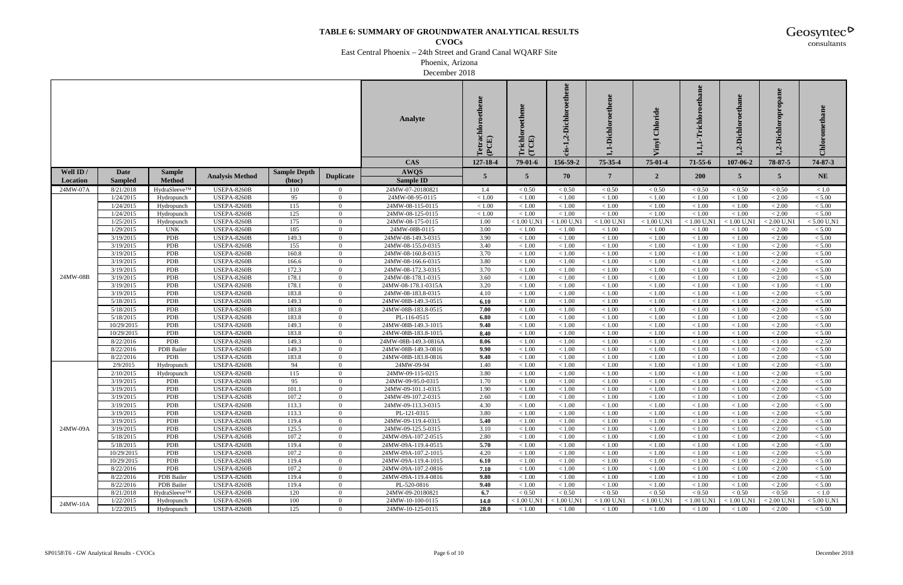# TABLE 6: SUMMARY OF GROUNDWATER ANALYTICAL RESULTS

**CVOCs**

East Central Phoenix – 24th Street and Grand Canal WQARF Site

Phoenix, Arizona

December 2018

| | | | | | | Analyte | Tetrachloroethene (PCE) | Trichloroethene (TCE) | cis-1,2-Dichloroethene | 1,1-Dichloroethene | Vinyl Chloride | 1,1,1-Trichloroethane | 1,2-Dichloroethane | 1,2-Dichloropropane | Chloromethane |
|---|---|---|---|---|---|---|---|---|---|---|---|---|---|---|---|
| | | | | | | CAS | 127-18-4 | 79-01-6 | 156-59-2 | 75-35-4 | 75-01-4 | 71-55-6 | 107-06-2 | 78-87-5 | 74-87-3 |
| Well ID / Location | Date Sampled | Sample Method | Analysis Method | Sample Depth (btoc) | Duplicate | AWQS / Sample ID | 5 | 5 | 70 | 7 | 2 | 200 | 5 | 5 | NE |
| 24MW-07A | 8/21/2018 | HydraSleeve™ | USEPA-8260B | 110 | 0 | 24MW-07-20180821 | 1.4 | < 0.50 | < 0.50 | < 0.50 | < 0.50 | < 0.50 | < 0.50 | < 0.50 | < 1.0 |
| 24MW-08B | 1/24/2015 | Hydropunch | USEPA-8260B | 95 | 0 | 24MW-08-95-0115 | < 1.00 | < 1.00 | < 1.00 | < 1.00 | < 1.00 | < 1.00 | < 1.00 | < 2.00 | < 5.00 |
| | 1/24/2015 | Hydropunch | USEPA-8260B | 115 | 0 | 24MW-08-115-0115 | < 1.00 | < 1.00 | < 1.00 | < 1.00 | < 1.00 | < 1.00 | < 1.00 | < 2.00 | < 5.00 |
| | 1/24/2015 | Hydropunch | USEPA-8260B | 125 | 0 | 24MW-08-125-0115 | < 1.00 | < 1.00 | < 1.00 | < 1.00 | < 1.00 | < 1.00 | < 1.00 | < 2.00 | < 5.00 |
| | 1/25/2015 | Hydropunch | USEPA-8260B | 175 | 0 | 24MW-08-175-0115 | 1.00 | < 1.00 U,N1 | < 1.00 U,N1 | < 1.00 U,N1 | < 1.00 U,N1 | < 1.00 U,N1 | < 1.00 U,N1 | < 2.00 U,N1 | < 5.00 U,N1 |
| | 1/29/2015 | UNK | USEPA-8260B | 185 | 0 | 24MW-08B-0115 | 3.00 | < 1.00 | < 1.00 | < 1.00 | < 1.00 | < 1.00 | < 1.00 | < 2.00 | < 5.00 |
| | 3/19/2015 | PDB | USEPA-8260B | 149.3 | 0 | 24MW-08-149.3-0315 | 3.90 | < 1.00 | < 1.00 | < 1.00 | < 1.00 | < 1.00 | < 1.00 | < 2.00 | < 5.00 |
| | 3/19/2015 | PDB | USEPA-8260B | 155 | 0 | 24MW-08-155.0-0315 | 3.40 | < 1.00 | < 1.00 | < 1.00 | < 1.00 | < 1.00 | < 1.00 | < 2.00 | < 5.00 |
| | 3/19/2015 | PDB | USEPA-8260B | 160.8 | 0 | 24MW-08-160.8-0315 | 3.70 | < 1.00 | < 1.00 | < 1.00 | < 1.00 | < 1.00 | < 1.00 | < 2.00 | < 5.00 |
| | 3/19/2015 | PDB | USEPA-8260B | 166.6 | 0 | 24MW-08-166.6-0315 | 3.80 | < 1.00 | < 1.00 | < 1.00 | < 1.00 | < 1.00 | < 1.00 | < 2.00 | < 5.00 |
| | 3/19/2015 | PDB | USEPA-8260B | 172.3 | 0 | 24MW-08-172.3-0315 | 3.70 | < 1.00 | < 1.00 | < 1.00 | < 1.00 | < 1.00 | < 1.00 | < 2.00 | < 5.00 |
| | 3/19/2015 | PDB | USEPA-8260B | 178.1 | 0 | 24MW-08-178.1-0315 | 3.60 | < 1.00 | < 1.00 | < 1.00 | < 1.00 | < 1.00 | < 1.00 | < 2.00 | < 5.00 |
| | 3/19/2015 | PDB | USEPA-8260B | 178.1 | 0 | 24MW-08-178.1-0315A | 3.20 | < 1.00 | < 1.00 | < 1.00 | < 1.00 | < 1.00 | < 1.00 | < 1.00 | < 1.00 |
| | 3/19/2015 | PDB | USEPA-8260B | 183.8 | 0 | 24MW-08-183.8-0315 | 4.10 | < 1.00 | < 1.00 | < 1.00 | < 1.00 | < 1.00 | < 1.00 | < 2.00 | < 5.00 |
| | 5/18/2015 | PDB | USEPA-8260B | 149.3 | 0 | 24MW-08B-149.3-0515 | **6.10** | < 1.00 | < 1.00 | < 1.00 | < 1.00 | < 1.00 | < 1.00 | < 2.00 | < 5.00 |
| | 5/18/2015 | PDB | USEPA-8260B | 183.8 | 0 | 24MW-08B-183.8-0515 | **7.00** | < 1.00 | < 1.00 | < 1.00 | < 1.00 | < 1.00 | < 1.00 | < 2.00 | < 5.00 |
| | 5/18/2015 | PDB | USEPA-8260B | 183.8 | 0 | PL-116-0515 | **6.80** | < 1.00 | < 1.00 | < 1.00 | < 1.00 | < 1.00 | < 1.00 | < 2.00 | < 5.00 |
| | 10/29/2015 | PDB | USEPA-8260B | 149.3 | 0 | 24MW-08B-149.3-1015 | **9.40** | < 1.00 | < 1.00 | < 1.00 | < 1.00 | < 1.00 | < 1.00 | < 2.00 | < 5.00 |
| | 10/29/2015 | PDB | USEPA-8260B | 183.8 | 0 | 24MW-08B-183.8-1015 | **8.40** | < 1.00 | < 1.00 | < 1.00 | < 1.00 | < 1.00 | < 1.00 | < 2.00 | < 5.00 |
| | 8/22/2016 | PDB | USEPA-8260B | 149.3 | 0 | 24MW-08B-149.3-0816A | **8.06** | < 1.00 | < 1.00 | < 1.00 | < 1.00 | < 1.00 | < 1.00 | < 1.00 | < 2.50 |
| | 8/22/2016 | PDB Bailer | USEPA-8260B | 149.3 | 0 | 24MW-08B-149.3-0816 | **9.90** | < 1.00 | < 1.00 | < 1.00 | < 1.00 | < 1.00 | < 1.00 | < 2.00 | < 5.00 |
| | 8/22/2016 | PDB | USEPA-8260B | 183.8 | 0 | 24MW-08B-183.8-0816 | **9.40** | < 1.00 | < 1.00 | < 1.00 | < 1.00 | < 1.00 | < 1.00 | < 2.00 | < 5.00 |
| 24MW-09A | 2/9/2015 | Hydropunch | USEPA-8260B | 94 | 0 | 24MW-09-94 | 1.40 | < 1.00 | < 1.00 | < 1.00 | < 1.00 | < 1.00 | < 1.00 | < 2.00 | < 5.00 |
| | 2/10/2015 | Hydropunch | USEPA-8260B | 115 | 0 | 24MW-09-115-0215 | 3.80 | < 1.00 | < 1.00 | < 1.00 | < 1.00 | < 1.00 | < 1.00 | < 2.00 | < 5.00 |
| | 3/19/2015 | PDB | USEPA-8260B | 95 | 0 | 24MW-09-95.0-0315 | 1.70 | < 1.00 | < 1.00 | < 1.00 | < 1.00 | < 1.00 | < 1.00 | < 2.00 | < 5.00 |
| | 3/19/2015 | PDB | USEPA-8260B | 101.1 | 0 | 24MW-09-101.1-0315 | 1.90 | < 1.00 | < 1.00 | < 1.00 | < 1.00 | < 1.00 | < 1.00 | < 2.00 | < 5.00 |
| | 3/19/2015 | PDB | USEPA-8260B | 107.2 | 0 | 24MW-09-107.2-0315 | 2.60 | < 1.00 | < 1.00 | < 1.00 | < 1.00 | < 1.00 | < 1.00 | < 2.00 | < 5.00 |
| | 3/19/2015 | PDB | USEPA-8260B | 113.3 | 0 | 24MW-09-113.3-0315 | 4.30 | < 1.00 | < 1.00 | < 1.00 | < 1.00 | < 1.00 | < 1.00 | < 2.00 | < 5.00 |
| | 3/19/2015 | PDB | USEPA-8260B | 113.3 | 0 | PL-121-0315 | 3.80 | < 1.00 | < 1.00 | < 1.00 | < 1.00 | < 1.00 | < 1.00 | < 2.00 | < 5.00 |
| | 3/19/2015 | PDB | USEPA-8260B | 119.4 | 0 | 24MW-09-119.4-0315 | 5.40 | < 1.00 | < 1.00 | < 1.00 | < 1.00 | < 1.00 | < 1.00 | < 2.00 | < 5.00 |
| | 3/19/2015 | PDB | USEPA-8260B | 125.5 | 0 | 24MW-09-125.5-0315 | 3.10 | < 1.00 | < 1.00 | < 1.00 | < 1.00 | < 1.00 | < 1.00 | < 2.00 | < 5.00 |
| | 5/18/2015 | PDB | USEPA-8260B | 107.2 | 0 | 24MW-09A-107.2-0515 | 2.80 | < 1.00 | < 1.00 | < 1.00 | < 1.00 | < 1.00 | < 1.00 | < 2.00 | < 5.00 |
| | 5/18/2015 | PDB | USEPA-8260B | 119.4 | 0 | 24MW-09A-119.4-0515 | **5.70** | < 1.00 | < 1.00 | < 1.00 | < 1.00 | < 1.00 | < 1.00 | < 2.00 | < 5.00 |
| | 10/29/2015 | PDB | USEPA-8260B | 107.2 | 0 | 24MW-09A-107.2-1015 | 4.20 | < 1.00 | < 1.00 | < 1.00 | < 1.00 | < 1.00 | < 1.00 | < 2.00 | < 5.00 |
| | 10/29/2015 | PDB | USEPA-8260B | 119.4 | 0 | 24MW-09A-119.4-1015 | **6.10** | < 1.00 | < 1.00 | < 1.00 | < 1.00 | < 1.00 | < 1.00 | < 2.00 | < 5.00 |
| | 8/22/2016 | PDB | USEPA-8260B | 107.2 | 0 | 24MW-09A-107.2-0816 | **7.10** | < 1.00 | < 1.00 | < 1.00 | < 1.00 | < 1.00 | < 1.00 | < 2.00 | < 5.00 |
| | 8/22/2016 | PDB Bailer | USEPA-8260B | 119.4 | 0 | 24MW-09A-119.4-0816 | **9.80** | < 1.00 | < 1.00 | < 1.00 | < 1.00 | < 1.00 | < 1.00 | < 2.00 | < 5.00 |
| | 8/22/2016 | PDB Bailer | USEPA-8260B | 119.4 | 0 | PL-520-0816 | **9.40** | < 1.00 | < 1.00 | < 1.00 | < 1.00 | < 1.00 | < 1.00 | < 2.00 | < 5.00 |
| | 8/21/2018 | HydraSleeve™ | USEPA-8260B | 120 | 0 | 24MW-09-20180821 | **6.7** | < 0.50 | < 0.50 | < 0.50 | < 0.50 | < 0.50 | < 0.50 | < 0.50 | < 1.0 |
| 24MW-10A | 1/22/2015 | Hydropunch | USEPA-8260B | 100 | 0 | 24MW-10-100-0115 | **14.0** | < 1.00 U,N1 | < 1.00 U,N1 | < 1.00 U,N1 | < 1.00 U,N1 | < 1.00 U,N1 | < 1.00 U,N1 | < 2.00 U,N1 | < 5.00 U,N1 |
| | 1/22/2015 | Hydropunch | USEPA-8260B | 125 | 0 | 24MW-10-125-0115 | **28.0** | < 1.00 | < 1.00 | < 1.00 | < 1.00 | < 1.00 | < 1.00 | < 2.00 | < 5.00 |

SP0158\T6 - GW Analytical Results - CVOCs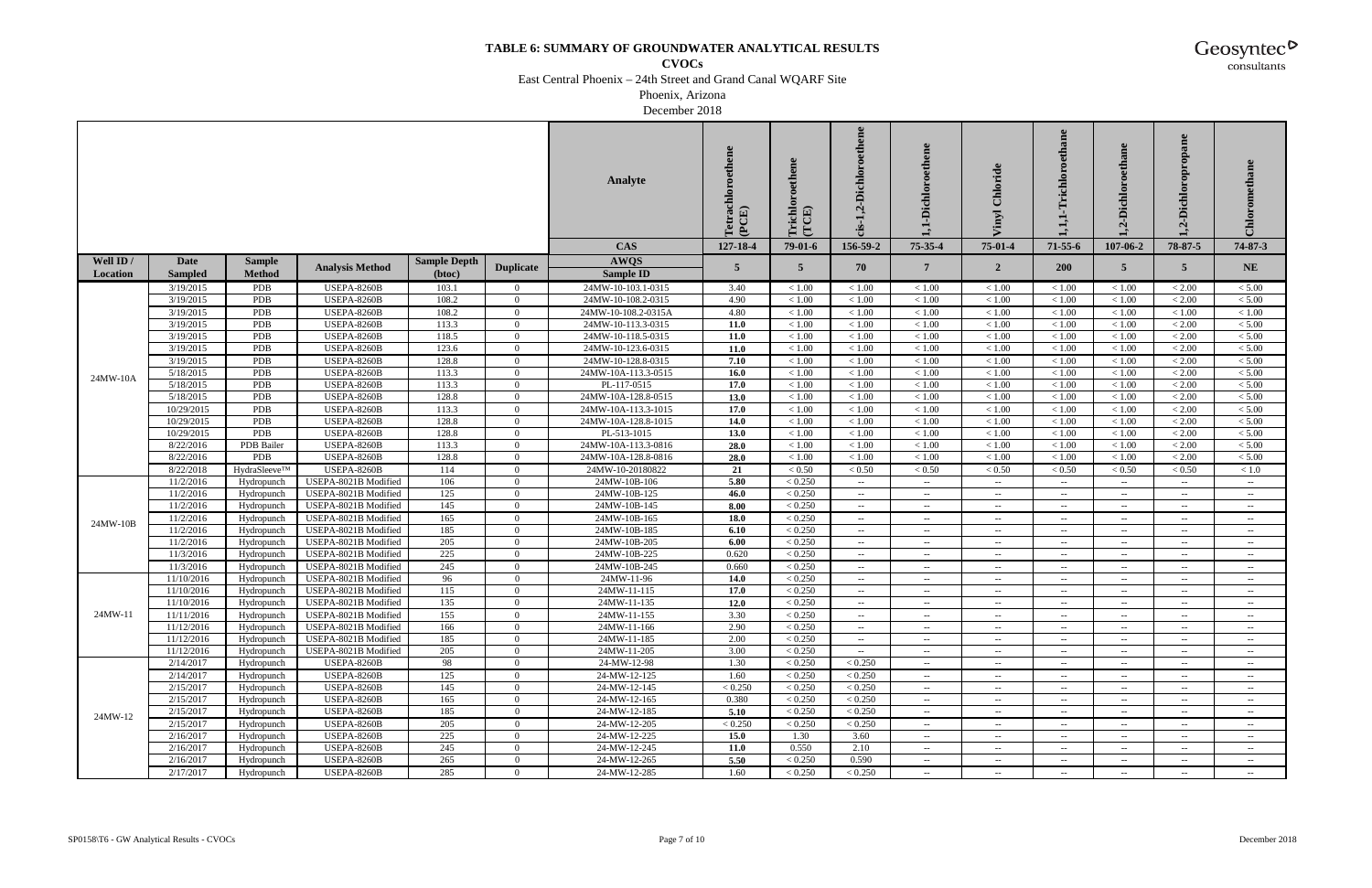# TABLE 6: SUMMARY OF GROUNDWATER ANALYTICAL RESULTS

**CVOCs**

East Central Phoenix – 24th Street and Grand Canal WQARF Site

Phoenix, Arizona

December 2018

| | | | | | | Analyte | Tetrachloroethene (PCE) | Trichloroethene (TCE) | cis-1,2-Dichloroethene | 1,1-Dichloroethene | Vinyl Chloride | 1,1,1-Trichloroethane | 1,2-Dichloroethane | 1,2-Dichloropropane | Chloromethane |
|---|---|---|---|---|---|---|---|---|---|---|---|---|---|---|---|
| | | | | | | CAS | 127-18-4 | 79-01-6 | 156-59-2 | 75-35-4 | 75-01-4 | 71-55-6 | 107-06-2 | 78-87-5 | 74-87-3 |
| Well ID / Location | Date Sampled | Sample Method | Analysis Method | Sample Depth (btoc) | Duplicate | AWQS / Sample ID | 5 | 5 | 70 | 7 | 2 | 200 | 5 | 5 | NE |
| 24MW-10A | 3/19/2015 | PDB | USEPA-8260B | 103.1 | 0 | 24MW-10-103.1-0315 | 3.40 | < 1.00 | < 1.00 | < 1.00 | < 1.00 | < 1.00 | < 1.00 | < 2.00 | < 5.00 |
| | 3/19/2015 | PDB | USEPA-8260B | 108.2 | 0 | 24MW-10-108.2-0315 | 4.90 | < 1.00 | < 1.00 | < 1.00 | < 1.00 | < 1.00 | < 1.00 | < 2.00 | < 5.00 |
| | 3/19/2015 | PDB | USEPA-8260B | 108.2 | 0 | 24MW-10-108.2-0315A | 4.80 | < 1.00 | < 1.00 | < 1.00 | < 1.00 | < 1.00 | < 1.00 | < 1.00 | < 1.00 |
| | 3/19/2015 | PDB | USEPA-8260B | 113.3 | 0 | 24MW-10-113.3-0315 | **11.0** | < 1.00 | < 1.00 | < 1.00 | < 1.00 | < 1.00 | < 1.00 | < 2.00 | < 5.00 |
| | 3/19/2015 | PDB | USEPA-8260B | 118.5 | 0 | 24MW-10-118.5-0315 | **11.0** | < 1.00 | < 1.00 | < 1.00 | < 1.00 | < 1.00 | < 1.00 | < 2.00 | < 5.00 |
| | 3/19/2015 | PDB | USEPA-8260B | 123.6 | 0 | 24MW-10-123.6-0315 | **11.0** | < 1.00 | < 1.00 | < 1.00 | < 1.00 | < 1.00 | < 1.00 | < 2.00 | < 5.00 |
| | 3/19/2015 | PDB | USEPA-8260B | 128.8 | 0 | 24MW-10-128.8-0315 | **7.10** | < 1.00 | < 1.00 | < 1.00 | < 1.00 | < 1.00 | < 1.00 | < 2.00 | < 5.00 |
| | 5/18/2015 | PDB | USEPA-8260B | 113.3 | 0 | 24MW-10A-113.3-0515 | **16.0** | < 1.00 | < 1.00 | < 1.00 | < 1.00 | < 1.00 | < 1.00 | < 2.00 | < 5.00 |
| | 5/18/2015 | PDB | USEPA-8260B | 113.3 | 0 | PL-117-0515 | **17.0** | < 1.00 | < 1.00 | < 1.00 | < 1.00 | < 1.00 | < 1.00 | < 2.00 | < 5.00 |
| | 5/18/2015 | PDB | USEPA-8260B | 128.8 | 0 | 24MW-10A-128.8-0515 | **13.0** | < 1.00 | < 1.00 | < 1.00 | < 1.00 | < 1.00 | < 1.00 | < 2.00 | < 5.00 |
| | 10/29/2015 | PDB | USEPA-8260B | 113.3 | 0 | 24MW-10A-113.3-1015 | **17.0** | < 1.00 | < 1.00 | < 1.00 | < 1.00 | < 1.00 | < 1.00 | < 2.00 | < 5.00 |
| | 10/29/2015 | PDB | USEPA-8260B | 128.8 | 0 | 24MW-10A-128.8-1015 | **14.0** | < 1.00 | < 1.00 | < 1.00 | < 1.00 | < 1.00 | < 1.00 | < 2.00 | < 5.00 |
| | 10/29/2015 | PDB | USEPA-8260B | 128.8 | 0 | PL-513-1015 | **13.0** | < 1.00 | < 1.00 | < 1.00 | < 1.00 | < 1.00 | < 1.00 | < 2.00 | < 5.00 |
| | 8/22/2016 | PDB Bailer | USEPA-8260B | 113.3 | 0 | 24MW-10A-113.3-0816 | **28.0** | < 1.00 | < 1.00 | < 1.00 | < 1.00 | < 1.00 | < 1.00 | < 2.00 | < 5.00 |
| | 8/22/2016 | PDB | USEPA-8260B | 128.8 | 0 | 24MW-10A-128.8-0816 | **28.0** | < 1.00 | < 1.00 | < 1.00 | < 1.00 | < 1.00 | < 1.00 | < 2.00 | < 5.00 |
| | 8/22/2018 | HydraSleeve™ | USEPA-8260B | 114 | 0 | 24MW-10-20180822 | **21** | < 0.50 | < 0.50 | < 0.50 | < 0.50 | < 0.50 | < 0.50 | < 0.50 | < 1.0 |
| 24MW-10B | 11/2/2016 | Hydropunch | USEPA-8021B Modified | 106 | 0 | 24MW-10B-106 | **5.80** | < 0.250 | -- | -- | -- | -- | -- | -- | -- |
| | 11/2/2016 | Hydropunch | USEPA-8021B Modified | 125 | 0 | 24MW-10B-125 | **46.0** | < 0.250 | -- | -- | -- | -- | -- | -- | -- |
| | 11/2/2016 | Hydropunch | USEPA-8021B Modified | 145 | 0 | 24MW-10B-145 | **8.00** | < 0.250 | -- | -- | -- | -- | -- | -- | -- |
| | 11/2/2016 | Hydropunch | USEPA-8021B Modified | 165 | 0 | 24MW-10B-165 | **18.0** | < 0.250 | -- | -- | -- | -- | -- | -- | -- |
| | 11/2/2016 | Hydropunch | USEPA-8021B Modified | 185 | 0 | 24MW-10B-185 | **6.10** | < 0.250 | -- | -- | -- | -- | -- | -- | -- |
| | 11/2/2016 | Hydropunch | USEPA-8021B Modified | 205 | 0 | 24MW-10B-205 | **6.00** | < 0.250 | -- | -- | -- | -- | -- | -- | -- |
| | 11/3/2016 | Hydropunch | USEPA-8021B Modified | 225 | 0 | 24MW-10B-225 | 0.620 | < 0.250 | -- | -- | -- | -- | -- | -- | -- |
| | 11/3/2016 | Hydropunch | USEPA-8021B Modified | 245 | 0 | 24MW-10B-245 | 0.660 | < 0.250 | -- | -- | -- | -- | -- | -- | -- |
| 24MW-11 | 11/10/2016 | Hydropunch | USEPA-8021B Modified | 96 | 0 | 24MW-11-96 | **14.0** | < 0.250 | -- | -- | -- | -- | -- | -- | -- |
| | 11/10/2016 | Hydropunch | USEPA-8021B Modified | 115 | 0 | 24MW-11-115 | **17.0** | < 0.250 | -- | -- | -- | -- | -- | -- | -- |
| | 11/10/2016 | Hydropunch | USEPA-8021B Modified | 135 | 0 | 24MW-11-135 | **12.0** | < 0.250 | -- | -- | -- | -- | -- | -- | -- |
| | 11/11/2016 | Hydropunch | USEPA-8021B Modified | 155 | 0 | 24MW-11-155 | 3.30 | < 0.250 | -- | -- | -- | -- | -- | -- | -- |
| | 11/12/2016 | Hydropunch | USEPA-8021B Modified | 166 | 0 | 24MW-11-166 | 2.90 | < 0.250 | -- | -- | -- | -- | -- | -- | -- |
| | 11/12/2016 | Hydropunch | USEPA-8021B Modified | 185 | 0 | 24MW-11-185 | 2.00 | < 0.250 | -- | -- | -- | -- | -- | -- | -- |
| | 11/12/2016 | Hydropunch | USEPA-8021B Modified | 205 | 0 | 24MW-11-205 | 3.00 | < 0.250 | -- | -- | -- | -- | -- | -- | -- |
| 24MW-12 | 2/14/2017 | Hydropunch | USEPA-8260B | 98 | 0 | 24-MW-12-98 | 1.30 | < 0.250 | < 0.250 | -- | -- | -- | -- | -- | -- |
| | 2/14/2017 | Hydropunch | USEPA-8260B | 125 | 0 | 24-MW-12-125 | 1.60 | < 0.250 | < 0.250 | -- | -- | -- | -- | -- | -- |
| | 2/15/2017 | Hydropunch | USEPA-8260B | 145 | 0 | 24-MW-12-145 | < 0.250 | < 0.250 | < 0.250 | -- | -- | -- | -- | -- | -- |
| | 2/15/2017 | Hydropunch | USEPA-8260B | 165 | 0 | 24-MW-12-165 | 0.380 | < 0.250 | < 0.250 | -- | -- | -- | -- | -- | -- |
| | 2/15/2017 | Hydropunch | USEPA-8260B | 185 | 0 | 24-MW-12-185 | **5.10** | < 0.250 | < 0.250 | -- | -- | -- | -- | -- | -- |
| | 2/15/2017 | Hydropunch | USEPA-8260B | 205 | 0 | 24-MW-12-205 | < 0.250 | < 0.250 | < 0.250 | -- | -- | -- | -- | -- | -- |
| | 2/16/2017 | Hydropunch | USEPA-8260B | 225 | 0 | 24-MW-12-225 | **15.0** | 1.30 | 3.60 | -- | -- | -- | -- | -- | -- |
| | 2/16/2017 | Hydropunch | USEPA-8260B | 245 | 0 | 24-MW-12-245 | **11.0** | 0.550 | 2.10 | -- | -- | -- | -- | -- | -- |
| | 2/16/2017 | Hydropunch | USEPA-8260B | 265 | 0 | 24-MW-12-265 | **5.50** | < 0.250 | 0.590 | -- | -- | -- | -- | -- | -- |
| | 2/17/2017 | Hydropunch | USEPA-8260B | 285 | 0 | 24-MW-12-285 | 1.60 | < 0.250 | < 0.250 | -- | -- | -- | -- | -- | -- |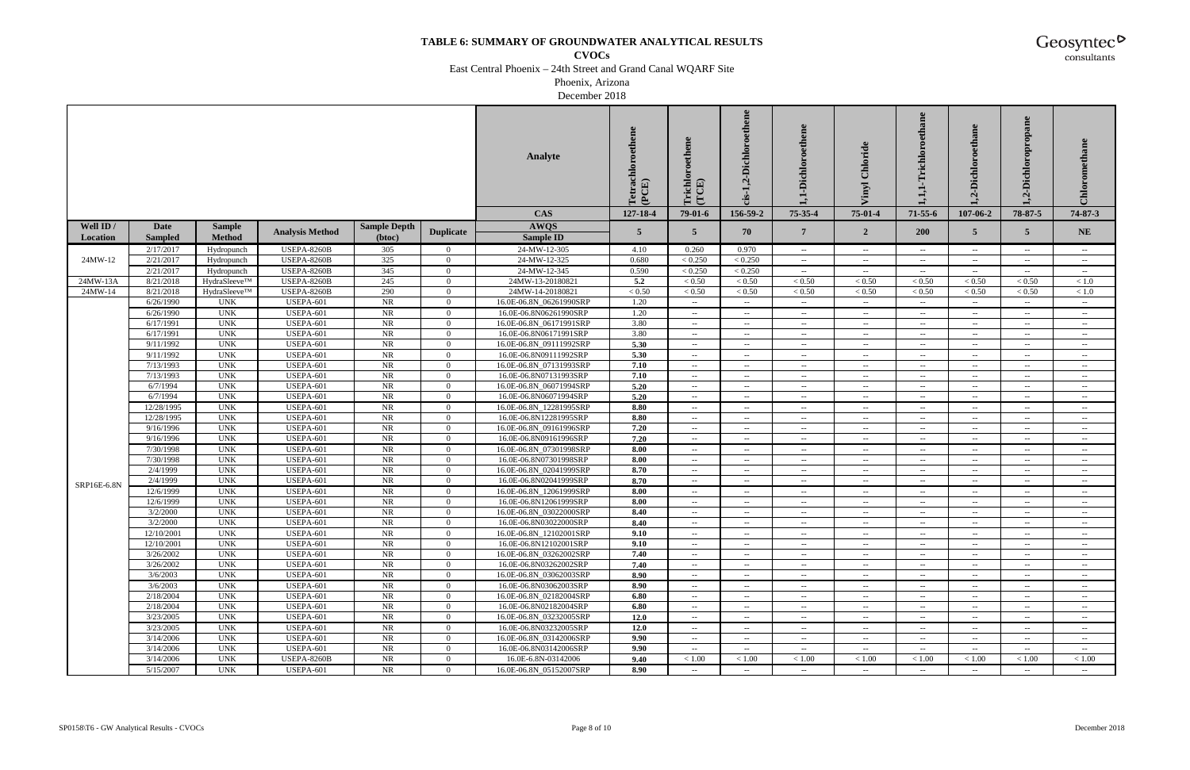# TABLE 6: SUMMARY OF GROUNDWATER ANALYTICAL RESULTS

**CVOCs**

East Central Phoenix – 24th Street and Grand Canal WQARF Site

Phoenix, Arizona

December 2018

| | | | | | | Analyte | Tetrachloroethene (PCE) | Trichloroethene (TCE) | cis-1,2-Dichloroethene | 1,1-Dichloroethene | Vinyl Chloride | 1,1,1-Trichloroethane | 1,2-Dichloroethane | 1,2-Dichloropropane | Chloromethane |
|---|---|---|---|---|---|---|---|---|---|---|---|---|---|---|---|
| | | | | | | CAS | 127-18-4 | 79-01-6 | 156-59-2 | 75-35-4 | 75-01-4 | 71-55-6 | 107-06-2 | 78-87-5 | 74-87-3 |
| Well ID / Location | Date Sampled | Sample Method | Analysis Method | Sample Depth (btoc) | Duplicate | AWQS / Sample ID | 5 | 5 | 70 | 7 | 2 | 200 | 5 | 5 | NE |
| 24MW-12 | 2/17/2017 | Hydropunch | USEPA-8260B | 305 | 0 | 24-MW-12-305 | 4.10 | 0.260 | 0.970 | -- | -- | -- | -- | -- | -- |
| | 2/21/2017 | Hydropunch | USEPA-8260B | 325 | 0 | 24-MW-12-325 | 0.680 | < 0.250 | < 0.250 | -- | -- | -- | -- | -- | -- |
| | 2/21/2017 | Hydropunch | USEPA-8260B | 345 | 0 | 24-MW-12-345 | 0.590 | < 0.250 | < 0.250 | -- | -- | -- | -- | -- | -- |
| 24MW-13A | 8/21/2018 | HydraSleeve™ | USEPA-8260B | 245 | 0 | 24MW-13-20180821 | **5.2** | < 0.50 | < 0.50 | < 0.50 | < 0.50 | < 0.50 | < 0.50 | < 0.50 | < 1.0 |
| 24MW-14 | 8/21/2018 | HydraSleeve™ | USEPA-8260B | 290 | 0 | 24MW-14-20180821 | < 0.50 | < 0.50 | < 0.50 | < 0.50 | < 0.50 | < 0.50 | < 0.50 | < 0.50 | < 1.0 |
| SRP16E-6.8N | 6/26/1990 | UNK | USEPA-601 | NR | 0 | 16.0E-06.8N_06261990SRP | 1.20 | -- | -- | -- | -- | -- | -- | -- | -- |
| | 6/26/1990 | UNK | USEPA-601 | NR | 0 | 16.0E-06.8N06261990SRP | 1.20 | -- | -- | -- | -- | -- | -- | -- | -- |
| | 6/17/1991 | UNK | USEPA-601 | NR | 0 | 16.0E-06.8N_06171991SRP | 3.80 | -- | -- | -- | -- | -- | -- | -- | -- |
| | 6/17/1991 | UNK | USEPA-601 | NR | 0 | 16.0E-06.8N06171991SRP | 3.80 | -- | -- | -- | -- | -- | -- | -- | -- |
| | 9/11/1992 | UNK | USEPA-601 | NR | 0 | 16.0E-06.8N_09111992SRP | **5.30** | -- | -- | -- | -- | -- | -- | -- | -- |
| | 9/11/1992 | UNK | USEPA-601 | NR | 0 | 16.0E-06.8N09111992SRP | **5.30** | -- | -- | -- | -- | -- | -- | -- | -- |
| | 7/13/1993 | UNK | USEPA-601 | NR | 0 | 16.0E-06.8N_07131993SRP | **7.10** | -- | -- | -- | -- | -- | -- | -- | -- |
| | 7/13/1993 | UNK | USEPA-601 | NR | 0 | 16.0E-06.8N07131993SRP | **7.10** | -- | -- | -- | -- | -- | -- | -- | -- |
| | 6/7/1994 | UNK | USEPA-601 | NR | 0 | 16.0E-06.8N_06071994SRP | **5.20** | -- | -- | -- | -- | -- | -- | -- | -- |
| | 6/7/1994 | UNK | USEPA-601 | NR | 0 | 16.0E-06.8N06071994SRP | **5.20** | -- | -- | -- | -- | -- | -- | -- | -- |
| | 12/28/1995 | UNK | USEPA-601 | NR | 0 | 16.0E-06.8N_12281995SRP | **8.80** | -- | -- | -- | -- | -- | -- | -- | -- |
| | 12/28/1995 | UNK | USEPA-601 | NR | 0 | 16.0E-06.8N12281995SRP | **8.80** | -- | -- | -- | -- | -- | -- | -- | -- |
| | 9/16/1996 | UNK | USEPA-601 | NR | 0 | 16.0E-06.8N_09161996SRP | **7.20** | -- | -- | -- | -- | -- | -- | -- | -- |
| | 9/16/1996 | UNK | USEPA-601 | NR | 0 | 16.0E-06.8N09161996SRP | **7.20** | -- | -- | -- | -- | -- | -- | -- | -- |
| | 7/30/1998 | UNK | USEPA-601 | NR | 0 | 16.0E-06.8N_07301998SRP | **8.00** | -- | -- | -- | -- | -- | -- | -- | -- |
| | 7/30/1998 | UNK | USEPA-601 | NR | 0 | 16.0E-06.8N07301998SRP | **8.00** | -- | -- | -- | -- | -- | -- | -- | -- |
| | 2/4/1999 | UNK | USEPA-601 | NR | 0 | 16.0E-06.8N_02041999SRP | **8.70** | -- | -- | -- | -- | -- | -- | -- | -- |
| | 2/4/1999 | UNK | USEPA-601 | NR | 0 | 16.0E-06.8N02041999SRP | **8.70** | -- | -- | -- | -- | -- | -- | -- | -- |
| | 12/6/1999 | UNK | USEPA-601 | NR | 0 | 16.0E-06.8N_12061999SRP | **8.00** | -- | -- | -- | -- | -- | -- | -- | -- |
| | 12/6/1999 | UNK | USEPA-601 | NR | 0 | 16.0E-06.8N12061999SRP | **8.00** | -- | -- | -- | -- | -- | -- | -- | -- |
| | 3/2/2000 | UNK | USEPA-601 | NR | 0 | 16.0E-06.8N_03022000SRP | **8.40** | -- | -- | -- | -- | -- | -- | -- | -- |
| | 3/2/2000 | UNK | USEPA-601 | NR | 0 | 16.0E-06.8N03022000SRP | **8.40** | -- | -- | -- | -- | -- | -- | -- | -- |
| | 12/10/2001 | UNK | USEPA-601 | NR | 0 | 16.0E-06.8N_12102001SRP | **9.10** | -- | -- | -- | -- | -- | -- | -- | -- |
| | 12/10/2001 | UNK | USEPA-601 | NR | 0 | 16.0E-06.8N12102001SRP | **9.10** | -- | -- | -- | -- | -- | -- | -- | -- |
| | 3/26/2002 | UNK | USEPA-601 | NR | 0 | 16.0E-06.8N_03262002SRP | **7.40** | -- | -- | -- | -- | -- | -- | -- | -- |
| | 3/26/2002 | UNK | USEPA-601 | NR | 0 | 16.0E-06.8N03262002SRP | **7.40** | -- | -- | -- | -- | -- | -- | -- | -- |
| | 3/6/2003 | UNK | USEPA-601 | NR | 0 | 16.0E-06.8N_03062003SRP | **8.90** | -- | -- | -- | -- | -- | -- | -- | -- |
| | 3/6/2003 | UNK | USEPA-601 | NR | 0 | 16.0E-06.8N03062003SRP | **8.90** | -- | -- | -- | -- | -- | -- | -- | -- |
| | 2/18/2004 | UNK | USEPA-601 | NR | 0 | 16.0E-06.8N_02182004SRP | **6.80** | -- | -- | -- | -- | -- | -- | -- | -- |
| | 2/18/2004 | UNK | USEPA-601 | NR | 0 | 16.0E-06.8N02182004SRP | **6.80** | -- | -- | -- | -- | -- | -- | -- | -- |
| | 3/23/2005 | UNK | USEPA-601 | NR | 0 | 16.0E-06.8N_03232005SRP | **12.0** | -- | -- | -- | -- | -- | -- | -- | -- |
| | 3/23/2005 | UNK | USEPA-601 | NR | 0 | 16.0E-06.8N03232005SRP | **12.0** | -- | -- | -- | -- | -- | -- | -- | -- |
| | 3/14/2006 | UNK | USEPA-601 | NR | 0 | 16.0E-06.8N_03142006SRP | **9.90** | -- | -- | -- | -- | -- | -- | -- | -- |
| | 3/14/2006 | UNK | USEPA-601 | NR | 0 | 16.0E-06.8N03142006SRP | **9.90** | -- | -- | -- | -- | -- | -- | -- | -- |
| | 3/14/2006 | UNK | USEPA-8260B | NR | 0 | 16.0E-6.8N-03142006 | **9.40** | < 1.00 | < 1.00 | < 1.00 | < 1.00 | < 1.00 | < 1.00 | < 1.00 | < 1.00 |
| | 5/15/2007 | UNK | USEPA-601 | NR | 0 | 16.0E-06.8N_05152007SRP | **8.90** | -- | -- | -- | -- | -- | -- | -- | -- |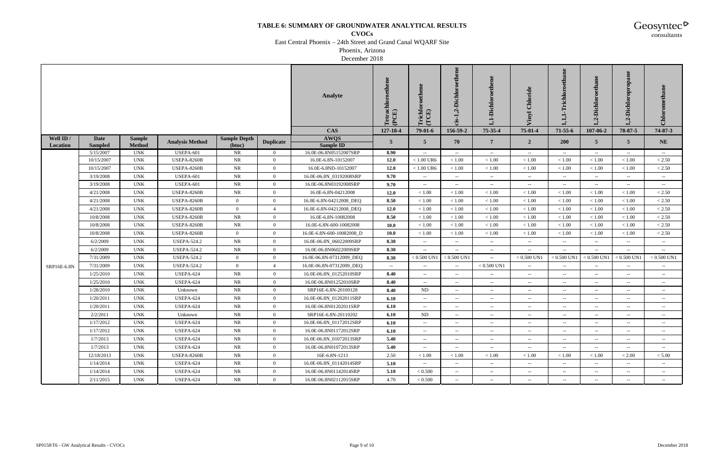# TABLE 6: SUMMARY OF GROUNDWATER ANALYTICAL RESULTS

**CVOCs**

East Central Phoenix – 24th Street and Grand Canal WQARF Site

Phoenix, Arizona

December 2018

| | | | | | | Analyte | Tetrachloroethene (PCE) | Trichloroethene (TCE) | cis-1,2-Dichloroethene | 1,1-Dichloroethene | Vinyl Chloride | 1,1,1-Trichloroethane | 1,2-Dichloroethane | 1,2-Dichloropropane | Chloromethane |
|---|---|---|---|---|---|---|---|---|---|---|---|---|---|---|---|
| | | | | | | CAS | 127-18-4 | 79-01-6 | 156-59-2 | 75-35-4 | 75-01-4 | 71-55-6 | 107-06-2 | 78-87-5 | 74-87-3 |
| Well ID / Location | Date Sampled | Sample Method | Analysis Method | Sample Depth (btoc) | Duplicate | AWQS / Sample ID | 5 | 5 | 70 | 7 | 2 | 200 | 5 | 5 | NE |
| SRP16E-6.8N | 5/15/2007 | UNK | USEPA-601 | NR | 0 | 16.0E-06.8N05152007SRP | **8.90** | -- | -- | -- | -- | -- | -- | -- | -- |
| | 10/15/2007 | UNK | USEPA-8260B | NR | 0 | 16.0E-6.8N-10152007 | **12.0** | < 1.00 UR6 | < 1.00 | < 1.00 | < 1.00 | < 1.00 | < 1.00 | < 1.00 | < 2.50 |
| | 10/15/2007 | UNK | USEPA-8260B | NR | 0 | 16.0E-6.8ND-10152007 | **12.0** | < 1.00 UR6 | < 1.00 | < 1.00 | < 1.00 | < 1.00 | < 1.00 | < 1.00 | < 2.50 |
| | 3/19/2008 | UNK | USEPA-601 | NR | 0 | 16.0E-06.8N_03192008SRP | **9.70** | -- | -- | -- | -- | -- | -- | -- | -- |
| | 3/19/2008 | UNK | USEPA-601 | NR | 0 | 16.0E-06.8N03192008SRP | **9.70** | -- | -- | -- | -- | -- | -- | -- | -- |
| | 4/21/2008 | UNK | USEPA-8260B | NR | 0 | 16.0E-6.8N-04212008 | **12.0** | < 1.00 | < 1.00 | < 1.00 | < 1.00 | < 1.00 | < 1.00 | < 1.00 | < 2.50 |
| | 4/21/2008 | UNK | USEPA-8260B | 0 | 0 | 16.0E-6.8N-04212008_DEQ | **8.50** | < 1.00 | < 1.00 | < 1.00 | < 1.00 | < 1.00 | < 1.00 | < 1.00 | < 2.50 |
| | 4/21/2008 | UNK | USEPA-8260B | 0 | 4 | 16.0E-6.8N-04212008_DEQ | **12.0** | < 1.00 | < 1.00 | < 1.00 | < 1.00 | < 1.00 | < 1.00 | < 1.00 | < 2.50 |
| | 10/8/2008 | UNK | USEPA-8260B | NR | 0 | 16.0E-6.8N-10082008 | **8.50** | < 1.00 | < 1.00 | < 1.00 | < 1.00 | < 1.00 | < 1.00 | < 1.00 | < 2.50 |
| | 10/8/2008 | UNK | USEPA-8260B | NR | 0 | 16.0E-6.8N-600-10082008 | **10.0** | < 1.00 | < 1.00 | < 1.00 | < 1.00 | < 1.00 | < 1.00 | < 1.00 | < 2.50 |
| | 10/8/2008 | UNK | USEPA-8260B | 0 | 0 | 16.0E-6.8N-600-10082008_D | **10.0** | < 1.00 | < 1.00 | < 1.00 | < 1.00 | < 1.00 | < 1.00 | < 1.00 | < 2.50 |
| | 6/2/2009 | UNK | USEPA-524.2 | NR | 0 | 16.0E-06.8N_06022009SRP | **8.30** | -- | -- | -- | -- | -- | -- | -- | -- |
| | 6/2/2009 | UNK | USEPA-524.2 | NR | 0 | 16.0E-06.8N06022009SRP | **8.30** | -- | -- | -- | -- | -- | -- | -- | -- |
| | 7/31/2009 | UNK | USEPA-524.2 | 0 | 0 | 16.0E-06.8N-07312009_DEQ | **8.30** | < 0.500 UN1 | < 0.500 UN1 | -- | < 0.500 UN1 | < 0.500 UN1 | < 0.500 UN1 | < 0.500 UN1 | < 0.500 UN1 |
| | 7/31/2009 | UNK | USEPA-524.2 | 0 | 4 | 16.0E-06.8N-07312009_DEQ | -- | -- | -- | < 0.500 UN1 | -- | -- | -- | -- | -- |
| | 1/25/2010 | UNK | USEPA-624 | NR | 0 | 16.0E-06.8N_01252010SRP | **8.40** | -- | -- | -- | -- | -- | -- | -- | -- |
| | 1/25/2010 | UNK | USEPA-624 | NR | 0 | 16.0E-06.8N01252010SRP | **8.40** | -- | -- | -- | -- | -- | -- | -- | -- |
| | 1/28/2010 | UNK | Unknown | NR | 0 | SRP16E-6.8N-20100128 | **8.40** | ND | -- | -- | -- | -- | -- | -- | -- |
| | 1/20/2011 | UNK | USEPA-624 | NR | 0 | 16.0E-06.8N_01202011SRP | **6.10** | -- | -- | -- | -- | -- | -- | -- | -- |
| | 1/20/2011 | UNK | USEPA-624 | NR | 0 | 16.0E-06.8N01202011SRP | **6.10** | -- | -- | -- | -- | -- | -- | -- | -- |
| | 2/2/2011 | UNK | Unknown | NR | 0 | SRP16E-6.8N-20110202 | **6.10** | ND | -- | -- | -- | -- | -- | -- | -- |
| | 1/17/2012 | UNK | USEPA-624 | NR | 0 | 16.0E-06.8N_01172012SRP | **6.10** | -- | -- | -- | -- | -- | -- | -- | -- |
| | 1/17/2012 | UNK | USEPA-624 | NR | 0 | 16.0E-06.8N01172012SRP | **6.10** | -- | -- | -- | -- | -- | -- | -- | -- |
| | 1/7/2013 | UNK | USEPA-624 | NR | 0 | 16.0E-06.8N_01072013SRP | **5.40** | -- | -- | -- | -- | -- | -- | -- | -- |
| | 1/7/2013 | UNK | USEPA-624 | NR | 0 | 16.0E-06.8N01072013SRP | **5.40** | -- | -- | -- | -- | -- | -- | -- | -- |
| | 12/18/2013 | UNK | USEPA-8260B | NR | 0 | 16E-6.8N-1213 | 2.50 | < 1.00 | < 1.00 | < 1.00 | < 1.00 | < 1.00 | < 1.00 | < 2.00 | < 5.00 |
| | 1/14/2014 | UNK | USEPA-624 | NR | 0 | 16.0E-06.8N_01142014SRP | **5.10** | -- | -- | -- | -- | -- | -- | -- | -- |
| | 1/14/2014 | UNK | USEPA-624 | NR | 0 | 16.0E-06.8N01142014SRP | **5.10** | < 0.500 | -- | -- | -- | -- | -- | -- | -- |
| | 2/11/2015 | UNK | USEPA-624 | NR | 0 | 16.0E-06.8N02112015SRP | 4.70 | < 0.500 | -- | -- | -- | -- | -- | -- | -- |

SP0158\T6 - GW Analytical Results - CVOCs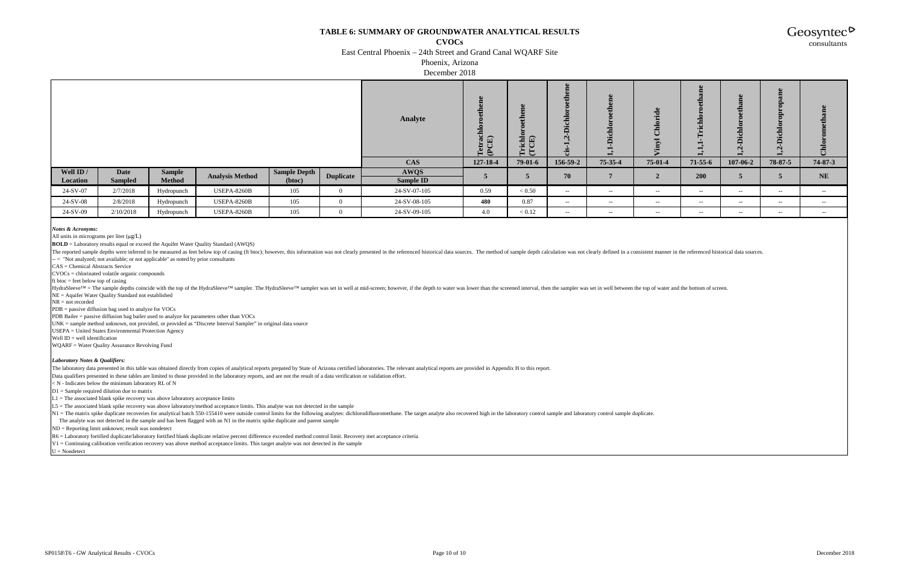# TABLE 6: SUMMARY OF GROUNDWATER ANALYTICAL RESULTS

**CVOCs**

East Central Phoenix – 24th Street and Grand Canal WQARF Site

Phoenix, Arizona

December 2018

| | | | | | | Analyte | Tetrachloroethene (PCE) | Trichloroethene (TCE) | cis-1,2-Dichloroethene | 1,1-Dichloroethene | Vinyl Chloride | 1,1,1-Trichloroethane | 1,2-Dichloroethane | 1,2-Dichloropropane | Chloromethane |
|---|---|---|---|---|---|---|---|---|---|---|---|---|---|---|---|
| | | | | | | CAS | 127-18-4 | 79-01-6 | 156-59-2 | 75-35-4 | 75-01-4 | 71-55-6 | 107-06-2 | 78-87-5 | 74-87-3 |
| Well ID / Location | Date Sampled | Sample Method | Analysis Method | Sample Depth (btoc) | Duplicate | AWQS / Sample ID | 5 | 5 | 70 | 7 | 2 | 200 | 5 | 5 | NE |
| 24-SV-07 | 2/7/2018 | Hydropunch | USEPA-8260B | 105 | 0 | 24-SV-07-105 | 0.59 | < 0.50 | -- | -- | -- | -- | -- | -- | -- |
| 24-SV-08 | 2/8/2018 | Hydropunch | USEPA-8260B | 105 | 0 | 24-SV-08-105 | **480** | 0.87 | -- | -- | -- | -- | -- | -- | -- |
| 24-SV-09 | 2/10/2018 | Hydropunch | USEPA-8260B | 105 | 0 | 24-SV-09-105 | 4.0 | < 0.12 | -- | -- | -- | -- | -- | -- | -- |

***Notes & Acronyms:***

All units in micrograms per liter (µg/L)

**BOLD** = Laboratory results equal or exceed the Aquifer Water Quality Standard (AWQS)

The reported sample depths were inferred to be measured as feet below top of casing (ft btoc); however, this information was not clearly presented in the referenced historical data sources. The method of sample depth calculation was not clearly defined in a consistent manner in the referenced historical data sources.

-- = "Not analyzed; not available; or not applicable" as noted by prior consultants

CAS = Chemical Abstracts Service

CVOCs = chlorinated volatile organic compounds

ft btoc = feet below top of casing

HydraSleeve™ = The sample depths coincide with the top of the HydraSleeve™ sampler. The HydraSleeve™ sampler was set in well at mid-screen; however, if the depth to water was lower than the screened interval, then the sampler was set in well between the top of water and the bottom of screen.

NE = Aquifer Water Quality Standard not established

NR = not recorded

PDB = passive diffusion bag used to analyze for VOCs

PDB Bailer = passive diffusion bag bailer used to analyze for parameters other than VOCs

UNK = sample method unknown, not provided, or provided as "Discrete Interval Sampler" in original data source

USEPA = United States Environmental Protection Agency

Well ID = well identification

WQARF = Water Quality Assurance Revolving Fund

***Laboratory Notes & Qualifiers:***

The laboratory data presented in this table was obtained directly from copies of analytical reports prepared by State of Arizona certified laboratories. The relevant analytical reports are provided in Appendix H to this report.

Data qualifiers presented in these tables are limited to those provided in the laboratory reports, and are not the result of a data verification or validation effort.

< N - Indicates below the minimum laboratory RL of N

D1 = Sample required dilution due to matrix

L1 = The associated blank spike recovery was above laboratory acceptance limits

L5 = The associated blank spike recovery was above laboratory/method acceptance limits. This analyte was not detected in the sample

N1 = The matrix spike duplicate recoveries for analytical batch 550-155410 were outside control limits for the following analytes: dichlorodifluoromethane. The target analyte also recovered high in the laboratory control sample and laboratory control sample duplicate.
The analyte was not detected in the sample and has been flagged with an N1 in the matrix spike duplicate and parent sample

ND = Reporting limit unknown; result was nondetect

R6 = Laboratory fortified duplicate/laboratory fortified blank duplicate relative percent difference exceeded method control limit. Recovery met acceptance criteria

V1 = Continuing calibration verification recovery was above method acceptance limits. This target analyte was not detected in the sample

U = Nondetect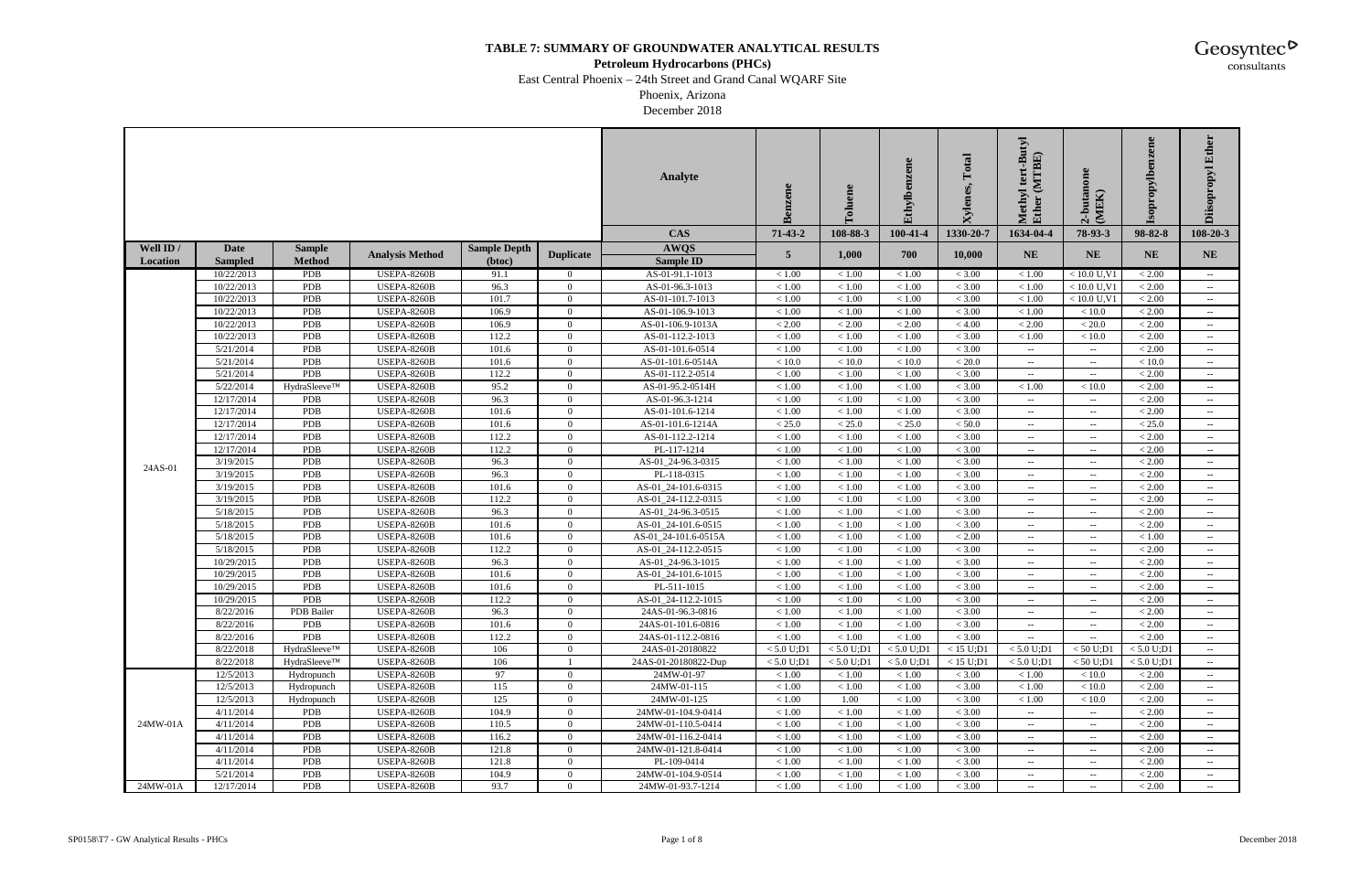**TABLE 7: SUMMARY OF GROUNDWATER ANALYTICAL RESULTS**

**Petroleum Hydrocarbons (PHCs)**

East Central Phoenix – 24th Street and Grand Canal WQARF Site

Phoenix, Arizona

December 2018

| | | | | | | Analyte | Benzene | Toluene | Ethylbenzene | Xylenes, Total | Methyl tert-Butyl Ether (MTBE) | 2-butanone (MEK) | Isopropylbenzene | Diisopropyl Ether |
|---|---|---|---|---|---|---|---|---|---|---|---|---|---|---|
| | | | | | | CAS | 71-43-2 | 108-88-3 | 100-41-4 | 1330-20-7 | 1634-04-4 | 78-93-3 | 98-82-8 | 108-20-3 |
| Well ID / Location | Date Sampled | Sample Method | Analysis Method | Sample Depth (btoc) | Duplicate | AWQS / Sample ID | 5 | 1,000 | 700 | 10,000 | NE | NE | NE | NE |
| 24AS-01 | 10/22/2013 | PDB | USEPA-8260B | 91.1 | 0 | AS-01-91.1-1013 | < 1.00 | < 1.00 | < 1.00 | < 3.00 | < 1.00 | < 10.0 U,V1 | < 2.00 | -- |
| | 10/22/2013 | PDB | USEPA-8260B | 96.3 | 0 | AS-01-96.3-1013 | < 1.00 | < 1.00 | < 1.00 | < 3.00 | < 1.00 | < 10.0 U,V1 | < 2.00 | -- |
| | 10/22/2013 | PDB | USEPA-8260B | 101.7 | 0 | AS-01-101.7-1013 | < 1.00 | < 1.00 | < 1.00 | < 3.00 | < 1.00 | < 10.0 U,V1 | < 2.00 | -- |
| | 10/22/2013 | PDB | USEPA-8260B | 106.9 | 0 | AS-01-106.9-1013 | < 1.00 | < 1.00 | < 1.00 | < 3.00 | < 1.00 | < 10.0 | < 2.00 | -- |
| | 10/22/2013 | PDB | USEPA-8260B | 106.9 | 0 | AS-01-106.9-1013A | < 2.00 | < 2.00 | < 2.00 | < 4.00 | < 2.00 | < 20.0 | < 2.00 | -- |
| | 10/22/2013 | PDB | USEPA-8260B | 112.2 | 0 | AS-01-112.2-1013 | < 1.00 | < 1.00 | < 1.00 | < 3.00 | < 1.00 | < 10.0 | < 2.00 | -- |
| | 5/21/2014 | PDB | USEPA-8260B | 101.6 | 0 | AS-01-101.6-0514 | < 1.00 | < 1.00 | < 1.00 | < 3.00 | -- | -- | < 2.00 | -- |
| | 5/21/2014 | PDB | USEPA-8260B | 101.6 | 0 | AS-01-101.6-0514A | < 10.0 | < 10.0 | < 10.0 | < 20.0 | -- | -- | < 10.0 | -- |
| | 5/21/2014 | PDB | USEPA-8260B | 112.2 | 0 | AS-01-112.2-0514 | < 1.00 | < 1.00 | < 1.00 | < 3.00 | -- | -- | < 2.00 | -- |
| | 5/22/2014 | HydraSleeve™ | USEPA-8260B | 95.2 | 0 | AS-01-95.2-0514H | < 1.00 | < 1.00 | < 1.00 | < 3.00 | < 1.00 | < 10.0 | < 2.00 | -- |
| | 12/17/2014 | PDB | USEPA-8260B | 96.3 | 0 | AS-01-96.3-1214 | < 1.00 | < 1.00 | < 1.00 | < 3.00 | -- | -- | < 2.00 | -- |
| | 12/17/2014 | PDB | USEPA-8260B | 101.6 | 0 | AS-01-101.6-1214 | < 1.00 | < 1.00 | < 1.00 | < 3.00 | -- | -- | < 2.00 | -- |
| | 12/17/2014 | PDB | USEPA-8260B | 101.6 | 0 | AS-01-101.6-1214A | < 25.0 | < 25.0 | < 25.0 | < 50.0 | -- | -- | < 25.0 | -- |
| | 12/17/2014 | PDB | USEPA-8260B | 112.2 | 0 | AS-01-112.2-1214 | < 1.00 | < 1.00 | < 1.00 | < 3.00 | -- | -- | < 2.00 | -- |
| | 12/17/2014 | PDB | USEPA-8260B | 112.2 | 0 | PL-117-1214 | < 1.00 | < 1.00 | < 1.00 | < 3.00 | -- | -- | < 2.00 | -- |
| | 3/19/2015 | PDB | USEPA-8260B | 96.3 | 0 | AS-01_24-96.3-0315 | < 1.00 | < 1.00 | < 1.00 | < 3.00 | -- | -- | < 2.00 | -- |
| | 3/19/2015 | PDB | USEPA-8260B | 96.3 | 0 | PL-118-0315 | < 1.00 | < 1.00 | < 1.00 | < 3.00 | -- | -- | < 2.00 | -- |
| | 3/19/2015 | PDB | USEPA-8260B | 101.6 | 0 | AS-01_24-101.6-0315 | < 1.00 | < 1.00 | < 1.00 | < 3.00 | -- | -- | < 2.00 | -- |
| | 3/19/2015 | PDB | USEPA-8260B | 112.2 | 0 | AS-01_24-112.2-0315 | < 1.00 | < 1.00 | < 1.00 | < 3.00 | -- | -- | < 2.00 | -- |
| | 5/18/2015 | PDB | USEPA-8260B | 96.3 | 0 | AS-01_24-96.3-0515 | < 1.00 | < 1.00 | < 1.00 | < 3.00 | -- | -- | < 2.00 | -- |
| | 5/18/2015 | PDB | USEPA-8260B | 101.6 | 0 | AS-01_24-101.6-0515 | < 1.00 | < 1.00 | < 1.00 | < 3.00 | -- | -- | < 2.00 | -- |
| | 5/18/2015 | PDB | USEPA-8260B | 101.6 | 0 | AS-01_24-101.6-0515A | < 1.00 | < 1.00 | < 1.00 | < 2.00 | -- | -- | < 1.00 | -- |
| | 5/18/2015 | PDB | USEPA-8260B | 112.2 | 0 | AS-01_24-112.2-0515 | < 1.00 | < 1.00 | < 1.00 | < 3.00 | -- | -- | < 2.00 | -- |
| | 10/29/2015 | PDB | USEPA-8260B | 96.3 | 0 | AS-01_24-96.3-1015 | < 1.00 | < 1.00 | < 1.00 | < 3.00 | -- | -- | < 2.00 | -- |
| | 10/29/2015 | PDB | USEPA-8260B | 101.6 | 0 | AS-01_24-101.6-1015 | < 1.00 | < 1.00 | < 1.00 | < 3.00 | -- | -- | < 2.00 | -- |
| | 10/29/2015 | PDB | USEPA-8260B | 101.6 | 0 | PL-511-1015 | < 1.00 | < 1.00 | < 1.00 | < 3.00 | -- | -- | < 2.00 | -- |
| | 10/29/2015 | PDB | USEPA-8260B | 112.2 | 0 | AS-01_24-112.2-1015 | < 1.00 | < 1.00 | < 1.00 | < 3.00 | -- | -- | < 2.00 | -- |
| | 8/22/2016 | PDB Bailer | USEPA-8260B | 96.3 | 0 | 24AS-01-96.3-0816 | < 1.00 | < 1.00 | < 1.00 | < 3.00 | -- | -- | < 2.00 | -- |
| | 8/22/2016 | PDB | USEPA-8260B | 101.6 | 0 | 24AS-01-101.6-0816 | < 1.00 | < 1.00 | < 1.00 | < 3.00 | -- | -- | < 2.00 | -- |
| | 8/22/2016 | PDB | USEPA-8260B | 112.2 | 0 | 24AS-01-112.2-0816 | < 1.00 | < 1.00 | < 1.00 | < 3.00 | -- | -- | < 2.00 | -- |
| | 8/22/2018 | HydraSleeve™ | USEPA-8260B | 106 | 0 | 24AS-01-20180822 | < 5.0 U;D1 | < 5.0 U;D1 | < 5.0 U;D1 | < 15 U;D1 | < 5.0 U;D1 | < 50 U;D1 | < 5.0 U;D1 | -- |
| | 8/22/2018 | HydraSleeve™ | USEPA-8260B | 106 | 1 | 24AS-01-20180822-Dup | < 5.0 U;D1 | < 5.0 U;D1 | < 5.0 U;D1 | < 15 U;D1 | < 5.0 U;D1 | < 50 U;D1 | < 5.0 U;D1 | -- |
| 24MW-01A | 12/5/2013 | Hydropunch | USEPA-8260B | 97 | 0 | 24MW-01-97 | < 1.00 | < 1.00 | < 1.00 | < 3.00 | < 1.00 | < 10.0 | < 2.00 | -- |
| | 12/5/2013 | Hydropunch | USEPA-8260B | 115 | 0 | 24MW-01-115 | < 1.00 | < 1.00 | < 1.00 | < 3.00 | < 1.00 | < 10.0 | < 2.00 | -- |
| | 12/5/2013 | Hydropunch | USEPA-8260B | 125 | 0 | 24MW-01-125 | < 1.00 | 1.00 | < 1.00 | < 3.00 | < 1.00 | < 10.0 | < 2.00 | -- |
| | 4/11/2014 | PDB | USEPA-8260B | 104.9 | 0 | 24MW-01-104.9-0414 | < 1.00 | < 1.00 | < 1.00 | < 3.00 | -- | -- | < 2.00 | -- |
| | 4/11/2014 | PDB | USEPA-8260B | 110.5 | 0 | 24MW-01-110.5-0414 | < 1.00 | < 1.00 | < 1.00 | < 3.00 | -- | -- | < 2.00 | -- |
| | 4/11/2014 | PDB | USEPA-8260B | 116.2 | 0 | 24MW-01-116.2-0414 | < 1.00 | < 1.00 | < 1.00 | < 3.00 | -- | -- | < 2.00 | -- |
| | 4/11/2014 | PDB | USEPA-8260B | 121.8 | 0 | 24MW-01-121.8-0414 | < 1.00 | < 1.00 | < 1.00 | < 3.00 | -- | -- | < 2.00 | -- |
| | 4/11/2014 | PDB | USEPA-8260B | 121.8 | 0 | PL-109-0414 | < 1.00 | < 1.00 | < 1.00 | < 3.00 | -- | -- | < 2.00 | -- |
| | 5/21/2014 | PDB | USEPA-8260B | 104.9 | 0 | 24MW-01-104.9-0514 | < 1.00 | < 1.00 | < 1.00 | < 3.00 | -- | -- | < 2.00 | -- |
| 24MW-01A | 12/17/2014 | PDB | USEPA-8260B | 93.7 | 0 | 24MW-01-93.7-1214 | < 1.00 | < 1.00 | < 1.00 | < 3.00 | -- | -- | < 2.00 | -- |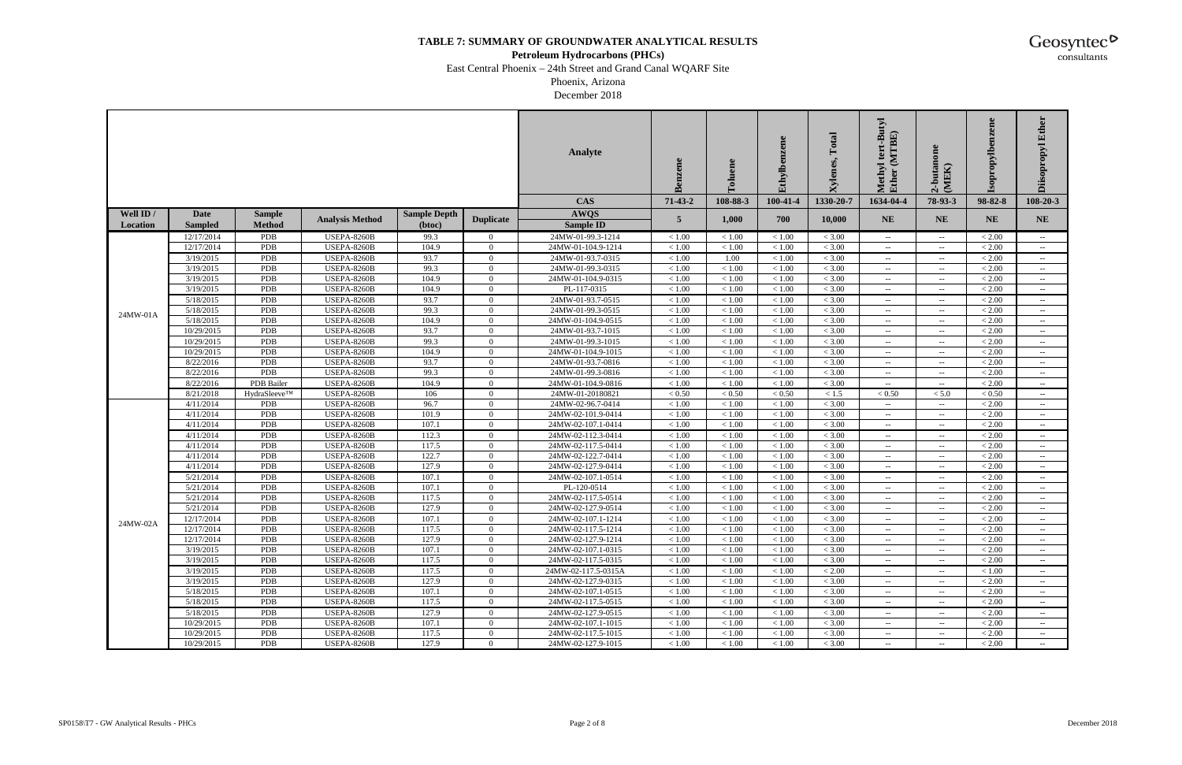# TABLE 7: SUMMARY OF GROUNDWATER ANALYTICAL RESULTS

**Petroleum Hydrocarbons (PHCs)**

East Central Phoenix – 24th Street and Grand Canal WQARF Site

Phoenix, Arizona

December 2018

| | | | | | Analyte | Benzene | Toluene | Ethylbenzene | Xylenes, Total | Methyl tert-Butyl Ether (MTBE) | 2-butanone (MEK) | Isopropylbenzene | Diisopropyl Ether |
|---|---|---|---|---|---|---|---|---|---|---|---|---|---|
| | | | | | CAS | 71-43-2 | 108-88-3 | 100-41-4 | 1330-20-7 | 1634-04-4 | 78-93-3 | 98-82-8 | 108-20-3 |
| Well ID / Location | Date Sampled | Sample Method | Analysis Method | Sample Depth (btoc) | Duplicate | AWQS / Sample ID | 5 | 1,000 | 700 | 10,000 | NE | NE | NE | NE |
| 24MW-01A | 12/17/2014 | PDB | USEPA-8260B | 99.3 | 0 | 24MW-01-99.3-1214 | < 1.00 | < 1.00 | < 1.00 | < 3.00 | -- | -- | < 2.00 | -- |
| | 12/17/2014 | PDB | USEPA-8260B | 104.9 | 0 | 24MW-01-104.9-1214 | < 1.00 | < 1.00 | < 1.00 | < 3.00 | -- | -- | < 2.00 | -- |
| | 3/19/2015 | PDB | USEPA-8260B | 93.7 | 0 | 24MW-01-93.7-0315 | < 1.00 | 1.00 | < 1.00 | < 3.00 | -- | -- | < 2.00 | -- |
| | 3/19/2015 | PDB | USEPA-8260B | 99.3 | 0 | 24MW-01-99.3-0315 | < 1.00 | < 1.00 | < 1.00 | < 3.00 | -- | -- | < 2.00 | -- |
| | 3/19/2015 | PDB | USEPA-8260B | 104.9 | 0 | 24MW-01-104.9-0315 | < 1.00 | < 1.00 | < 1.00 | < 3.00 | -- | -- | < 2.00 | -- |
| | 3/19/2015 | PDB | USEPA-8260B | 104.9 | 0 | PL-117-0315 | < 1.00 | < 1.00 | < 1.00 | < 3.00 | -- | -- | < 2.00 | -- |
| | 5/18/2015 | PDB | USEPA-8260B | 93.7 | 0 | 24MW-01-93.7-0515 | < 1.00 | < 1.00 | < 1.00 | < 3.00 | -- | -- | < 2.00 | -- |
| | 5/18/2015 | PDB | USEPA-8260B | 99.3 | 0 | 24MW-01-99.3-0515 | < 1.00 | < 1.00 | < 1.00 | < 3.00 | -- | -- | < 2.00 | -- |
| | 5/18/2015 | PDB | USEPA-8260B | 104.9 | 0 | 24MW-01-104.9-0515 | < 1.00 | < 1.00 | < 1.00 | < 3.00 | -- | -- | < 2.00 | -- |
| | 10/29/2015 | PDB | USEPA-8260B | 93.7 | 0 | 24MW-01-93.7-1015 | < 1.00 | < 1.00 | < 1.00 | < 3.00 | -- | -- | < 2.00 | -- |
| | 10/29/2015 | PDB | USEPA-8260B | 99.3 | 0 | 24MW-01-99.3-1015 | < 1.00 | < 1.00 | < 1.00 | < 3.00 | -- | -- | < 2.00 | -- |
| | 10/29/2015 | PDB | USEPA-8260B | 104.9 | 0 | 24MW-01-104.9-1015 | < 1.00 | < 1.00 | < 1.00 | < 3.00 | -- | -- | < 2.00 | -- |
| | 8/22/2016 | PDB | USEPA-8260B | 93.7 | 0 | 24MW-01-93.7-0816 | < 1.00 | < 1.00 | < 1.00 | < 3.00 | -- | -- | < 2.00 | -- |
| | 8/22/2016 | PDB | USEPA-8260B | 99.3 | 0 | 24MW-01-99.3-0816 | < 1.00 | < 1.00 | < 1.00 | < 3.00 | -- | -- | < 2.00 | -- |
| | 8/22/2016 | PDB Bailer | USEPA-8260B | 104.9 | 0 | 24MW-01-104.9-0816 | < 1.00 | < 1.00 | < 1.00 | < 3.00 | -- | -- | < 2.00 | -- |
| | 8/21/2018 | HydraSleeve™ | USEPA-8260B | 106 | 0 | 24MW-01-20180821 | < 0.50 | < 0.50 | < 0.50 | < 1.5 | < 0.50 | < 5.0 | < 0.50 | -- |
| 24MW-02A | 4/11/2014 | PDB | USEPA-8260B | 96.7 | 0 | 24MW-02-96.7-0414 | < 1.00 | < 1.00 | < 1.00 | < 3.00 | -- | -- | < 2.00 | -- |
| | 4/11/2014 | PDB | USEPA-8260B | 101.9 | 0 | 24MW-02-101.9-0414 | < 1.00 | < 1.00 | < 1.00 | < 3.00 | -- | -- | < 2.00 | -- |
| | 4/11/2014 | PDB | USEPA-8260B | 107.1 | 0 | 24MW-02-107.1-0414 | < 1.00 | < 1.00 | < 1.00 | < 3.00 | -- | -- | < 2.00 | -- |
| | 4/11/2014 | PDB | USEPA-8260B | 112.3 | 0 | 24MW-02-112.3-0414 | < 1.00 | < 1.00 | < 1.00 | < 3.00 | -- | -- | < 2.00 | -- |
| | 4/11/2014 | PDB | USEPA-8260B | 117.5 | 0 | 24MW-02-117.5-0414 | < 1.00 | < 1.00 | < 1.00 | < 3.00 | -- | -- | < 2.00 | -- |
| | 4/11/2014 | PDB | USEPA-8260B | 122.7 | 0 | 24MW-02-122.7-0414 | < 1.00 | < 1.00 | < 1.00 | < 3.00 | -- | -- | < 2.00 | -- |
| | 4/11/2014 | PDB | USEPA-8260B | 127.9 | 0 | 24MW-02-127.9-0414 | < 1.00 | < 1.00 | < 1.00 | < 3.00 | -- | -- | < 2.00 | -- |
| | 5/21/2014 | PDB | USEPA-8260B | 107.1 | 0 | 24MW-02-107.1-0514 | < 1.00 | < 1.00 | < 1.00 | < 3.00 | -- | -- | < 2.00 | -- |
| | 5/21/2014 | PDB | USEPA-8260B | 107.1 | 0 | PL-120-0514 | < 1.00 | < 1.00 | < 1.00 | < 3.00 | -- | -- | < 2.00 | -- |
| | 5/21/2014 | PDB | USEPA-8260B | 117.5 | 0 | 24MW-02-117.5-0514 | < 1.00 | < 1.00 | < 1.00 | < 3.00 | -- | -- | < 2.00 | -- |
| | 5/21/2014 | PDB | USEPA-8260B | 127.9 | 0 | 24MW-02-127.9-0514 | < 1.00 | < 1.00 | < 1.00 | < 3.00 | -- | -- | < 2.00 | -- |
| | 12/17/2014 | PDB | USEPA-8260B | 107.1 | 0 | 24MW-02-107.1-1214 | < 1.00 | < 1.00 | < 1.00 | < 3.00 | -- | -- | < 2.00 | -- |
| | 12/17/2014 | PDB | USEPA-8260B | 117.5 | 0 | 24MW-02-117.5-1214 | < 1.00 | < 1.00 | < 1.00 | < 3.00 | -- | -- | < 2.00 | -- |
| | 12/17/2014 | PDB | USEPA-8260B | 127.9 | 0 | 24MW-02-127.9-1214 | < 1.00 | < 1.00 | < 1.00 | < 3.00 | -- | -- | < 2.00 | -- |
| | 3/19/2015 | PDB | USEPA-8260B | 107.1 | 0 | 24MW-02-107.1-0315 | < 1.00 | < 1.00 | < 1.00 | < 3.00 | -- | -- | < 2.00 | -- |
| | 3/19/2015 | PDB | USEPA-8260B | 117.5 | 0 | 24MW-02-117.5-0315 | < 1.00 | < 1.00 | < 1.00 | < 3.00 | -- | -- | < 2.00 | -- |
| | 3/19/2015 | PDB | USEPA-8260B | 117.5 | 0 | 24MW-02-117.5-0315A | < 1.00 | < 1.00 | < 1.00 | < 2.00 | -- | -- | < 1.00 | -- |
| | 3/19/2015 | PDB | USEPA-8260B | 127.9 | 0 | 24MW-02-127.9-0315 | < 1.00 | < 1.00 | < 1.00 | < 3.00 | -- | -- | < 2.00 | -- |
| | 5/18/2015 | PDB | USEPA-8260B | 107.1 | 0 | 24MW-02-107.1-0515 | < 1.00 | < 1.00 | < 1.00 | < 3.00 | -- | -- | < 2.00 | -- |
| | 5/18/2015 | PDB | USEPA-8260B | 117.5 | 0 | 24MW-02-117.5-0515 | < 1.00 | < 1.00 | < 1.00 | < 3.00 | -- | -- | < 2.00 | -- |
| | 5/18/2015 | PDB | USEPA-8260B | 127.9 | 0 | 24MW-02-127.9-0515 | < 1.00 | < 1.00 | < 1.00 | < 3.00 | -- | -- | < 2.00 | -- |
| | 10/29/2015 | PDB | USEPA-8260B | 107.1 | 0 | 24MW-02-107.1-1015 | < 1.00 | < 1.00 | < 1.00 | < 3.00 | -- | -- | < 2.00 | -- |
| | 10/29/2015 | PDB | USEPA-8260B | 117.5 | 0 | 24MW-02-117.5-1015 | < 1.00 | < 1.00 | < 1.00 | < 3.00 | -- | -- | < 2.00 | -- |
| | 10/29/2015 | PDB | USEPA-8260B | 127.9 | 0 | 24MW-02-127.9-1015 | < 1.00 | < 1.00 | < 1.00 | < 3.00 | -- | -- | < 2.00 | -- |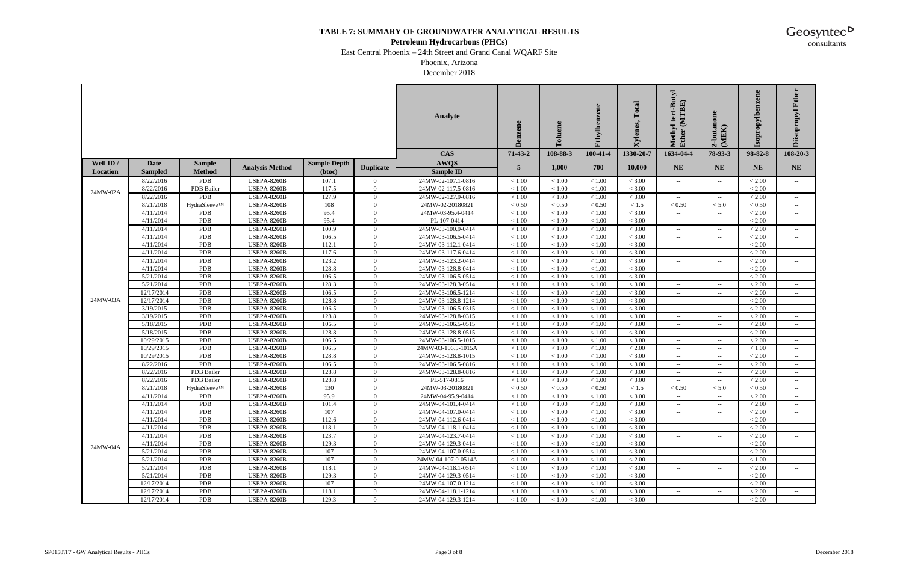**TABLE 7: SUMMARY OF GROUNDWATER ANALYTICAL RESULTS**

**Petroleum Hydrocarbons (PHCs)**

East Central Phoenix – 24th Street and Grand Canal WQARF Site

Phoenix, Arizona

December 2018

| | | | | | | Analyte | Benzene | Toluene | Ethylbenzene | Xylenes, Total | Methyl tert-Butyl Ether (MTBE) | 2-butanone (MEK) | Isopropylbenzene | Diisopropyl Ether |
|---|---|---|---|---|---|---|---|---|---|---|---|---|---|---|
| | | | | | | CAS | 71-43-2 | 108-88-3 | 100-41-4 | 1330-20-7 | 1634-04-4 | 78-93-3 | 98-82-8 | 108-20-3 |
| Well ID / Location | Date Sampled | Sample Method | Analysis Method | Sample Depth (btoc) | Duplicate | AWQS / Sample ID | 5 | 1,000 | 700 | 10,000 | NE | NE | NE | NE |
| 24MW-02A | 8/22/2016 | PDB | USEPA-8260B | 107.1 | 0 | 24MW-02-107.1-0816 | < 1.00 | < 1.00 | < 1.00 | < 3.00 | -- | -- | < 2.00 | -- |
| | 8/22/2016 | PDB Bailer | USEPA-8260B | 117.5 | 0 | 24MW-02-117.5-0816 | < 1.00 | < 1.00 | < 1.00 | < 3.00 | -- | -- | < 2.00 | -- |
| | 8/22/2016 | PDB | USEPA-8260B | 127.9 | 0 | 24MW-02-127.9-0816 | < 1.00 | < 1.00 | < 1.00 | < 3.00 | -- | -- | < 2.00 | -- |
| | 8/21/2018 | HydraSleeve™ | USEPA-8260B | 108 | 0 | 24MW-02-20180821 | < 0.50 | < 0.50 | < 0.50 | < 1.5 | < 0.50 | < 5.0 | < 0.50 | -- |
| 24MW-03A | 4/11/2014 | PDB | USEPA-8260B | 95.4 | 0 | 24MW-03-95.4-0414 | < 1.00 | < 1.00 | < 1.00 | < 3.00 | -- | -- | < 2.00 | -- |
| | 4/11/2014 | PDB | USEPA-8260B | 95.4 | 0 | PL-107-0414 | < 1.00 | < 1.00 | < 1.00 | < 3.00 | -- | -- | < 2.00 | -- |
| | 4/11/2014 | PDB | USEPA-8260B | 100.9 | 0 | 24MW-03-100.9-0414 | < 1.00 | < 1.00 | < 1.00 | < 3.00 | -- | -- | < 2.00 | -- |
| | 4/11/2014 | PDB | USEPA-8260B | 106.5 | 0 | 24MW-03-106.5-0414 | < 1.00 | < 1.00 | < 1.00 | < 3.00 | -- | -- | < 2.00 | -- |
| | 4/11/2014 | PDB | USEPA-8260B | 112.1 | 0 | 24MW-03-112.1-0414 | < 1.00 | < 1.00 | < 1.00 | < 3.00 | -- | -- | < 2.00 | -- |
| | 4/11/2014 | PDB | USEPA-8260B | 117.6 | 0 | 24MW-03-117.6-0414 | < 1.00 | < 1.00 | < 1.00 | < 3.00 | -- | -- | < 2.00 | -- |
| | 4/11/2014 | PDB | USEPA-8260B | 123.2 | 0 | 24MW-03-123.2-0414 | < 1.00 | < 1.00 | < 1.00 | < 3.00 | -- | -- | < 2.00 | -- |
| | 4/11/2014 | PDB | USEPA-8260B | 128.8 | 0 | 24MW-03-128.8-0414 | < 1.00 | < 1.00 | < 1.00 | < 3.00 | -- | -- | < 2.00 | -- |
| | 5/21/2014 | PDB | USEPA-8260B | 106.5 | 0 | 24MW-03-106.5-0514 | < 1.00 | < 1.00 | < 1.00 | < 3.00 | -- | -- | < 2.00 | -- |
| | 5/21/2014 | PDB | USEPA-8260B | 128.3 | 0 | 24MW-03-128.3-0514 | < 1.00 | < 1.00 | < 1.00 | < 3.00 | -- | -- | < 2.00 | -- |
| | 12/17/2014 | PDB | USEPA-8260B | 106.5 | 0 | 24MW-03-106.5-1214 | < 1.00 | < 1.00 | < 1.00 | < 3.00 | -- | -- | < 2.00 | -- |
| | 12/17/2014 | PDB | USEPA-8260B | 128.8 | 0 | 24MW-03-128.8-1214 | < 1.00 | < 1.00 | < 1.00 | < 3.00 | -- | -- | < 2.00 | -- |
| | 3/19/2015 | PDB | USEPA-8260B | 106.5 | 0 | 24MW-03-106.5-0315 | < 1.00 | < 1.00 | < 1.00 | < 3.00 | -- | -- | < 2.00 | -- |
| | 3/19/2015 | PDB | USEPA-8260B | 128.8 | 0 | 24MW-03-128.8-0315 | < 1.00 | < 1.00 | < 1.00 | < 3.00 | -- | -- | < 2.00 | -- |
| | 5/18/2015 | PDB | USEPA-8260B | 106.5 | 0 | 24MW-03-106.5-0515 | < 1.00 | < 1.00 | < 1.00 | < 3.00 | -- | -- | < 2.00 | -- |
| | 5/18/2015 | PDB | USEPA-8260B | 128.8 | 0 | 24MW-03-128.8-0515 | < 1.00 | < 1.00 | < 1.00 | < 3.00 | -- | -- | < 2.00 | -- |
| | 10/29/2015 | PDB | USEPA-8260B | 106.5 | 0 | 24MW-03-106.5-1015 | < 1.00 | < 1.00 | < 1.00 | < 3.00 | -- | -- | < 2.00 | -- |
| | 10/29/2015 | PDB | USEPA-8260B | 106.5 | 0 | 24MW-03-106.5-1015A | < 1.00 | < 1.00 | < 1.00 | < 2.00 | -- | -- | < 1.00 | -- |
| | 10/29/2015 | PDB | USEPA-8260B | 128.8 | 0 | 24MW-03-128.8-1015 | < 1.00 | < 1.00 | < 1.00 | < 3.00 | -- | -- | < 2.00 | -- |
| | 8/22/2016 | PDB | USEPA-8260B | 106.5 | 0 | 24MW-03-106.5-0816 | < 1.00 | < 1.00 | < 1.00 | < 3.00 | -- | -- | < 2.00 | -- |
| | 8/22/2016 | PDB Bailer | USEPA-8260B | 128.8 | 0 | 24MW-03-128.8-0816 | < 1.00 | < 1.00 | < 1.00 | < 3.00 | -- | -- | < 2.00 | -- |
| | 8/22/2016 | PDB Bailer | USEPA-8260B | 128.8 | 0 | PL-517-0816 | < 1.00 | < 1.00 | < 1.00 | < 3.00 | -- | -- | < 2.00 | -- |
| | 8/21/2018 | HydraSleeve™ | USEPA-8260B | 130 | 0 | 24MW-03-20180821 | < 0.50 | < 0.50 | < 0.50 | < 1.5 | < 0.50 | < 5.0 | < 0.50 | -- |
| 24MW-04A | 4/11/2014 | PDB | USEPA-8260B | 95.9 | 0 | 24MW-04-95.9-0414 | < 1.00 | < 1.00 | < 1.00 | < 3.00 | -- | -- | < 2.00 | -- |
| | 4/11/2014 | PDB | USEPA-8260B | 101.4 | 0 | 24MW-04-101.4-0414 | < 1.00 | < 1.00 | < 1.00 | < 3.00 | -- | -- | < 2.00 | -- |
| | 4/11/2014 | PDB | USEPA-8260B | 107 | 0 | 24MW-04-107.0-0414 | < 1.00 | < 1.00 | < 1.00 | < 3.00 | -- | -- | < 2.00 | -- |
| | 4/11/2014 | PDB | USEPA-8260B | 112.6 | 0 | 24MW-04-112.6-0414 | < 1.00 | < 1.00 | < 1.00 | < 3.00 | -- | -- | < 2.00 | -- |
| | 4/11/2014 | PDB | USEPA-8260B | 118.1 | 0 | 24MW-04-118.1-0414 | < 1.00 | < 1.00 | < 1.00 | < 3.00 | -- | -- | < 2.00 | -- |
| | 4/11/2014 | PDB | USEPA-8260B | 123.7 | 0 | 24MW-04-123.7-0414 | < 1.00 | < 1.00 | < 1.00 | < 3.00 | -- | -- | < 2.00 | -- |
| | 4/11/2014 | PDB | USEPA-8260B | 129.3 | 0 | 24MW-04-129.3-0414 | < 1.00 | < 1.00 | < 1.00 | < 3.00 | -- | -- | < 2.00 | -- |
| | 5/21/2014 | PDB | USEPA-8260B | 107 | 0 | 24MW-04-107.0-0514 | < 1.00 | < 1.00 | < 1.00 | < 3.00 | -- | -- | < 2.00 | -- |
| | 5/21/2014 | PDB | USEPA-8260B | 107 | 0 | 24MW-04-107.0-0514A | < 1.00 | < 1.00 | < 1.00 | < 2.00 | -- | -- | < 1.00 | -- |
| | 5/21/2014 | PDB | USEPA-8260B | 118.1 | 0 | 24MW-04-118.1-0514 | < 1.00 | < 1.00 | < 1.00 | < 3.00 | -- | -- | < 2.00 | -- |
| | 5/21/2014 | PDB | USEPA-8260B | 129.3 | 0 | 24MW-04-129.3-0514 | < 1.00 | < 1.00 | < 1.00 | < 3.00 | -- | -- | < 2.00 | -- |
| | 12/17/2014 | PDB | USEPA-8260B | 107 | 0 | 24MW-04-107.0-1214 | < 1.00 | < 1.00 | < 1.00 | < 3.00 | -- | -- | < 2.00 | -- |
| | 12/17/2014 | PDB | USEPA-8260B | 118.1 | 0 | 24MW-04-118.1-1214 | < 1.00 | < 1.00 | < 1.00 | < 3.00 | -- | -- | < 2.00 | -- |
| | 12/17/2014 | PDB | USEPA-8260B | 129.3 | 0 | 24MW-04-129.3-1214 | < 1.00 | < 1.00 | < 1.00 | < 3.00 | -- | -- | < 2.00 | -- |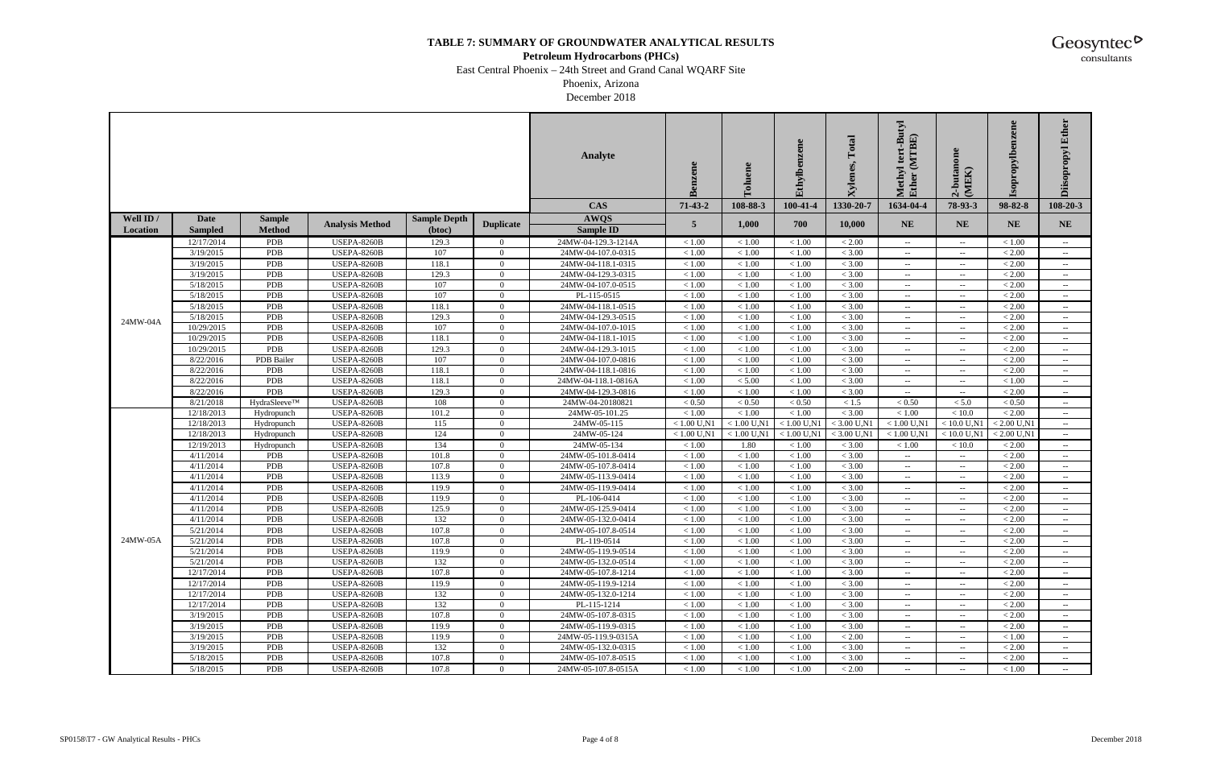**TABLE 7: SUMMARY OF GROUNDWATER ANALYTICAL RESULTS**

**Petroleum Hydrocarbons (PHCs)**

East Central Phoenix – 24th Street and Grand Canal WQARF Site

Phoenix, Arizona

December 2018

| | | | | | | Analyte | Benzene | Toluene | Ethylbenzene | Xylenes, Total | Methyl tert-Butyl Ether (MTBE) | 2-butanone (MEK) | Isopropylbenzene | Diisopropyl Ether |
|---|---|---|---|---|---|---|---|---|---|---|---|---|---|---|
| | | | | | | CAS | 71-43-2 | 108-88-3 | 100-41-4 | 1330-20-7 | 1634-04-4 | 78-93-3 | 98-82-8 | 108-20-3 |
| **Well ID / Location** | **Date Sampled** | **Sample Method** | **Analysis Method** | **Sample Depth (btoc)** | **Duplicate** | **AWQS Sample ID** | **5** | **1,000** | **700** | **10,000** | **NE** | **NE** | **NE** | **NE** |
| 24MW-04A | 12/17/2014 | PDB | USEPA-8260B | 129.3 | 0 | 24MW-04-129.3-1214A | < 1.00 | < 1.00 | < 1.00 | < 2.00 | -- | -- | < 1.00 | -- |
| | 3/19/2015 | PDB | USEPA-8260B | 107 | 0 | 24MW-04-107.0-0315 | < 1.00 | < 1.00 | < 1.00 | < 3.00 | -- | -- | < 2.00 | -- |
| | 3/19/2015 | PDB | USEPA-8260B | 118.1 | 0 | 24MW-04-118.1-0315 | < 1.00 | < 1.00 | < 1.00 | < 3.00 | -- | -- | < 2.00 | -- |
| | 3/19/2015 | PDB | USEPA-8260B | 129.3 | 0 | 24MW-04-129.3-0315 | < 1.00 | < 1.00 | < 1.00 | < 3.00 | -- | -- | < 2.00 | -- |
| | 5/18/2015 | PDB | USEPA-8260B | 107 | 0 | 24MW-04-107.0-0515 | < 1.00 | < 1.00 | < 1.00 | < 3.00 | -- | -- | < 2.00 | -- |
| | 5/18/2015 | PDB | USEPA-8260B | 107 | 0 | PL-115-0515 | < 1.00 | < 1.00 | < 1.00 | < 3.00 | -- | -- | < 2.00 | -- |
| | 5/18/2015 | PDB | USEPA-8260B | 118.1 | 0 | 24MW-04-118.1-0515 | < 1.00 | < 1.00 | < 1.00 | < 3.00 | -- | -- | < 2.00 | -- |
| | 5/18/2015 | PDB | USEPA-8260B | 129.3 | 0 | 24MW-04-129.3-0515 | < 1.00 | < 1.00 | < 1.00 | < 3.00 | -- | -- | < 2.00 | -- |
| | 10/29/2015 | PDB | USEPA-8260B | 107 | 0 | 24MW-04-107.0-1015 | < 1.00 | < 1.00 | < 1.00 | < 3.00 | -- | -- | < 2.00 | -- |
| | 10/29/2015 | PDB | USEPA-8260B | 118.1 | 0 | 24MW-04-118.1-1015 | < 1.00 | < 1.00 | < 1.00 | < 3.00 | -- | -- | < 2.00 | -- |
| | 10/29/2015 | PDB | USEPA-8260B | 129.3 | 0 | 24MW-04-129.3-1015 | < 1.00 | < 1.00 | < 1.00 | < 3.00 | -- | -- | < 2.00 | -- |
| | 8/22/2016 | PDB Bailer | USEPA-8260B | 107 | 0 | 24MW-04-107.0-0816 | < 1.00 | < 1.00 | < 1.00 | < 3.00 | -- | -- | < 2.00 | -- |
| | 8/22/2016 | PDB | USEPA-8260B | 118.1 | 0 | 24MW-04-118.1-0816 | < 1.00 | < 1.00 | < 1.00 | < 3.00 | -- | -- | < 2.00 | -- |
| | 8/22/2016 | PDB | USEPA-8260B | 118.1 | 0 | 24MW-04-118.1-0816A | < 1.00 | < 5.00 | < 1.00 | < 3.00 | -- | -- | < 1.00 | -- |
| | 8/22/2016 | PDB | USEPA-8260B | 129.3 | 0 | 24MW-04-129.3-0816 | < 1.00 | < 1.00 | < 1.00 | < 3.00 | -- | -- | < 2.00 | -- |
| | 8/21/2018 | HydraSleeve™ | USEPA-8260B | 108 | 0 | 24MW-04-20180821 | < 0.50 | < 0.50 | < 0.50 | < 1.5 | < 0.50 | < 5.0 | < 0.50 | -- |
| 24MW-05A | 12/18/2013 | Hydropunch | USEPA-8260B | 101.2 | 0 | 24MW-05-101.25 | < 1.00 | < 1.00 | < 1.00 | < 3.00 | < 1.00 | < 10.0 | < 2.00 | -- |
| | 12/18/2013 | Hydropunch | USEPA-8260B | 115 | 0 | 24MW-05-115 | < 1.00 U,N1 | < 1.00 U,N1 | < 1.00 U,N1 | < 3.00 U,N1 | < 1.00 U,N1 | < 10.0 U,N1 | < 2.00 U,N1 | -- |
| | 12/18/2013 | Hydropunch | USEPA-8260B | 124 | 0 | 24MW-05-124 | < 1.00 U,N1 | < 1.00 U,N1 | < 1.00 U,N1 | < 3.00 U,N1 | < 1.00 U,N1 | < 10.0 U,N1 | < 2.00 U,N1 | -- |
| | 12/19/2013 | Hydropunch | USEPA-8260B | 134 | 0 | 24MW-05-134 | < 1.00 | 1.80 | < 1.00 | < 3.00 | < 1.00 | < 10.0 | < 2.00 | -- |
| | 4/11/2014 | PDB | USEPA-8260B | 101.8 | 0 | 24MW-05-101.8-0414 | < 1.00 | < 1.00 | < 1.00 | < 3.00 | -- | -- | < 2.00 | -- |
| | 4/11/2014 | PDB | USEPA-8260B | 107.8 | 0 | 24MW-05-107.8-0414 | < 1.00 | < 1.00 | < 1.00 | < 3.00 | -- | -- | < 2.00 | -- |
| | 4/11/2014 | PDB | USEPA-8260B | 113.9 | 0 | 24MW-05-113.9-0414 | < 1.00 | < 1.00 | < 1.00 | < 3.00 | -- | -- | < 2.00 | -- |
| | 4/11/2014 | PDB | USEPA-8260B | 119.9 | 0 | 24MW-05-119.9-0414 | < 1.00 | < 1.00 | < 1.00 | < 3.00 | -- | -- | < 2.00 | -- |
| | 4/11/2014 | PDB | USEPA-8260B | 119.9 | 0 | PL-106-0414 | < 1.00 | < 1.00 | < 1.00 | < 3.00 | -- | -- | < 2.00 | -- |
| | 4/11/2014 | PDB | USEPA-8260B | 125.9 | 0 | 24MW-05-125.9-0414 | < 1.00 | < 1.00 | < 1.00 | < 3.00 | -- | -- | < 2.00 | -- |
| | 4/11/2014 | PDB | USEPA-8260B | 132 | 0 | 24MW-05-132.0-0414 | < 1.00 | < 1.00 | < 1.00 | < 3.00 | -- | -- | < 2.00 | -- |
| | 5/21/2014 | PDB | USEPA-8260B | 107.8 | 0 | 24MW-05-107.8-0514 | < 1.00 | < 1.00 | < 1.00 | < 3.00 | -- | -- | < 2.00 | -- |
| | 5/21/2014 | PDB | USEPA-8260B | 107.8 | 0 | PL-119-0514 | < 1.00 | < 1.00 | < 1.00 | < 3.00 | -- | -- | < 2.00 | -- |
| | 5/21/2014 | PDB | USEPA-8260B | 119.9 | 0 | 24MW-05-119.9-0514 | < 1.00 | < 1.00 | < 1.00 | < 3.00 | -- | -- | < 2.00 | -- |
| | 5/21/2014 | PDB | USEPA-8260B | 132 | 0 | 24MW-05-132.0-0514 | < 1.00 | < 1.00 | < 1.00 | < 3.00 | -- | -- | < 2.00 | -- |
| | 12/17/2014 | PDB | USEPA-8260B | 107.8 | 0 | 24MW-05-107.8-1214 | < 1.00 | < 1.00 | < 1.00 | < 3.00 | -- | -- | < 2.00 | -- |
| | 12/17/2014 | PDB | USEPA-8260B | 119.9 | 0 | 24MW-05-119.9-1214 | < 1.00 | < 1.00 | < 1.00 | < 3.00 | -- | -- | < 2.00 | -- |
| | 12/17/2014 | PDB | USEPA-8260B | 132 | 0 | 24MW-05-132.0-1214 | < 1.00 | < 1.00 | < 1.00 | < 3.00 | -- | -- | < 2.00 | -- |
| | 12/17/2014 | PDB | USEPA-8260B | 132 | 0 | PL-115-1214 | < 1.00 | < 1.00 | < 1.00 | < 3.00 | -- | -- | < 2.00 | -- |
| | 3/19/2015 | PDB | USEPA-8260B | 107.8 | 0 | 24MW-05-107.8-0315 | < 1.00 | < 1.00 | < 1.00 | < 3.00 | -- | -- | < 2.00 | -- |
| | 3/19/2015 | PDB | USEPA-8260B | 119.9 | 0 | 24MW-05-119.9-0315 | < 1.00 | < 1.00 | < 1.00 | < 3.00 | -- | -- | < 2.00 | -- |
| | 3/19/2015 | PDB | USEPA-8260B | 119.9 | 0 | 24MW-05-119.9-0315A | < 1.00 | < 1.00 | < 1.00 | < 2.00 | -- | -- | < 1.00 | -- |
| | 3/19/2015 | PDB | USEPA-8260B | 132 | 0 | 24MW-05-132.0-0315 | < 1.00 | < 1.00 | < 1.00 | < 3.00 | -- | -- | < 2.00 | -- |
| | 5/18/2015 | PDB | USEPA-8260B | 107.8 | 0 | 24MW-05-107.8-0515 | < 1.00 | < 1.00 | < 1.00 | < 3.00 | -- | -- | < 2.00 | -- |
| | 5/18/2015 | PDB | USEPA-8260B | 107.8 | 0 | 24MW-05-107.8-0515A | < 1.00 | < 1.00 | < 1.00 | < 2.00 | -- | -- | < 1.00 | -- |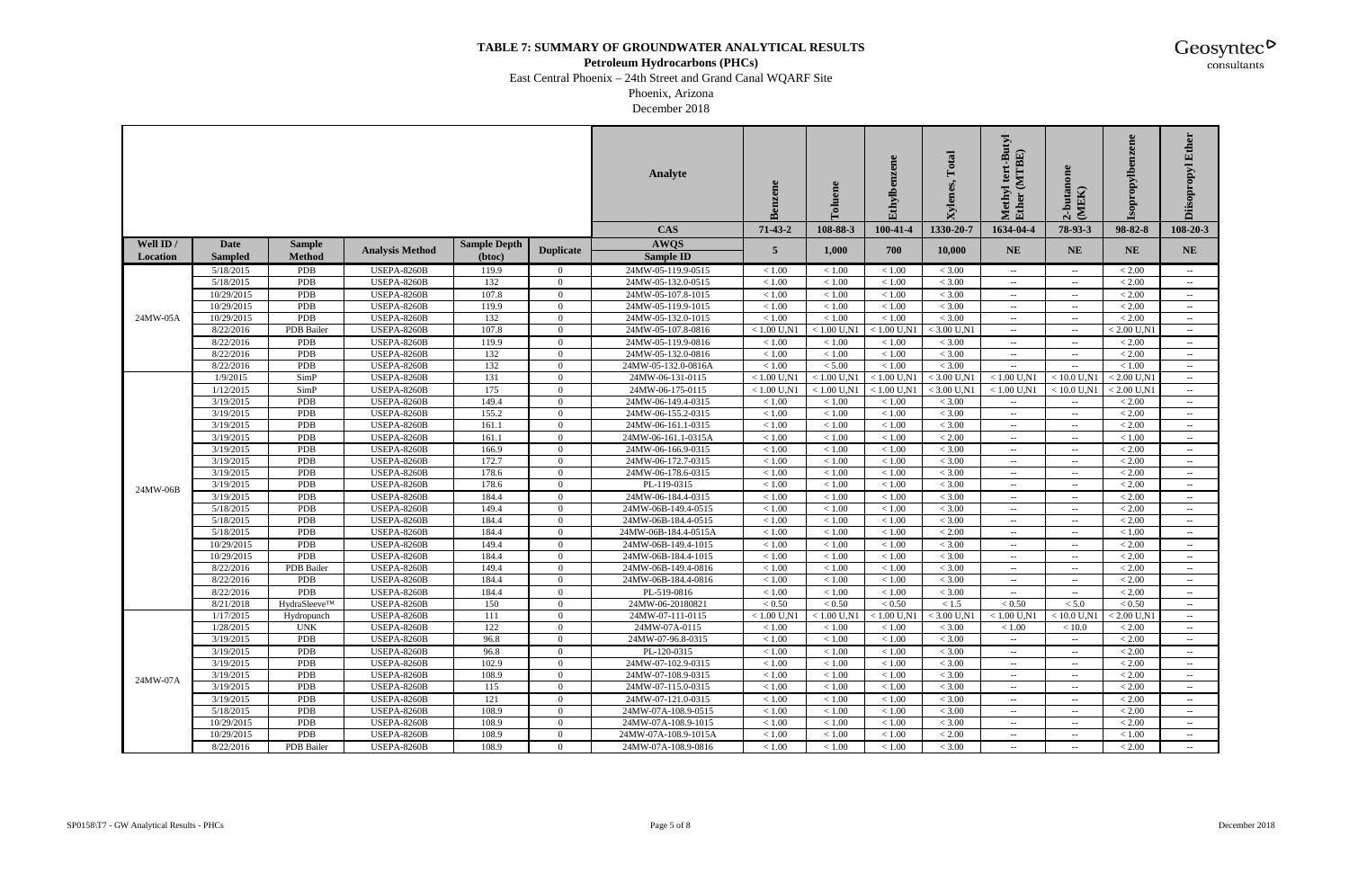# TABLE 7: SUMMARY OF GROUNDWATER ANALYTICAL RESULTS

**Petroleum Hydrocarbons (PHCs)**

East Central Phoenix – 24th Street and Grand Canal WQARF Site

Phoenix, Arizona

December 2018

| Well ID / Location | Date Sampled | Sample Method | Analysis Method | Sample Depth (btoc) | Duplicate | Analyte | Benzene | Toluene | Ethylbenzene | Xylenes, Total | Methyl tert-Butyl Ether (MTBE) | 2-butanone (MEK) | Isopropylbenzene | Diisopropyl Ether |
|---|---|---|---|---|---|---|---|---|---|---|---|---|---|---|
| | | | | | | CAS | 71-43-2 | 108-88-3 | 100-41-4 | 1330-20-7 | 1634-04-4 | 78-93-3 | 98-82-8 | 108-20-3 |
| | | | | | | AWQS | 5 | 1,000 | 700 | 10,000 | NE | NE | NE | NE |
| | | | | | | Sample ID | | | | | | | | |
| 24MW-05A | 5/18/2015 | PDB | USEPA-8260B | 119.9 | 0 | 24MW-05-119.9-0515 | < 1.00 | < 1.00 | < 1.00 | < 3.00 | -- | -- | < 2.00 | -- |
| | 5/18/2015 | PDB | USEPA-8260B | 132 | 0 | 24MW-05-132.0-0515 | < 1.00 | < 1.00 | < 1.00 | < 3.00 | -- | -- | < 2.00 | -- |
| | 10/29/2015 | PDB | USEPA-8260B | 107.8 | 0 | 24MW-05-107.8-1015 | < 1.00 | < 1.00 | < 1.00 | < 3.00 | -- | -- | < 2.00 | -- |
| | 10/29/2015 | PDB | USEPA-8260B | 119.9 | 0 | 24MW-05-119.9-1015 | < 1.00 | < 1.00 | < 1.00 | < 3.00 | -- | -- | < 2.00 | -- |
| | 10/29/2015 | PDB | USEPA-8260B | 132 | 0 | 24MW-05-132.0-1015 | < 1.00 | < 1.00 | < 1.00 | < 3.00 | -- | -- | < 2.00 | -- |
| | 8/22/2016 | PDB Bailer | USEPA-8260B | 107.8 | 0 | 24MW-05-107.8-0816 | < 1.00 U,N1 | < 1.00 U,N1 | < 1.00 U,N1 | < 3.00 U,N1 | -- | -- | < 2.00 U,N1 | -- |
| | 8/22/2016 | PDB | USEPA-8260B | 119.9 | 0 | 24MW-05-119.9-0816 | < 1.00 | < 1.00 | < 1.00 | < 3.00 | -- | -- | < 2.00 | -- |
| | 8/22/2016 | PDB | USEPA-8260B | 132 | 0 | 24MW-05-132.0-0816 | < 1.00 | < 1.00 | < 1.00 | < 3.00 | -- | -- | < 2.00 | -- |
| | 8/22/2016 | PDB | USEPA-8260B | 132 | 0 | 24MW-05-132.0-0816A | < 1.00 | < 5.00 | < 1.00 | < 3.00 | -- | -- | < 1.00 | -- |
| 24MW-06B | 1/9/2015 | SimP | USEPA-8260B | 131 | 0 | 24MW-06-131-0115 | < 1.00 U,N1 | < 1.00 U,N1 | < 1.00 U,N1 | < 3.00 U,N1 | < 1.00 U,N1 | < 10.0 U,N1 | < 2.00 U,N1 | -- |
| | 1/12/2015 | SimP | USEPA-8260B | 175 | 0 | 24MW-06-175-0115 | < 1.00 U,N1 | < 1.00 U,N1 | < 1.00 U,N1 | < 3.00 U,N1 | < 1.00 U,N1 | < 10.0 U,N1 | < 2.00 U,N1 | -- |
| | 3/19/2015 | PDB | USEPA-8260B | 149.4 | 0 | 24MW-06-149.4-0315 | < 1.00 | < 1.00 | < 1.00 | < 3.00 | -- | -- | < 2.00 | -- |
| | 3/19/2015 | PDB | USEPA-8260B | 155.2 | 0 | 24MW-06-155.2-0315 | < 1.00 | < 1.00 | < 1.00 | < 3.00 | -- | -- | < 2.00 | -- |
| | 3/19/2015 | PDB | USEPA-8260B | 161.1 | 0 | 24MW-06-161.1-0315 | < 1.00 | < 1.00 | < 1.00 | < 3.00 | -- | -- | < 2.00 | -- |
| | 3/19/2015 | PDB | USEPA-8260B | 161.1 | 0 | 24MW-06-161.1-0315A | < 1.00 | < 1.00 | < 1.00 | < 2.00 | -- | -- | < 1.00 | -- |
| | 3/19/2015 | PDB | USEPA-8260B | 166.9 | 0 | 24MW-06-166.9-0315 | < 1.00 | < 1.00 | < 1.00 | < 3.00 | -- | -- | < 2.00 | -- |
| | 3/19/2015 | PDB | USEPA-8260B | 172.7 | 0 | 24MW-06-172.7-0315 | < 1.00 | < 1.00 | < 1.00 | < 3.00 | -- | -- | < 2.00 | -- |
| | 3/19/2015 | PDB | USEPA-8260B | 178.6 | 0 | 24MW-06-178.6-0315 | < 1.00 | < 1.00 | < 1.00 | < 3.00 | -- | -- | < 2.00 | -- |
| | 3/19/2015 | PDB | USEPA-8260B | 178.6 | 0 | PL-119-0315 | < 1.00 | < 1.00 | < 1.00 | < 3.00 | -- | -- | < 2.00 | -- |
| | 3/19/2015 | PDB | USEPA-8260B | 184.4 | 0 | 24MW-06-184.4-0315 | < 1.00 | < 1.00 | < 1.00 | < 3.00 | -- | -- | < 2.00 | -- |
| | 5/18/2015 | PDB | USEPA-8260B | 149.4 | 0 | 24MW-06B-149.4-0515 | < 1.00 | < 1.00 | < 1.00 | < 3.00 | -- | -- | < 2.00 | -- |
| | 5/18/2015 | PDB | USEPA-8260B | 184.4 | 0 | 24MW-06B-184.4-0515 | < 1.00 | < 1.00 | < 1.00 | < 3.00 | -- | -- | < 2.00 | -- |
| | 5/18/2015 | PDB | USEPA-8260B | 184.4 | 0 | 24MW-06B-184.4-0515A | < 1.00 | < 1.00 | < 1.00 | < 2.00 | -- | -- | < 1.00 | -- |
| | 10/29/2015 | PDB | USEPA-8260B | 149.4 | 0 | 24MW-06B-149.4-1015 | < 1.00 | < 1.00 | < 1.00 | < 3.00 | -- | -- | < 2.00 | -- |
| | 10/29/2015 | PDB | USEPA-8260B | 184.4 | 0 | 24MW-06B-184.4-1015 | < 1.00 | < 1.00 | < 1.00 | < 3.00 | -- | -- | < 2.00 | -- |
| | 8/22/2016 | PDB Bailer | USEPA-8260B | 149.4 | 0 | 24MW-06B-149.4-0816 | < 1.00 | < 1.00 | < 1.00 | < 3.00 | -- | -- | < 2.00 | -- |
| | 8/22/2016 | PDB | USEPA-8260B | 184.4 | 0 | 24MW-06B-184.4-0816 | < 1.00 | < 1.00 | < 1.00 | < 3.00 | -- | -- | < 2.00 | -- |
| | 8/22/2016 | PDB | USEPA-8260B | 184.4 | 0 | PL-519-0816 | < 1.00 | < 1.00 | < 1.00 | < 3.00 | -- | -- | < 2.00 | -- |
| | 8/21/2018 | HydraSleeve™ | USEPA-8260B | 150 | 0 | 24MW-06-20180821 | < 0.50 | < 0.50 | < 0.50 | < 1.5 | < 0.50 | < 5.0 | < 0.50 | -- |
| 24MW-07A | 1/17/2015 | Hydropunch | USEPA-8260B | 111 | 0 | 24MW-07-111-0115 | < 1.00 U,N1 | < 1.00 U,N1 | < 1.00 U,N1 | < 3.00 U,N1 | < 1.00 U,N1 | < 10.0 U,N1 | < 2.00 U,N1 | -- |
| | 1/28/2015 | UNK | USEPA-8260B | 122 | 0 | 24MW-07A-0115 | < 1.00 | < 1.00 | < 1.00 | < 3.00 | < 1.00 | < 10.0 | < 2.00 | -- |
| | 3/19/2015 | PDB | USEPA-8260B | 96.8 | 0 | 24MW-07-96.8-0315 | < 1.00 | < 1.00 | < 1.00 | < 3.00 | -- | -- | < 2.00 | -- |
| | 3/19/2015 | PDB | USEPA-8260B | 96.8 | 0 | PL-120-0315 | < 1.00 | < 1.00 | < 1.00 | < 3.00 | -- | -- | < 2.00 | -- |
| | 3/19/2015 | PDB | USEPA-8260B | 102.9 | 0 | 24MW-07-102.9-0315 | < 1.00 | < 1.00 | < 1.00 | < 3.00 | -- | -- | < 2.00 | -- |
| | 3/19/2015 | PDB | USEPA-8260B | 108.9 | 0 | 24MW-07-108.9-0315 | < 1.00 | < 1.00 | < 1.00 | < 3.00 | -- | -- | < 2.00 | -- |
| | 3/19/2015 | PDB | USEPA-8260B | 115 | 0 | 24MW-07-115.0-0315 | < 1.00 | < 1.00 | < 1.00 | < 3.00 | -- | -- | < 2.00 | -- |
| | 3/19/2015 | PDB | USEPA-8260B | 121 | 0 | 24MW-07-121.0-0315 | < 1.00 | < 1.00 | < 1.00 | < 3.00 | -- | -- | < 2.00 | -- |
| | 5/18/2015 | PDB | USEPA-8260B | 108.9 | 0 | 24MW-07A-108.9-0515 | < 1.00 | < 1.00 | < 1.00 | < 3.00 | -- | -- | < 2.00 | -- |
| | 10/29/2015 | PDB | USEPA-8260B | 108.9 | 0 | 24MW-07A-108.9-1015 | < 1.00 | < 1.00 | < 1.00 | < 3.00 | -- | -- | < 2.00 | -- |
| | 10/29/2015 | PDB | USEPA-8260B | 108.9 | 0 | 24MW-07A-108.9-1015A | < 1.00 | < 1.00 | < 1.00 | < 2.00 | -- | -- | < 1.00 | -- |
| | 8/22/2016 | PDB Bailer | USEPA-8260B | 108.9 | 0 | 24MW-07A-108.9-0816 | < 1.00 | < 1.00 | < 1.00 | < 3.00 | -- | -- | < 2.00 | -- |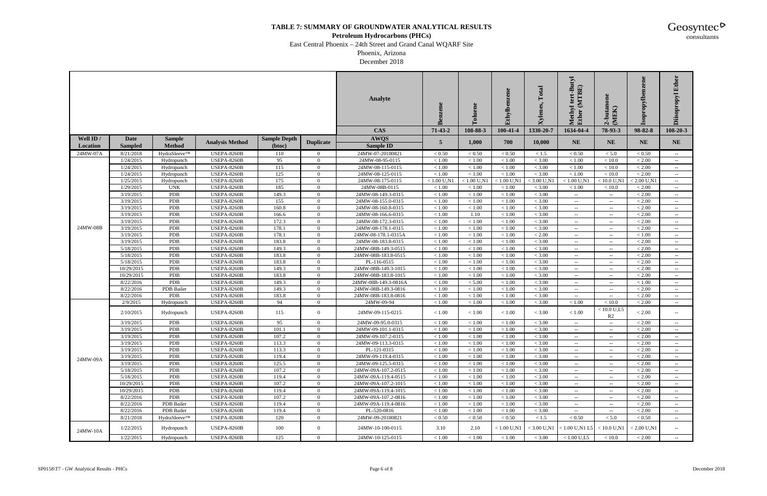# TABLE 7: SUMMARY OF GROUNDWATER ANALYTICAL RESULTS

**Petroleum Hydrocarbons (PHCs)**

East Central Phoenix – 24th Street and Grand Canal WQARF Site

Phoenix, Arizona

December 2018

| Well ID / Location | Date Sampled | Sample Method | Analysis Method | Sample Depth (btoc) | Duplicate | Analyte | Benzene | Toluene | Ethylbenzene | Xylenes, Total | Methyl tert-Butyl Ether (MTBE) | 2-butanone (MEK) | Isopropylbenzene | Diisopropyl Ether |
|---|---|---|---|---|---|---|---|---|---|---|---|---|---|---|
| | | | | | | CAS | 71-43-2 | 108-88-3 | 100-41-4 | 1330-20-7 | 1634-04-4 | 78-93-3 | 98-82-8 | 108-20-3 |
| | | | | | | AWQS | 5 | 1,000 | 700 | 10,000 | NE | NE | NE | NE |
| | | | | | | Sample ID | | | | | | | | |
| 24MW-07A | 8/21/2018 | HydraSleeve™ | USEPA-8260B | 110 | 0 | 24MW-07-20180821 | < 0.50 | < 0.50 | < 0.50 | < 1.5 | < 0.50 | < 5.0 | < 0.50 | -- |
| 24MW-08B | 1/24/2015 | Hydropunch | USEPA-8260B | 95 | 0 | 24MW-08-95-0115 | < 1.00 | < 1.00 | < 1.00 | < 3.00 | < 1.00 | < 10.0 | < 2.00 | -- |
| | 1/24/2015 | Hydropunch | USEPA-8260B | 115 | 0 | 24MW-08-115-0115 | < 1.00 | < 1.00 | < 1.00 | < 3.00 | < 1.00 | < 10.0 | < 2.00 | -- |
| | 1/24/2015 | Hydropunch | USEPA-8260B | 125 | 0 | 24MW-08-125-0115 | < 1.00 | < 1.00 | < 1.00 | < 3.00 | < 1.00 | < 10.0 | < 2.00 | -- |
| | 1/25/2015 | Hydropunch | USEPA-8260B | 175 | 0 | 24MW-08-175-0115 | < 1.00 U,N1 | < 1.00 U,N1 | < 1.00 U,N1 | < 3.00 U,N1 | < 1.00 U,N1 | < 10.0 U,N1 | < 2.00 U,N1 | -- |
| | 1/29/2015 | UNK | USEPA-8260B | 185 | 0 | 24MW-08B-0115 | < 1.00 | < 1.00 | < 1.00 | < 3.00 | < 1.00 | < 10.0 | < 2.00 | -- |
| | 3/19/2015 | PDB | USEPA-8260B | 149.3 | 0 | 24MW-08-149.3-0315 | < 1.00 | < 1.00 | < 1.00 | < 3.00 | -- | -- | < 2.00 | -- |
| | 3/19/2015 | PDB | USEPA-8260B | 155 | 0 | 24MW-08-155.0-0315 | < 1.00 | < 1.00 | < 1.00 | < 3.00 | -- | -- | < 2.00 | -- |
| | 3/19/2015 | PDB | USEPA-8260B | 160.8 | 0 | 24MW-08-160.8-0315 | < 1.00 | < 1.00 | < 1.00 | < 3.00 | -- | -- | < 2.00 | -- |
| | 3/19/2015 | PDB | USEPA-8260B | 166.6 | 0 | 24MW-08-166.6-0315 | < 1.00 | 1.10 | < 1.00 | < 3.00 | -- | -- | < 2.00 | -- |
| | 3/19/2015 | PDB | USEPA-8260B | 172.3 | 0 | 24MW-08-172.3-0315 | < 1.00 | < 1.00 | < 1.00 | < 3.00 | -- | -- | < 2.00 | -- |
| | 3/19/2015 | PDB | USEPA-8260B | 178.1 | 0 | 24MW-08-178.1-0315 | < 1.00 | < 1.00 | < 1.00 | < 3.00 | -- | -- | < 2.00 | -- |
| | 3/19/2015 | PDB | USEPA-8260B | 178.1 | 0 | 24MW-08-178.1-0315A | < 1.00 | < 1.00 | < 1.00 | < 2.00 | -- | -- | < 1.00 | -- |
| | 3/19/2015 | PDB | USEPA-8260B | 183.8 | 0 | 24MW-08-183.8-0315 | < 1.00 | < 1.00 | < 1.00 | < 3.00 | -- | -- | < 2.00 | -- |
| | 5/18/2015 | PDB | USEPA-8260B | 149.3 | 0 | 24MW-08B-149.3-0515 | < 1.00 | < 1.00 | < 1.00 | < 3.00 | -- | -- | < 2.00 | -- |
| | 5/18/2015 | PDB | USEPA-8260B | 183.8 | 0 | 24MW-08B-183.8-0515 | < 1.00 | < 1.00 | < 1.00 | < 3.00 | -- | -- | < 2.00 | -- |
| | 5/18/2015 | PDB | USEPA-8260B | 183.8 | 0 | PL-116-0515 | < 1.00 | < 1.00 | < 1.00 | < 3.00 | -- | -- | < 2.00 | -- |
| | 10/29/2015 | PDB | USEPA-8260B | 149.3 | 0 | 24MW-08B-149.3-1015 | < 1.00 | < 1.00 | < 1.00 | < 3.00 | -- | -- | < 2.00 | -- |
| | 10/29/2015 | PDB | USEPA-8260B | 183.8 | 0 | 24MW-08B-183.8-1015 | < 1.00 | < 1.00 | < 1.00 | < 3.00 | -- | -- | < 2.00 | -- |
| | 8/22/2016 | PDB | USEPA-8260B | 149.3 | 0 | 24MW-08B-149.3-0816A | < 1.00 | < 5.00 | < 1.00 | < 3.00 | -- | -- | < 1.00 | -- |
| | 8/22/2016 | PDB Bailer | USEPA-8260B | 149.3 | 0 | 24MW-08B-149.3-0816 | < 1.00 | < 1.00 | < 1.00 | < 3.00 | -- | -- | < 2.00 | -- |
| | 8/22/2016 | PDB | USEPA-8260B | 183.8 | 0 | 24MW-08B-183.8-0816 | < 1.00 | < 1.00 | < 1.00 | < 3.00 | -- | -- | < 2.00 | -- |
| 24MW-09A | 2/9/2015 | Hydropunch | USEPA-8260B | 94 | 0 | 24MW-09-94 | < 1.00 | < 1.00 | < 1.00 | < 3.00 | < 1.00 | < 10.0 | < 2.00 | -- |
| | 2/10/2015 | Hydropunch | USEPA-8260B | 115 | 0 | 24MW-09-115-0215 | < 1.00 | < 1.00 | < 1.00 | < 3.00 | < 1.00 | < 10.0 U,L5 R2 | < 2.00 | -- |
| | 3/19/2015 | PDB | USEPA-8260B | 95 | 0 | 24MW-09-95.0-0315 | < 1.00 | < 1.00 | < 1.00 | < 3.00 | -- | -- | < 2.00 | -- |
| | 3/19/2015 | PDB | USEPA-8260B | 101.1 | 0 | 24MW-09-101.1-0315 | < 1.00 | < 1.00 | < 1.00 | < 3.00 | -- | -- | < 2.00 | -- |
| | 3/19/2015 | PDB | USEPA-8260B | 107.2 | 0 | 24MW-09-107.2-0315 | < 1.00 | < 1.00 | < 1.00 | < 3.00 | -- | -- | < 2.00 | -- |
| | 3/19/2015 | PDB | USEPA-8260B | 113.3 | 0 | 24MW-09-113.3-0315 | < 1.00 | < 1.00 | < 1.00 | < 3.00 | -- | -- | < 2.00 | -- |
| | 3/19/2015 | PDB | USEPA-8260B | 113.3 | 0 | PL-121-0315 | < 1.00 | < 1.00 | < 1.00 | < 3.00 | -- | -- | < 2.00 | -- |
| | 3/19/2015 | PDB | USEPA-8260B | 119.4 | 0 | 24MW-09-119.4-0315 | < 1.00 | < 1.00 | < 1.00 | < 3.00 | -- | -- | < 2.00 | -- |
| | 3/19/2015 | PDB | USEPA-8260B | 125.5 | 0 | 24MW-09-125.5-0315 | < 1.00 | < 1.00 | < 1.00 | < 3.00 | -- | -- | < 2.00 | -- |
| | 5/18/2015 | PDB | USEPA-8260B | 107.2 | 0 | 24MW-09A-107.2-0515 | < 1.00 | < 1.00 | < 1.00 | < 3.00 | -- | -- | < 2.00 | -- |
| | 5/18/2015 | PDB | USEPA-8260B | 119.4 | 0 | 24MW-09A-119.4-0515 | < 1.00 | < 1.00 | < 1.00 | < 3.00 | -- | -- | < 2.00 | -- |
| | 10/29/2015 | PDB | USEPA-8260B | 107.2 | 0 | 24MW-09A-107.2-1015 | < 1.00 | < 1.00 | < 1.00 | < 3.00 | -- | -- | < 2.00 | -- |
| | 10/29/2015 | PDB | USEPA-8260B | 119.4 | 0 | 24MW-09A-119.4-1015 | < 1.00 | < 1.00 | < 1.00 | < 3.00 | -- | -- | < 2.00 | -- |
| | 8/22/2016 | PDB | USEPA-8260B | 107.2 | 0 | 24MW-09A-107.2-0816 | < 1.00 | < 1.00 | < 1.00 | < 3.00 | -- | -- | < 2.00 | -- |
| | 8/22/2016 | PDB Bailer | USEPA-8260B | 119.4 | 0 | 24MW-09A-119.4-0816 | < 1.00 | < 1.00 | < 1.00 | < 3.00 | -- | -- | < 2.00 | -- |
| | 8/22/2016 | PDB Bailer | USEPA-8260B | 119.4 | 0 | PL-520-0816 | < 1.00 | < 1.00 | < 1.00 | < 3.00 | -- | -- | < 2.00 | -- |
| | 8/21/2018 | HydraSleeve™ | USEPA-8260B | 120 | 0 | 24MW-09-20180821 | < 0.50 | < 0.50 | < 0.50 | < 1.5 | < 0.50 | < 5.0 | < 0.50 | -- |
| 24MW-10A | 1/22/2015 | Hydropunch | USEPA-8260B | 100 | 0 | 24MW-10-100-0115 | 3.10 | 2.10 | < 1.00 U,N1 | < 3.00 U,N1 | < 1.00 U,N1 L5 | < 10.0 U,N1 | < 2.00 U,N1 | -- |
| | 1/22/2015 | Hydropunch | USEPA-8260B | 125 | 0 | 24MW-10-125-0115 | < 1.00 | < 1.00 | < 1.00 | < 3.00 | < 1.00 U,L5 | < 10.0 | < 2.00 | -- |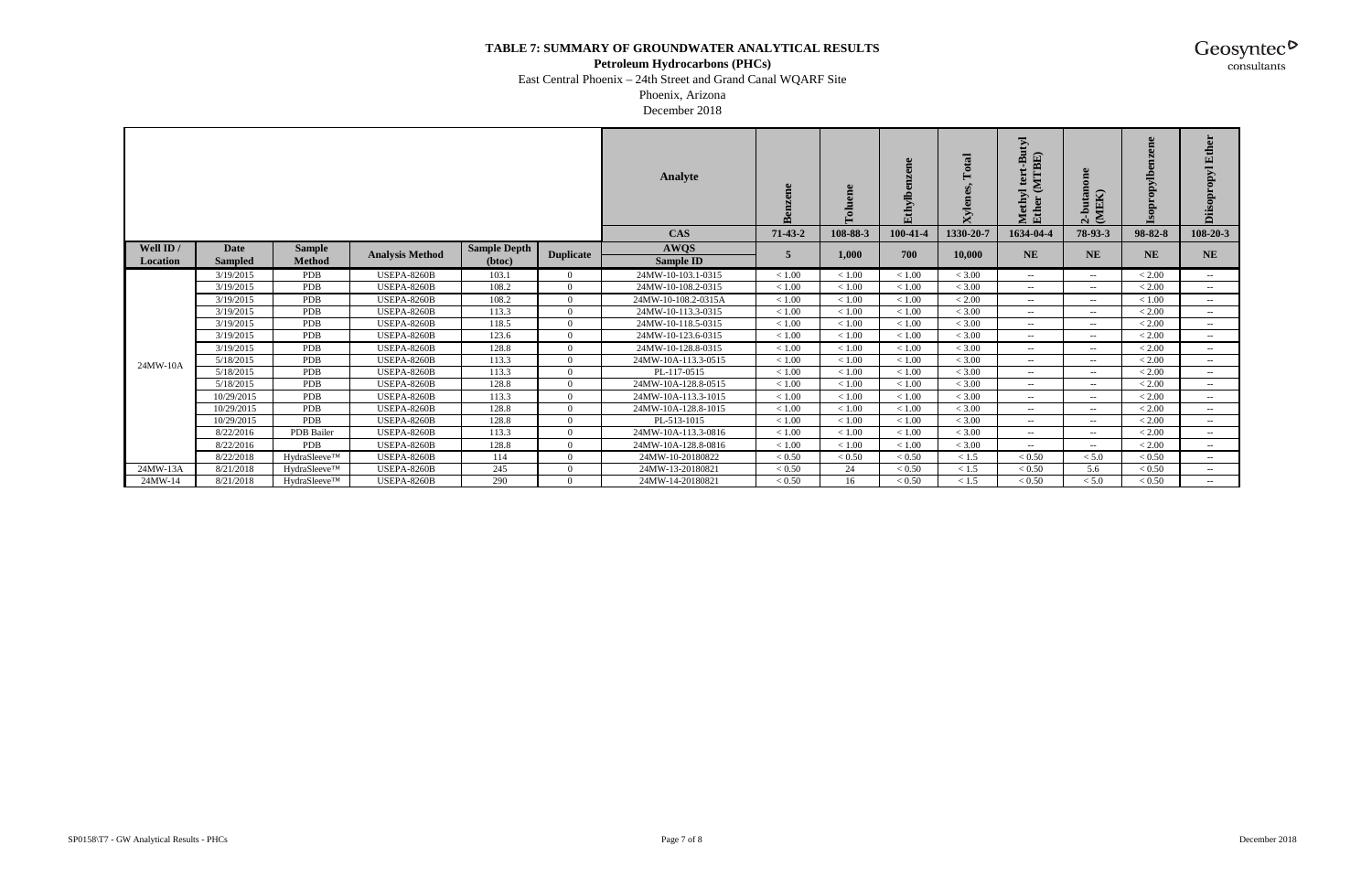**TABLE 7: SUMMARY OF GROUNDWATER ANALYTICAL RESULTS**

**Petroleum Hydrocarbons (PHCs)**

East Central Phoenix – 24th Street and Grand Canal WQARF Site

Phoenix, Arizona

December 2018

| | | | | | | **Analyte** | **Benzene** | **Toluene** | **Ethylbenzene** | **Xylenes, Total** | **Methyl tert-Butyl Ether (MTBE)** | **2-butanone (MEK)** | **Isopropylbenzene** | **Diisopropyl Ether** |
|---|---|---|---|---|---|---|---|---|---|---|---|---|---|---|
| | | | | | | **CAS** | **71-43-2** | **108-88-3** | **100-41-4** | **1330-20-7** | **1634-04-4** | **78-93-3** | **98-82-8** | **108-20-3** |
| **Well ID / Location** | **Date Sampled** | **Sample Method** | **Analysis Method** | **Sample Depth (btoc)** | **Duplicate** | **AWQS** / **Sample ID** | **5** | **1,000** | **700** | **10,000** | **NE** | **NE** | **NE** | **NE** |
| 24MW-10A | 3/19/2015 | PDB | USEPA-8260B | 103.1 | 0 | 24MW-10-103.1-0315 | < 1.00 | < 1.00 | < 1.00 | < 3.00 | -- | -- | < 2.00 | -- |
| | 3/19/2015 | PDB | USEPA-8260B | 108.2 | 0 | 24MW-10-108.2-0315 | < 1.00 | < 1.00 | < 1.00 | < 3.00 | -- | -- | < 2.00 | -- |
| | 3/19/2015 | PDB | USEPA-8260B | 108.2 | 0 | 24MW-10-108.2-0315A | < 1.00 | < 1.00 | < 1.00 | < 2.00 | -- | -- | < 1.00 | -- |
| | 3/19/2015 | PDB | USEPA-8260B | 113.3 | 0 | 24MW-10-113.3-0315 | < 1.00 | < 1.00 | < 1.00 | < 3.00 | -- | -- | < 2.00 | -- |
| | 3/19/2015 | PDB | USEPA-8260B | 118.5 | 0 | 24MW-10-118.5-0315 | < 1.00 | < 1.00 | < 1.00 | < 3.00 | -- | -- | < 2.00 | -- |
| | 3/19/2015 | PDB | USEPA-8260B | 123.6 | 0 | 24MW-10-123.6-0315 | < 1.00 | < 1.00 | < 1.00 | < 3.00 | -- | -- | < 2.00 | -- |
| | 3/19/2015 | PDB | USEPA-8260B | 128.8 | 0 | 24MW-10-128.8-0315 | < 1.00 | < 1.00 | < 1.00 | < 3.00 | -- | -- | < 2.00 | -- |
| | 5/18/2015 | PDB | USEPA-8260B | 113.3 | 0 | 24MW-10A-113.3-0515 | < 1.00 | < 1.00 | < 1.00 | < 3.00 | -- | -- | < 2.00 | -- |
| | 5/18/2015 | PDB | USEPA-8260B | 113.3 | 0 | PL-117-0515 | < 1.00 | < 1.00 | < 1.00 | < 3.00 | -- | -- | < 2.00 | -- |
| | 5/18/2015 | PDB | USEPA-8260B | 128.8 | 0 | 24MW-10A-128.8-0515 | < 1.00 | < 1.00 | < 1.00 | < 3.00 | -- | -- | < 2.00 | -- |
| | 10/29/2015 | PDB | USEPA-8260B | 113.3 | 0 | 24MW-10A-113.3-1015 | < 1.00 | < 1.00 | < 1.00 | < 3.00 | -- | -- | < 2.00 | -- |
| | 10/29/2015 | PDB | USEPA-8260B | 128.8 | 0 | 24MW-10A-128.8-1015 | < 1.00 | < 1.00 | < 1.00 | < 3.00 | -- | -- | < 2.00 | -- |
| | 10/29/2015 | PDB | USEPA-8260B | 128.8 | 0 | PL-513-1015 | < 1.00 | < 1.00 | < 1.00 | < 3.00 | -- | -- | < 2.00 | -- |
| | 8/22/2016 | PDB Bailer | USEPA-8260B | 113.3 | 0 | 24MW-10A-113.3-0816 | < 1.00 | < 1.00 | < 1.00 | < 3.00 | -- | -- | < 2.00 | -- |
| | 8/22/2016 | PDB | USEPA-8260B | 128.8 | 0 | 24MW-10A-128.8-0816 | < 1.00 | < 1.00 | < 1.00 | < 3.00 | -- | -- | < 2.00 | -- |
| | 8/22/2018 | HydraSleeve™ | USEPA-8260B | 114 | 0 | 24MW-10-20180822 | < 0.50 | < 0.50 | < 0.50 | < 1.5 | < 0.50 | < 5.0 | < 0.50 | -- |
| 24MW-13A | 8/21/2018 | HydraSleeve™ | USEPA-8260B | 245 | 0 | 24MW-13-20180821 | < 0.50 | 24 | < 0.50 | < 1.5 | < 0.50 | 5.6 | < 0.50 | -- |
| 24MW-14 | 8/21/2018 | HydraSleeve™ | USEPA-8260B | 290 | 0 | 24MW-14-20180821 | < 0.50 | 16 | < 0.50 | < 1.5 | < 0.50 | < 5.0 | < 0.50 | -- |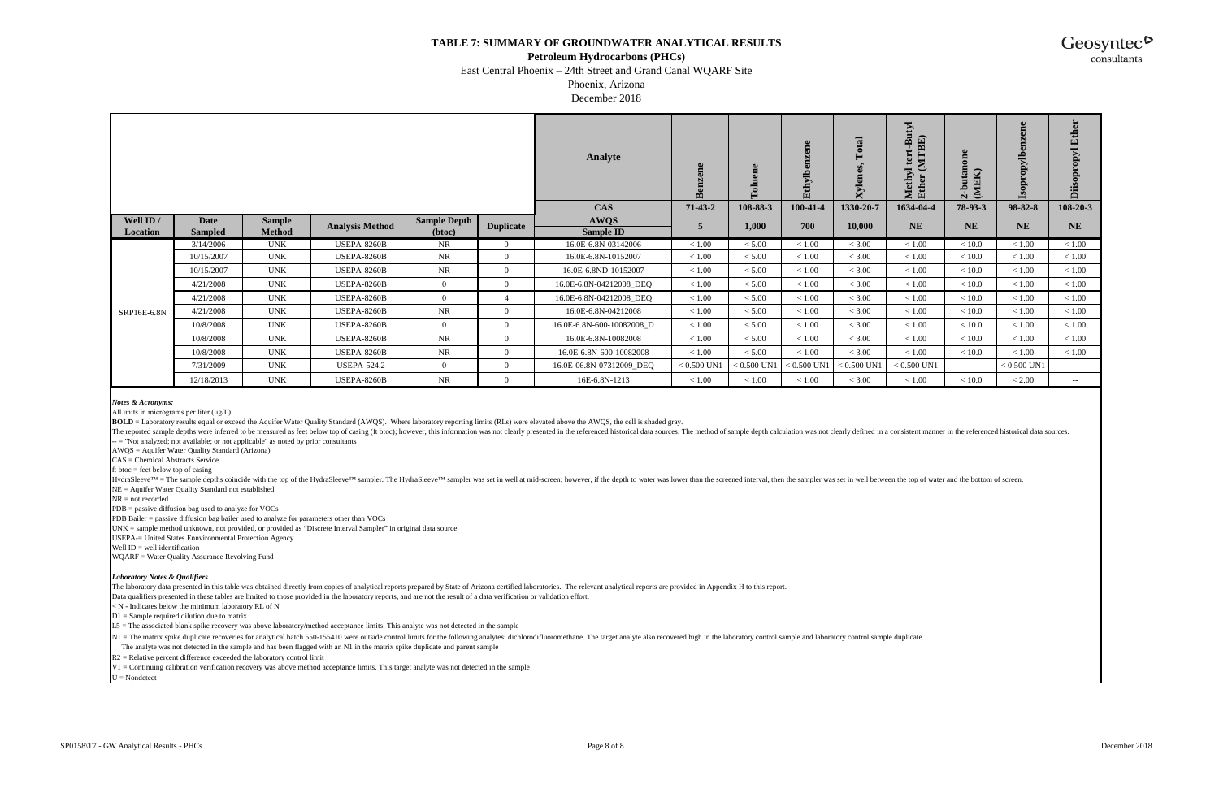# TABLE 7: SUMMARY OF GROUNDWATER ANALYTICAL RESULTS

**Petroleum Hydrocarbons (PHCs)**

East Central Phoenix – 24th Street and Grand Canal WQARF Site

Phoenix, Arizona

December 2018

| | | | | | | Analyte | Benzene | Toluene | Ethylbenzene | Xylenes, Total | Methyl tert-Butyl Ether (MTBE) | 2-butanone (MEK) | Isopropylbenzene | Diisopropyl Ether |
|---|---|---|---|---|---|---|---|---|---|---|---|---|---|---|
| | | | | | | CAS | 71-43-2 | 108-88-3 | 100-41-4 | 1330-20-7 | 1634-04-4 | 78-93-3 | 98-82-8 | 108-20-3 |
| Well ID / Location | Date Sampled | Sample Method | Analysis Method | Sample Depth (btoc) | Duplicate | AWQS / Sample ID | 5 | 1,000 | 700 | 10,000 | NE | NE | NE | NE |
| SRP16E-6.8N | 3/14/2006 | UNK | USEPA-8260B | NR | 0 | 16.0E-6.8N-03142006 | < 1.00 | < 5.00 | < 1.00 | < 3.00 | < 1.00 | < 10.0 | < 1.00 | < 1.00 |
| | 10/15/2007 | UNK | USEPA-8260B | NR | 0 | 16.0E-6.8N-10152007 | < 1.00 | < 5.00 | < 1.00 | < 3.00 | < 1.00 | < 10.0 | < 1.00 | < 1.00 |
| | 10/15/2007 | UNK | USEPA-8260B | NR | 0 | 16.0E-6.8ND-10152007 | < 1.00 | < 5.00 | < 1.00 | < 3.00 | < 1.00 | < 10.0 | < 1.00 | < 1.00 |
| | 4/21/2008 | UNK | USEPA-8260B | 0 | 0 | 16.0E-6.8N-04212008_DEQ | < 1.00 | < 5.00 | < 1.00 | < 3.00 | < 1.00 | < 10.0 | < 1.00 | < 1.00 |
| | 4/21/2008 | UNK | USEPA-8260B | 0 | 4 | 16.0E-6.8N-04212008_DEQ | < 1.00 | < 5.00 | < 1.00 | < 3.00 | < 1.00 | < 10.0 | < 1.00 | < 1.00 |
| | 4/21/2008 | UNK | USEPA-8260B | NR | 0 | 16.0E-6.8N-04212008 | < 1.00 | < 5.00 | < 1.00 | < 3.00 | < 1.00 | < 10.0 | < 1.00 | < 1.00 |
| | 10/8/2008 | UNK | USEPA-8260B | 0 | 0 | 16.0E-6.8N-600-10082008_D | < 1.00 | < 5.00 | < 1.00 | < 3.00 | < 1.00 | < 10.0 | < 1.00 | < 1.00 |
| | 10/8/2008 | UNK | USEPA-8260B | NR | 0 | 16.0E-6.8N-10082008 | < 1.00 | < 5.00 | < 1.00 | < 3.00 | < 1.00 | < 10.0 | < 1.00 | < 1.00 |
| | 10/8/2008 | UNK | USEPA-8260B | NR | 0 | 16.0E-6.8N-600-10082008 | < 1.00 | < 5.00 | < 1.00 | < 3.00 | < 1.00 | < 10.0 | < 1.00 | < 1.00 |
| | 7/31/2009 | UNK | USEPA-524.2 | 0 | 0 | 16.0E-06.8N-07312009_DEQ | < 0.500 UN1 | < 0.500 UN1 | < 0.500 UN1 | < 0.500 UN1 | < 0.500 UN1 | -- | < 0.500 UN1 | -- |
| | 12/18/2013 | UNK | USEPA-8260B | NR | 0 | 16E-6.8N-1213 | < 1.00 | < 1.00 | < 1.00 | < 3.00 | < 1.00 | < 10.0 | < 2.00 | -- |

***Notes & Acronyms:***

All units in micrograms per liter (µg/L)

**BOLD** = Laboratory results equal or exceed the Aquifer Water Quality Standard (AWQS). Where laboratory reporting limits (RLs) were elevated above the AWQS, the cell is shaded gray.

The reported sample depths were inferred to be measured as feet below top of casing (ft btoc); however, this information was not clearly presented in the referenced historical data sources. The method of sample depth calculation was not clearly defined in a consistent manner in the referenced historical data sources.

-- = "Not analyzed; not available; or not applicable" as noted by prior consultants

AWQS = Aquifer Water Quality Standard (Arizona)

CAS = Chemical Abstracts Service

ft btoc = feet below top of casing

HydraSleeve™ = The sample depths coincide with the top of the HydraSleeve™ sampler. The HydraSleeve™ sampler was set in well at mid-screen; however, if the depth to water was lower than the screened interval, then the sampler was set in well between the top of water and the bottom of screen.

NE = Aquifer Water Quality Standard not established

NR = not recorded

PDB = passive diffusion bag used to analyze for VOCs

PDB Bailer = passive diffusion bag bailer used to analyze for parameters other than VOCs

UNK = sample method unknown, not provided, or provided as "Discrete Interval Sampler" in original data source

USEPA-= United States Ennvironmental Protection Agency

Well ID = well identification

WQARF = Water Quality Assurance Revolving Fund

***Laboratory Notes & Qualifiers***

The laboratory data presented in this table was obtained directly from copies of analytical reports prepared by State of Arizona certified laboratories. The relevant analytical reports are provided in Appendix H to this report.

Data qualifiers presented in these tables are limited to those provided in the laboratory reports, and are not the result of a data verification or validation effort.

< N - Indicates below the minimum laboratory RL of N

D1 = Sample required dilution due to matrix

L5 = The associated blank spike recovery was above laboratory/method acceptance limits. This analyte was not detected in the sample

N1 = The matrix spike duplicate recoveries for analytical batch 550-155410 were outside control limits for the following analytes: dichlorodifluoromethane. The target analyte also recovered high in the laboratory control sample and laboratory control sample duplicate. The analyte was not detected in the sample and has been flagged with an N1 in the matrix spike duplicate and parent sample

R2 = Relative percent difference exceeded the laboratory control limit

V1 = Continuing calibration verification recovery was above method acceptance limits. This target analyte was not detected in the sample

U = Nondetect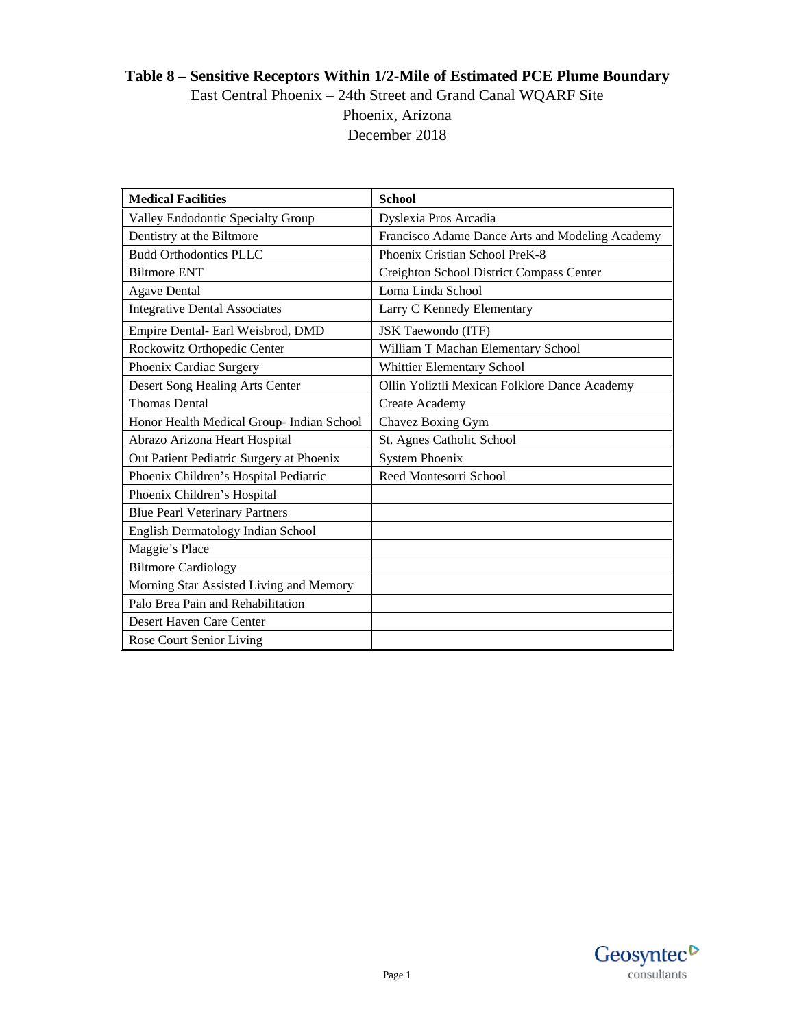**Table 8 – Sensitive Receptors Within 1/2-Mile of Estimated PCE Plume Boundary**

East Central Phoenix – 24th Street and Grand Canal WQARF Site

Phoenix, Arizona

December 2018

| Medical Facilities | School |
|---|---|
| Valley Endodontic Specialty Group | Dyslexia Pros Arcadia |
| Dentistry at the Biltmore | Francisco Adame Dance Arts and Modeling Academy |
| Budd Orthodontics PLLC | Phoenix Cristian School PreK-8 |
| Biltmore ENT | Creighton School District Compass Center |
| Agave Dental | Loma Linda School |
| Integrative Dental Associates | Larry C Kennedy Elementary |
| Empire Dental- Earl Weisbrod, DMD | JSK Taewondo (ITF) |
| Rockowitz Orthopedic Center | William T Machan Elementary School |
| Phoenix Cardiac Surgery | Whittier Elementary School |
| Desert Song Healing Arts Center | Ollin Yoliztli Mexican Folklore Dance Academy |
| Thomas Dental | Create Academy |
| Honor Health Medical Group- Indian School | Chavez Boxing Gym |
| Abrazo Arizona Heart Hospital | St. Agnes Catholic School |
| Out Patient Pediatric Surgery at Phoenix | System Phoenix |
| Phoenix Children's Hospital Pediatric | Reed Montesorri School |
| Phoenix Children's Hospital | |
| Blue Pearl Veterinary Partners | |
| English Dermatology Indian School | |
| Maggie's Place | |
| Biltmore Cardiology | |
| Morning Star Assisted Living and Memory | |
| Palo Brea Pain and Rehabilitation | |
| Desert Haven Care Center | |
| Rose Court Senior Living | |